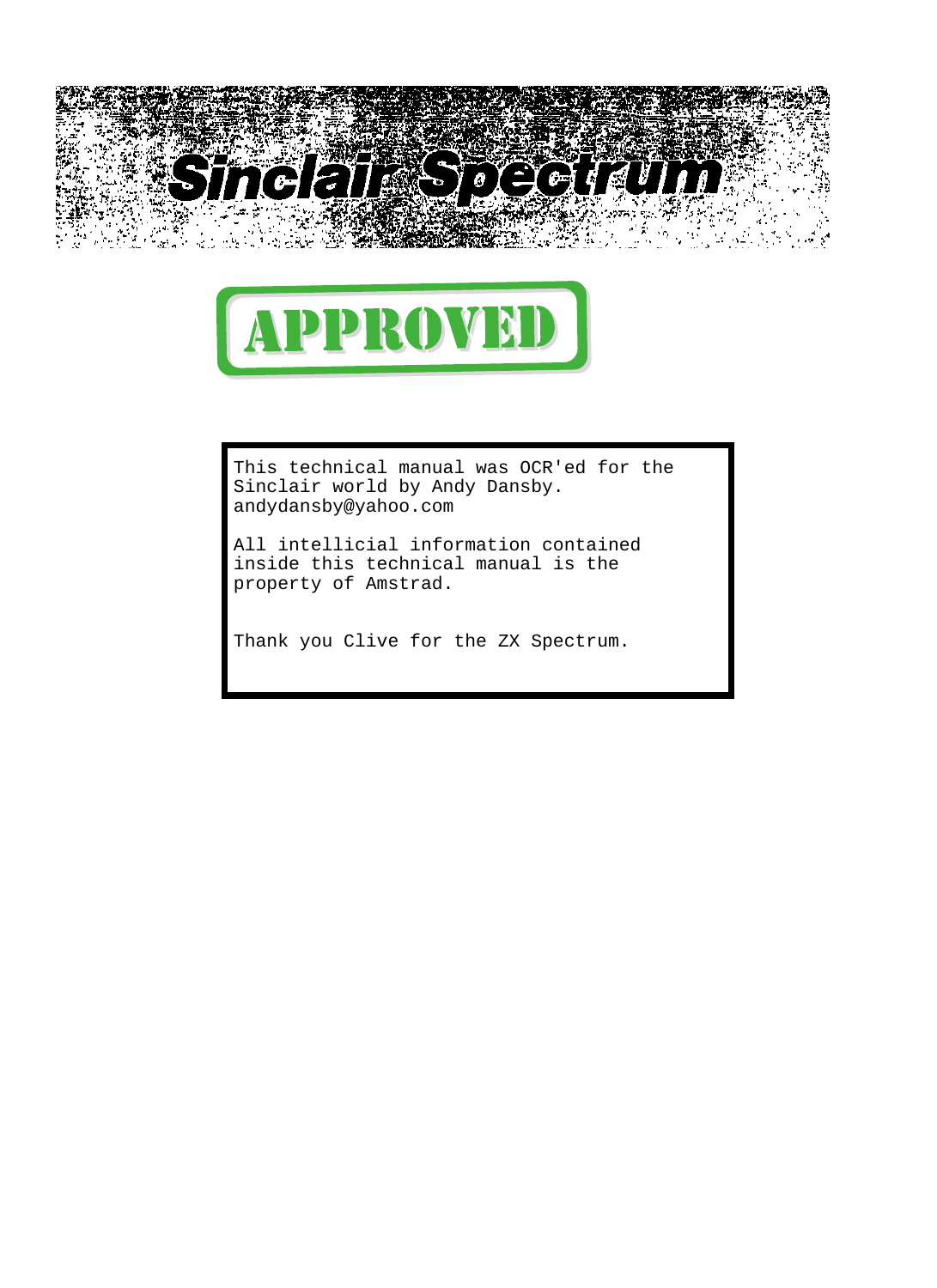# Sinclair Spectrum

**APPROVED**

This technical manual was OCR'ed for the Sinclair world by Andy Dansby.
andydansby@yahoo.com

All intellicial information contained inside this technical manual is the property of Amstrad.

Thank you Clive for the ZX Spectrum.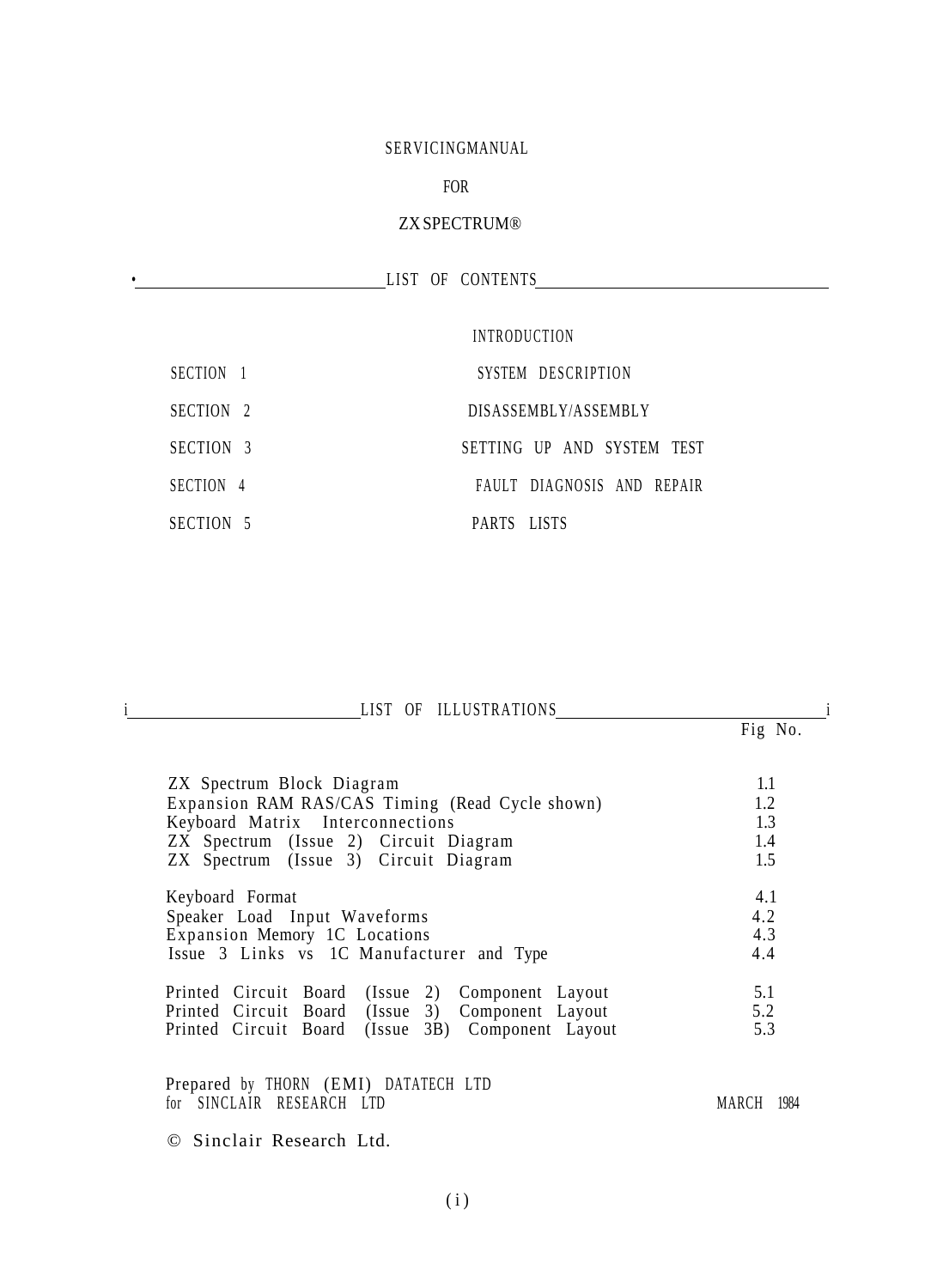# SERVICING MANUAL

# FOR

# ZX SPECTRUM®

## LIST OF CONTENTS

| | |
|---|---|
| | INTRODUCTION |
| SECTION 1 | SYSTEM DESCRIPTION |
| SECTION 2 | DISASSEMBLY/ASSEMBLY |
| SECTION 3 | SETTING UP AND SYSTEM TEST |
| SECTION 4 | FAULT DIAGNOSIS AND REPAIR |
| SECTION 5 | PARTS LISTS |

## LIST OF ILLUSTRATIONS

| | Fig No. |
|---|---|
| ZX Spectrum Block Diagram | 1.1 |
| Expansion RAM RAS/CAS Timing (Read Cycle shown) | 1.2 |
| Keyboard Matrix Interconnections | 1.3 |
| ZX Spectrum (Issue 2) Circuit Diagram | 1.4 |
| ZX Spectrum (Issue 3) Circuit Diagram | 1.5 |
| Keyboard Format | 4.1 |
| Speaker Load Input Waveforms | 4.2 |
| Expansion Memory 1C Locations | 4.3 |
| Issue 3 Links vs 1C Manufacturer and Type | 4.4 |
| Printed Circuit Board (Issue 2) Component Layout | 5.1 |
| Printed Circuit Board (Issue 3) Component Layout | 5.2 |
| Printed Circuit Board (Issue 3B) Component Layout | 5.3 |

Prepared by THORN (EMI) DATATECH LTD
for SINCLAIR RESEARCH LTD

MARCH 1984

© Sinclair Research Ltd.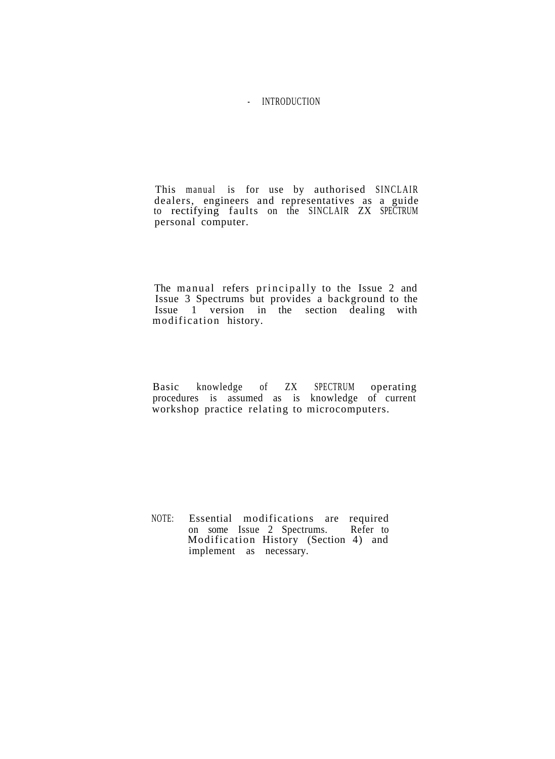# INTRODUCTION

This manual is for use by authorised SINCLAIR dealers, engineers and representatives as a guide to rectifying faults on the SINCLAIR ZX SPECTRUM personal computer.

The manual refers principally to the Issue 2 and Issue 3 Spectrums but provides a background to the Issue 1 version in the section dealing with modification history.

Basic knowledge of ZX SPECTRUM operating procedures is assumed as is knowledge of current workshop practice relating to microcomputers.

NOTE: Essential modifications are required on some Issue 2 Spectrums. Refer to Modification History (Section 4) and implement as necessary.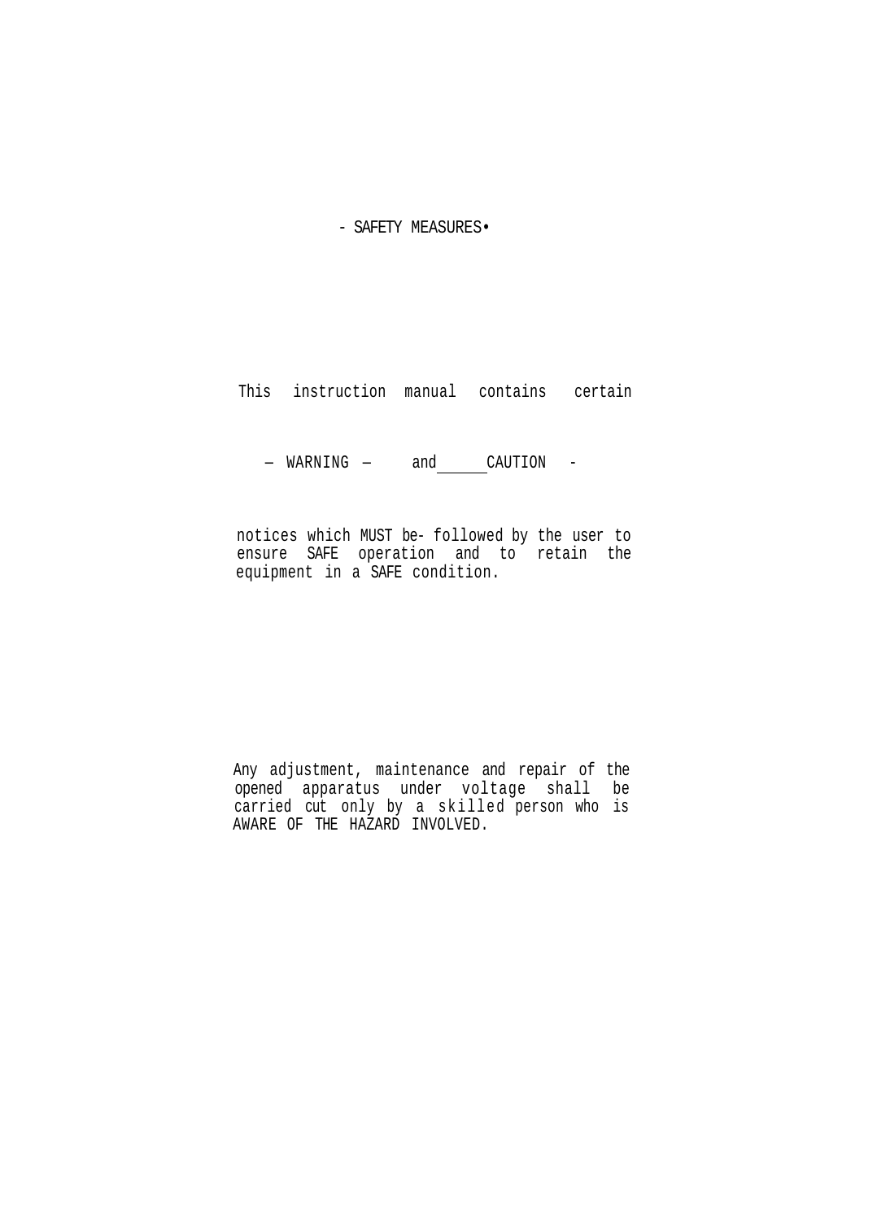# - SAFETY MEASURES•

This instruction manual contains certain

— WARNING — and CAUTION -

notices which MUST be- followed by the user to ensure SAFE operation and to retain the equipment in a SAFE condition.

Any adjustment, maintenance and repair of the opened apparatus under voltage shall be carried cut only by a skilled person who is AWARE OF THE HAZARD INVOLVED.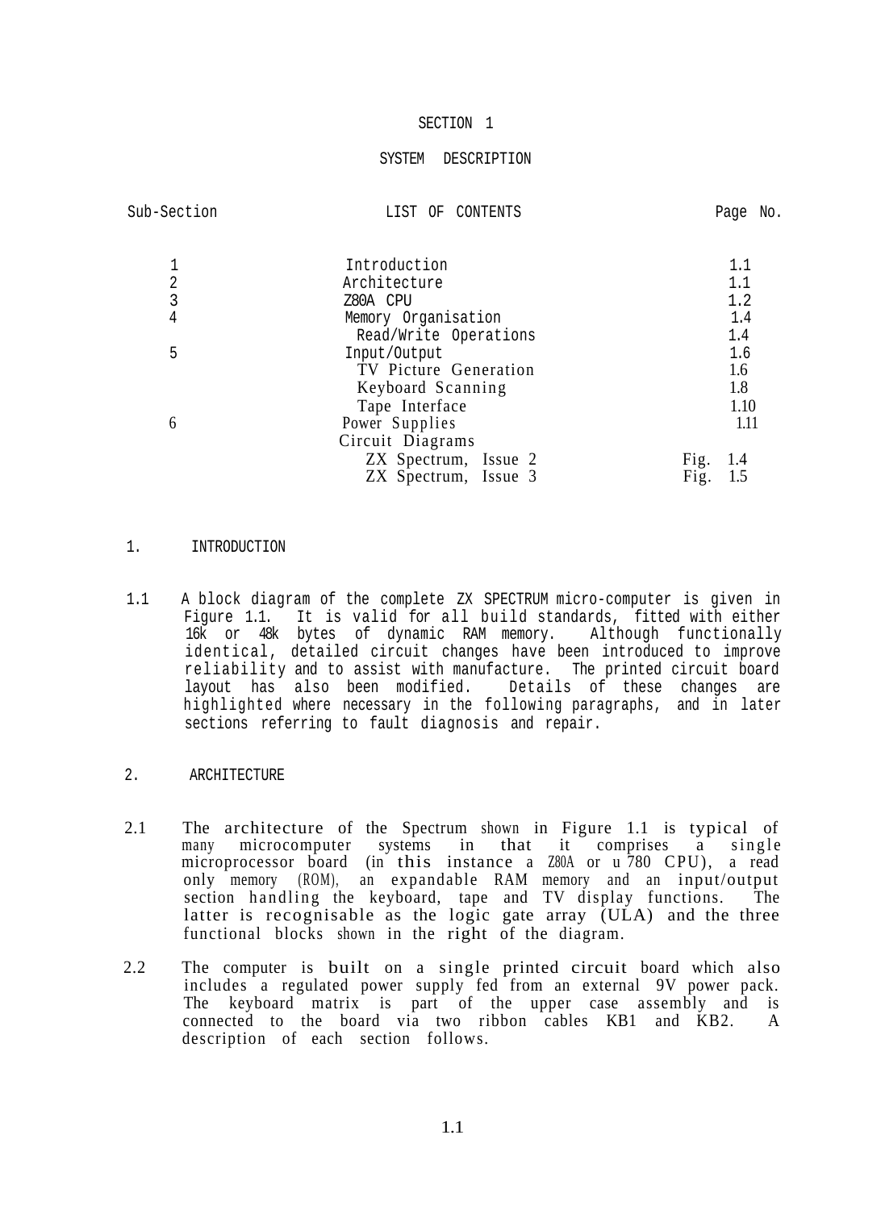# SECTION 1

## SYSTEM DESCRIPTION

| Sub-Section | LIST OF CONTENTS | Page No. |
|---|---|---|
| 1 | Introduction | 1.1 |
| 2 | Architecture | 1.1 |
| 3 | Z80A CPU | 1.2 |
| 4 | Memory Organisation | 1.4 |
| | Read/Write Operations | 1.4 |
| 5 | Input/Output | 1.6 |
| | TV Picture Generation | 1.6 |
| | Keyboard Scanning | 1.8 |
| | Tape Interface | 1.10 |
| 6 | Power Supplies | 1.11 |
| | Circuit Diagrams | |
| | ZX Spectrum, Issue 2 | Fig. 1.4 |
| | ZX Spectrum, Issue 3 | Fig. 1.5 |

### 1. INTRODUCTION

1.1 A block diagram of the complete ZX SPECTRUM micro-computer is given in Figure 1.1. It is valid for all build standards, fitted with either 16k or 48k bytes of dynamic RAM memory. Although functionally identical, detailed circuit changes have been introduced to improve reliability and to assist with manufacture. The printed circuit board layout has also been modified. Details of these changes are highlighted where necessary in the following paragraphs, and in later sections referring to fault diagnosis and repair.

### 2. ARCHITECTURE

2.1 The architecture of the Spectrum shown in Figure 1.1 is typical of many microcomputer systems in that it comprises a single microprocessor board (in this instance a Z80A or u 780 CPU), a read only memory (ROM), an expandable RAM memory and an input/output section handling the keyboard, tape and TV display functions. The latter is recognisable as the logic gate array (ULA) and the three functional blocks shown in the right of the diagram.

2.2 The computer is built on a single printed circuit board which also includes a regulated power supply fed from an external 9V power pack. The keyboard matrix is part of the upper case assembly and is connected to the board via two ribbon cables KB1 and KB2. A description of each section follows.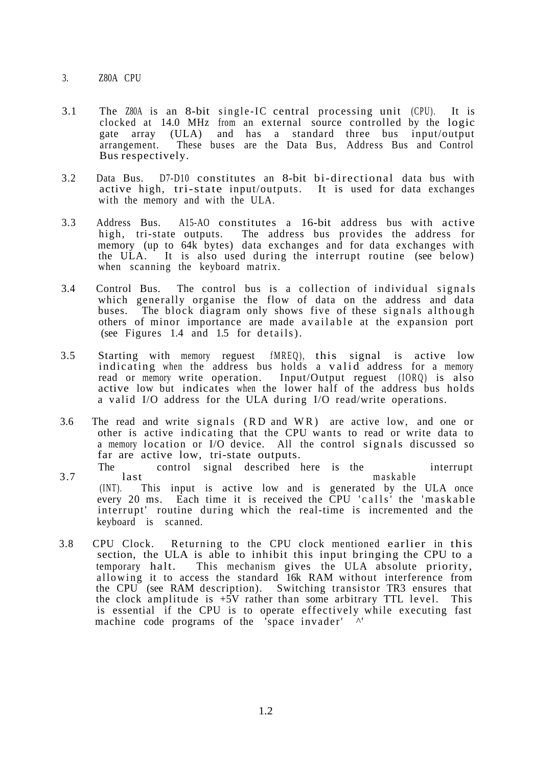## 3. Z80A CPU

3.1 The Z80A is an 8-bit single-IC central processing unit (CPU). It is clocked at 14.0 MHz from an external source controlled by the logic gate array (ULA) and has a standard three bus input/output arrangement. These buses are the Data Bus, Address Bus and Control Bus respectively.

3.2 Data Bus. D7-D10 constitutes an 8-bit bi-directional data bus with active high, tri-state input/outputs. It is used for data exchanges with the memory and with the ULA.

3.3 Address Bus. A15-AO constitutes a 16-bit address bus with active high, tri-state outputs. The address bus provides the address for memory (up to 64k bytes) data exchanges and for data exchanges with the ULA. It is also used during the interrupt routine (see below) when scanning the keyboard matrix.

3.4 Control Bus. The control bus is a collection of individual signals which generally organise the flow of data on the address and data buses. The block diagram only shows five of these signals although others of minor importance are made available at the expansion port (see Figures 1.4 and 1.5 for details).

3.5 Starting with memory reguest fMREQ), this signal is active low indicating when the address bus holds a valid address for a memory read or memory write operation. Input/Output reguest (IORQ) is also active low but indicates when the lower half of the address bus holds a valid I/O address for the ULA during I/O read/write operations.

3.6 The read and write signals (RD and WR) are active low, and one or other is active indicating that the CPU wants to read or write data to a memory location or I/O device. All the control signals discussed so far are active low, tri-state outputs.

3.7 The last control signal described here is the maskable interrupt (INT). This input is active low and is generated by the ULA once every 20 ms. Each time it is received the CPU 'calls' the 'maskable interrupt' routine during which the real-time is incremented and the keyboard is scanned.

3.8 CPU Clock. Returning to the CPU clock mentioned earlier in this section, the ULA is able to inhibit this input bringing the CPU to a temporary halt. This mechanism gives the ULA absolute priority, allowing it to access the standard 16k RAM without interference from the CPU (see RAM description). Switching transistor TR3 ensures that the clock amplitude is +5V rather than some arbitrary TTL level. This is essential if the CPU is to operate effectively while executing fast machine code programs of the 'space invader' ^'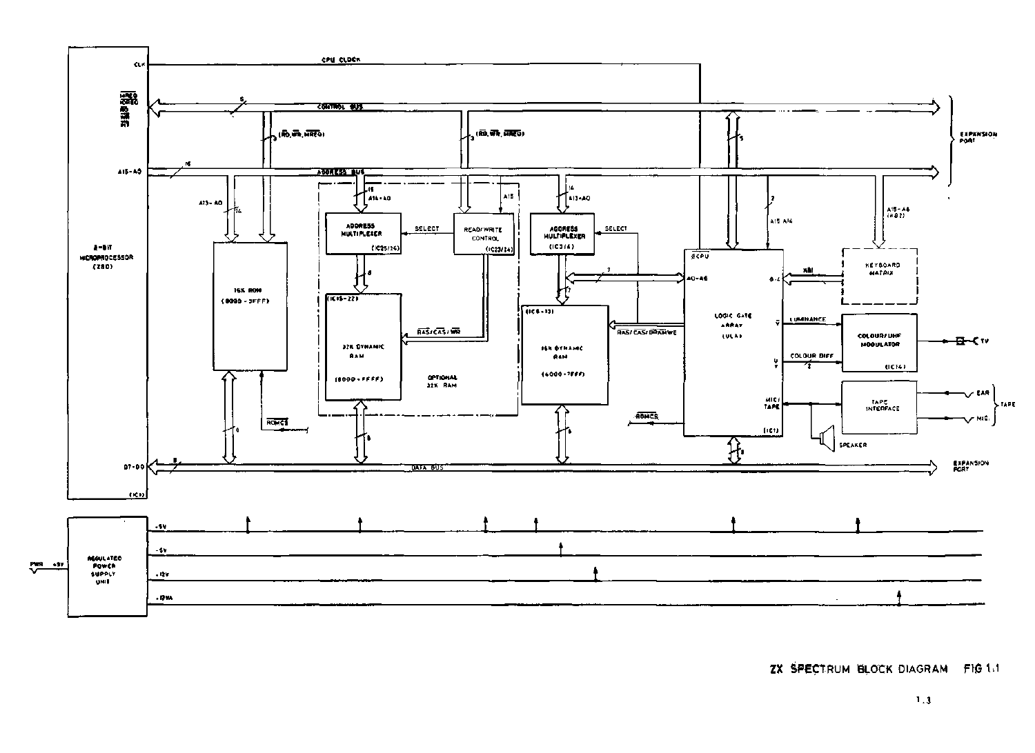ZX SPECTRUM BLOCK DIAGRAM FIG 1.1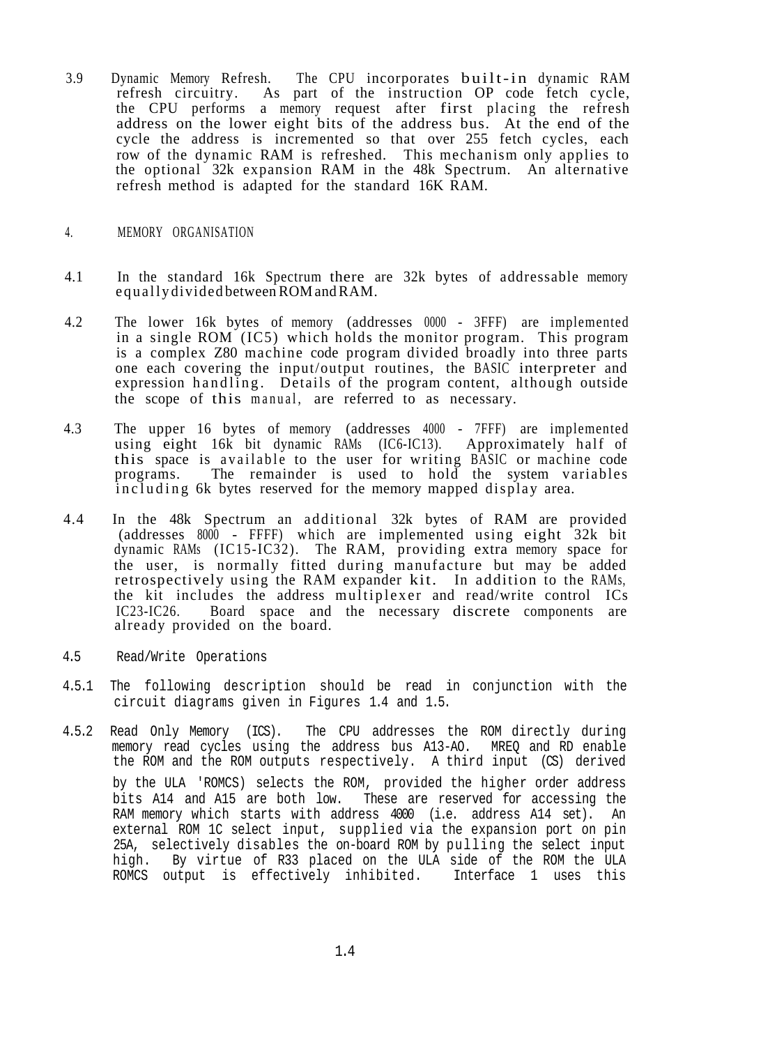3.9 Dynamic Memory Refresh. The CPU incorporates built-in dynamic RAM refresh circuitry. As part of the instruction OP code fetch cycle, the CPU performs a memory request after first placing the refresh address on the lower eight bits of the address bus. At the end of the cycle the address is incremented so that over 255 fetch cycles, each row of the dynamic RAM is refreshed. This mechanism only applies to the optional 32k expansion RAM in the 48k Spectrum. An alternative refresh method is adapted for the standard 16K RAM.

## 4. MEMORY ORGANISATION

4.1 In the standard 16k Spectrum there are 32k bytes of addressable memory equally divided between ROM and RAM.

4.2 The lower 16k bytes of memory (addresses 0000 - 3FFF) are implemented in a single ROM (IC5) which holds the monitor program. This program is a complex Z80 machine code program divided broadly into three parts one each covering the input/output routines, the BASIC interpreter and expression handling. Details of the program content, although outside the scope of this manual, are referred to as necessary.

4.3 The upper 16 bytes of memory (addresses 4000 - 7FFF) are implemented using eight 16k bit dynamic RAMs (IC6-IC13). Approximately half of this space is available to the user for writing BASIC or machine code programs. The remainder is used to hold the system variables including 6k bytes reserved for the memory mapped display area.

4.4 In the 48k Spectrum an additional 32k bytes of RAM are provided (addresses 8000 - FFFF) which are implemented using eight 32k bit dynamic RAMs (IC15-IC32). The RAM, providing extra memory space for the user, is normally fitted during manufacture but may be added retrospectively using the RAM expander kit. In addition to the RAMs, the kit includes the address multiplexer and read/write control ICs IC23-IC26. Board space and the necessary discrete components are already provided on the board.

4.5 Read/Write Operations

4.5.1 The following description should be read in conjunction with the circuit diagrams given in Figures 1.4 and 1.5.

4.5.2 Read Only Memory (ICS). The CPU addresses the ROM directly during memory read cycles using the address bus A13-AO. MREQ and RD enable the ROM and the ROM outputs respectively. A third input (CS) derived by the ULA 'ROMCS) selects the ROM, provided the higher order address bits A14 and A15 are both low. These are reserved for accessing the RAM memory which starts with address 4000 (i.e. address A14 set). An external ROM 1C select input, supplied via the expansion port on pin 25A, selectively disables the on-board ROM by pulling the select input high. By virtue of R33 placed on the ULA side of the ROM the ULA ROMCS output is effectively inhibited. Interface 1 uses this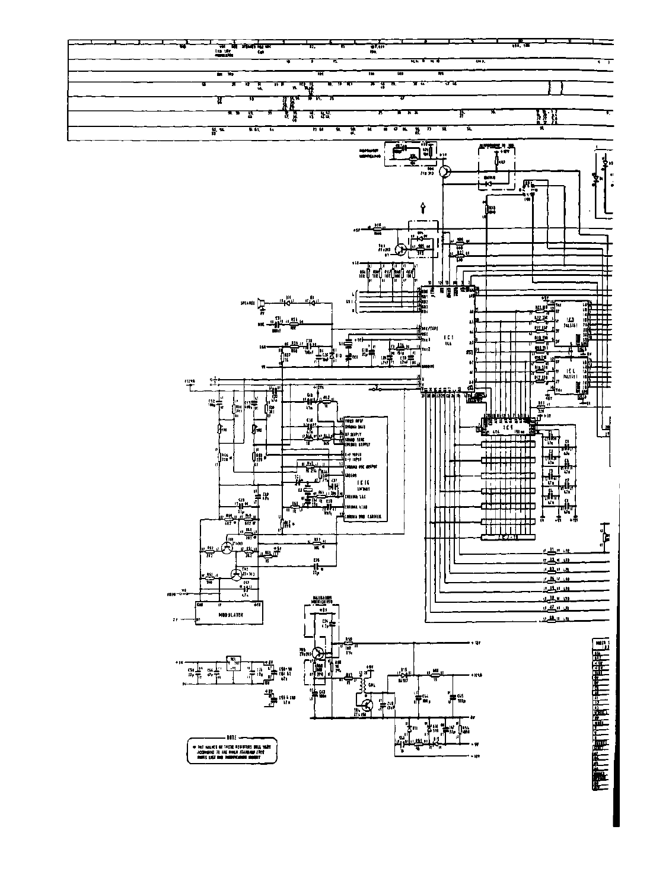NOTE

* THE VALUES OF THESE RESISTORS WILL VARY ACCORDING TO THE BASIC STANDARD (TV) PARTS LIST AND MODIFICATION SHEETS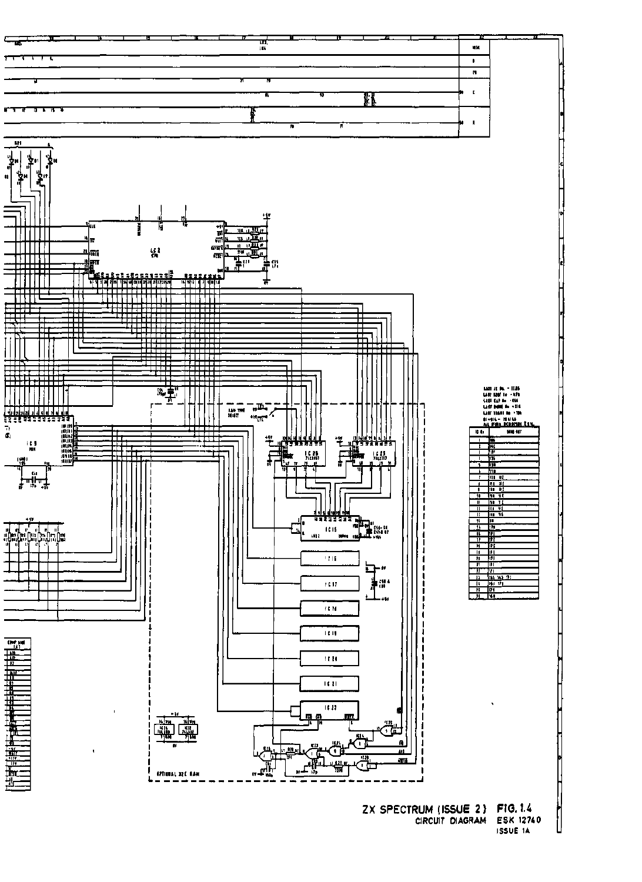ZX SPECTRUM (ISSUE 2) CIRCUIT DIAGRAM

FIG. 1.4

ESK 12740

ISSUE 1A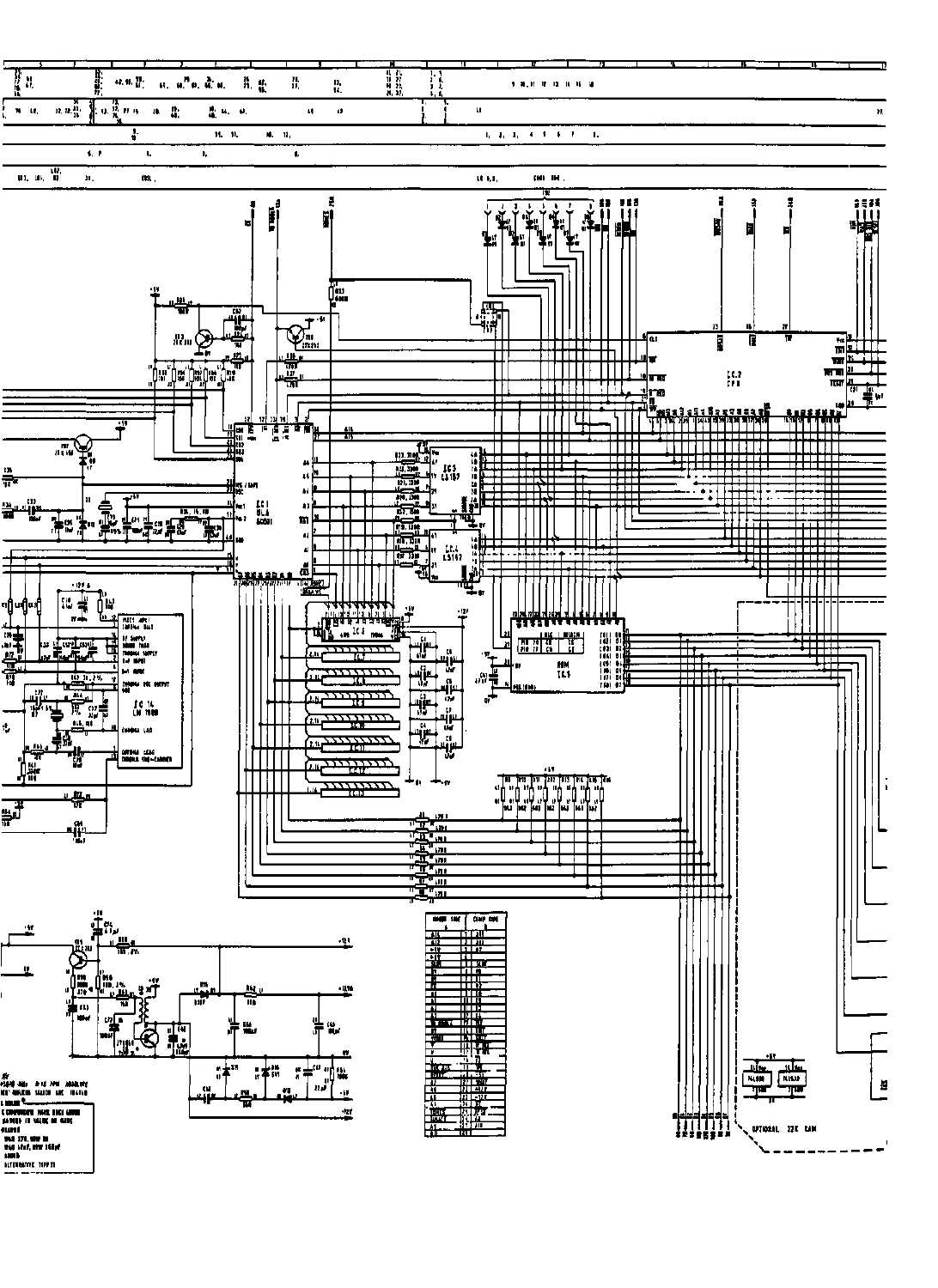IC 1 ULA

IC 2 CPU

IC 3 LS157

IC 4 LS157

ROM IC 5

IC 14 LM 1889

OPTIONAL 32K RAM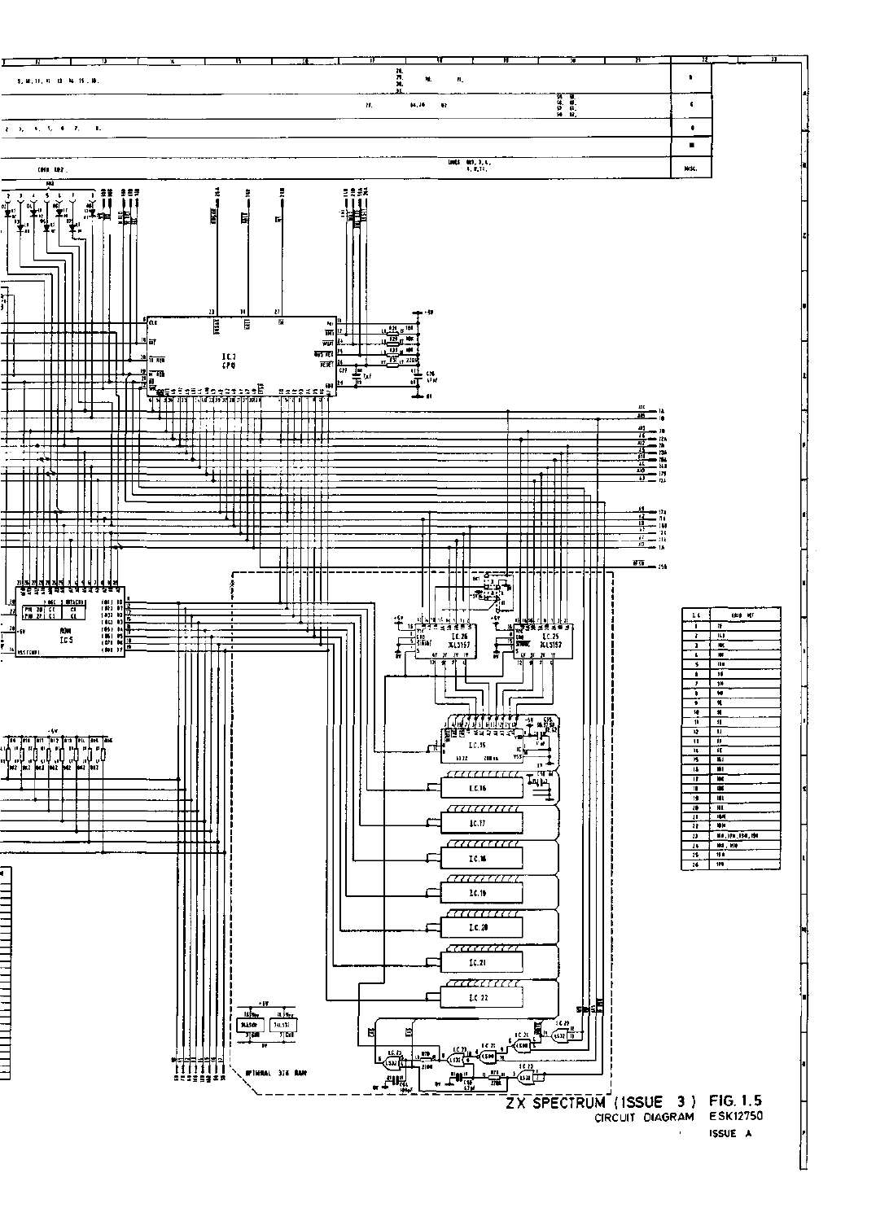ZX SPECTRUM (ISSUE 3) FIG. 1.5
CIRCUIT DIAGRAM ESK12750
ISSUE A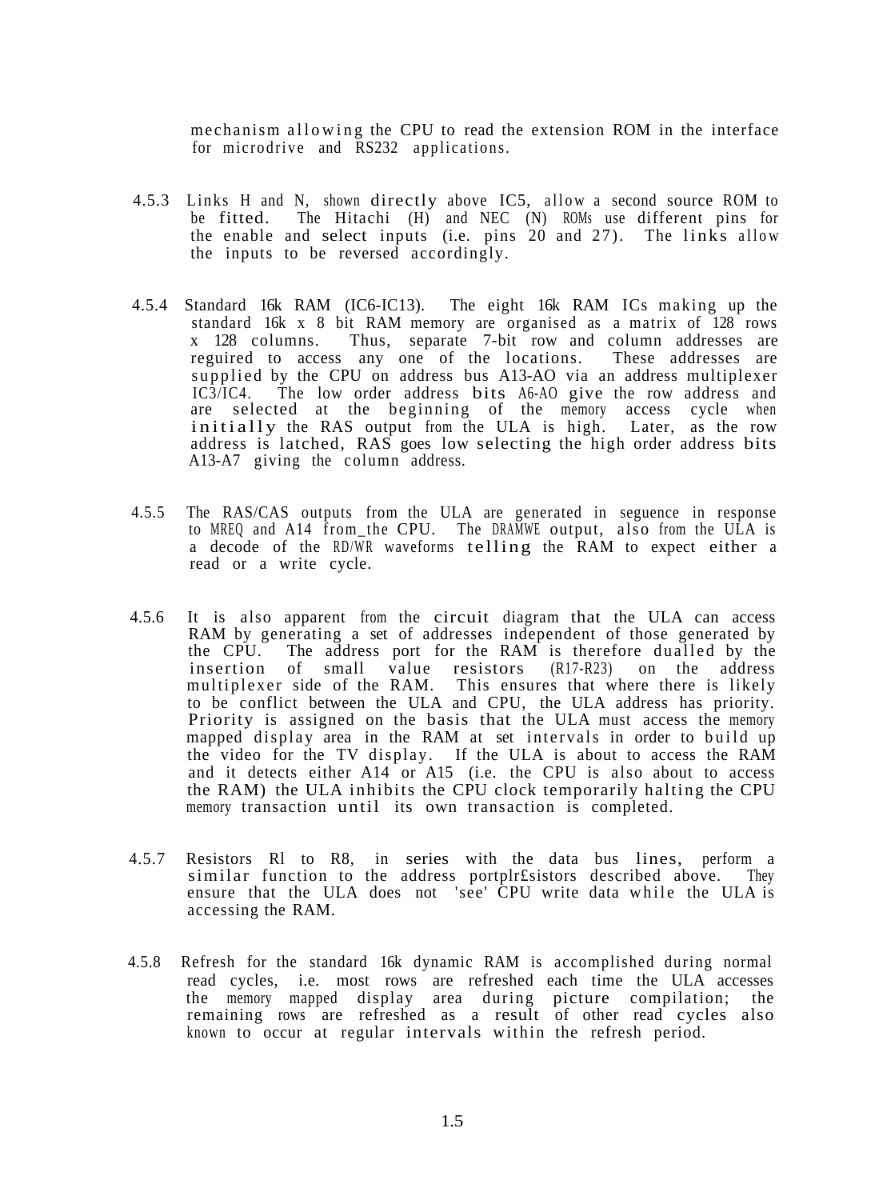mechanism allowing the CPU to read the extension ROM in the interface for microdrive and RS232 applications.

4.5.3 Links H and N, shown directly above IC5, allow a second source ROM to be fitted. The Hitachi (H) and NEC (N) ROMs use different pins for the enable and select inputs (i.e. pins 20 and 27). The links allow the inputs to be reversed accordingly.

4.5.4 Standard 16k RAM (IC6-IC13). The eight 16k RAM ICs making up the standard 16k x 8 bit RAM memory are organised as a matrix of 128 rows x 128 columns. Thus, separate 7-bit row and column addresses are reguired to access any one of the locations. These addresses are supplied by the CPU on address bus A13-AO via an address multiplexer IC3/IC4. The low order address bits A6-AO give the row address and are selected at the beginning of the memory access cycle when initially the RAS output from the ULA is high. Later, as the row address is latched, RAS goes low selecting the high order address bits A13-A7 giving the column address.

4.5.5 The RAS/CAS outputs from the ULA are generated in seguence in response to MREQ and A14 from_the CPU. The DRAMWE output, also from the ULA is a decode of the RD/WR waveforms telling the RAM to expect either a read or a write cycle.

4.5.6 It is also apparent from the circuit diagram that the ULA can access RAM by generating a set of addresses independent of those generated by the CPU. The address port for the RAM is therefore dualled by the insertion of small value resistors (R17-R23) on the address multiplexer side of the RAM. This ensures that where there is likely to be conflict between the ULA and CPU, the ULA address has priority. Priority is assigned on the basis that the ULA must access the memory mapped display area in the RAM at set intervals in order to build up the video for the TV display. If the ULA is about to access the RAM and it detects either A14 or A15 (i.e. the CPU is also about to access the RAM) the ULA inhibits the CPU clock temporarily halting the CPU memory transaction until its own transaction is completed.

4.5.7 Resistors Rl to R8, in series with the data bus lines, perform a similar function to the address portplr£sistors described above. They ensure that the ULA does not 'see' CPU write data while the ULA is accessing the RAM.

4.5.8 Refresh for the standard 16k dynamic RAM is accomplished during normal read cycles, i.e. most rows are refreshed each time the ULA accesses the memory mapped display area during picture compilation; the remaining rows are refreshed as a result of other read cycles also known to occur at regular intervals within the refresh period.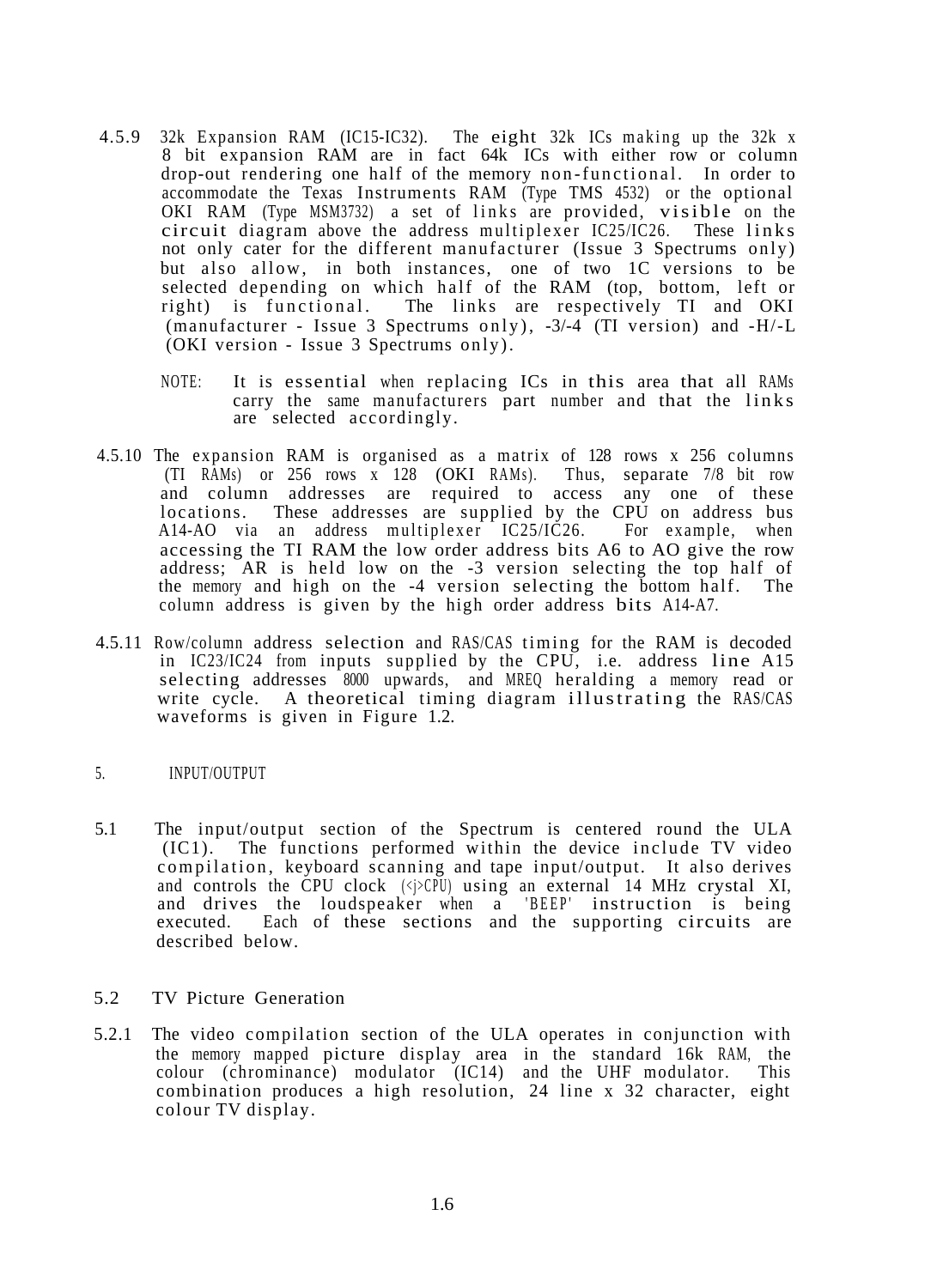4.5.9 32k Expansion RAM (IC15-IC32). The eight 32k ICs making up the 32k x 8 bit expansion RAM are in fact 64k ICs with either row or column drop-out rendering one half of the memory non-functional. In order to accommodate the Texas Instruments RAM (Type TMS 4532) or the optional OKI RAM (Type MSM3732) a set of links are provided, visible on the circuit diagram above the address multiplexer IC25/IC26. These links not only cater for the different manufacturer (Issue 3 Spectrums only) but also allow, in both instances, one of two 1C versions to be selected depending on which half of the RAM (top, bottom, left or right) is functional. The links are respectively TI and OKI (manufacturer - Issue 3 Spectrums only), -3/-4 (TI version) and -H/-L (OKI version - Issue 3 Spectrums only).

NOTE: It is essential when replacing ICs in this area that all RAMs carry the same manufacturers part number and that the links are selected accordingly.

4.5.10 The expansion RAM is organised as a matrix of 128 rows x 256 columns (TI RAMs) or 256 rows x 128 (OKI RAMs). Thus, separate 7/8 bit row and column addresses are required to access any one of these locations. These addresses are supplied by the CPU on address bus A14-AO via an address multiplexer IC25/IC26. For example, when accessing the TI RAM the low order address bits A6 to AO give the row address; AR is held low on the -3 version selecting the top half of the memory and high on the -4 version selecting the bottom half. The column address is given by the high order address bits A14-A7.

4.5.11 Row/column address selection and RAS/CAS timing for the RAM is decoded in IC23/IC24 from inputs supplied by the CPU, i.e. address line A15 selecting addresses 8000 upwards, and MREQ heralding a memory read or write cycle. A theoretical timing diagram illustrating the RAS/CAS waveforms is given in Figure 1.2.

## 5. INPUT/OUTPUT

5.1 The input/output section of the Spectrum is centered round the ULA (IC1). The functions performed within the device include TV video compilation, keyboard scanning and tape input/output. It also derives and controls the CPU clock (<j>CPU) using an external 14 MHz crystal XI, and drives the loudspeaker when a 'BEEP' instruction is being executed. Each of these sections and the supporting circuits are described below.

### 5.2 TV Picture Generation

5.2.1 The video compilation section of the ULA operates in conjunction with the memory mapped picture display area in the standard 16k RAM, the colour (chrominance) modulator (IC14) and the UHF modulator. This combination produces a high resolution, 24 line x 32 character, eight colour TV display.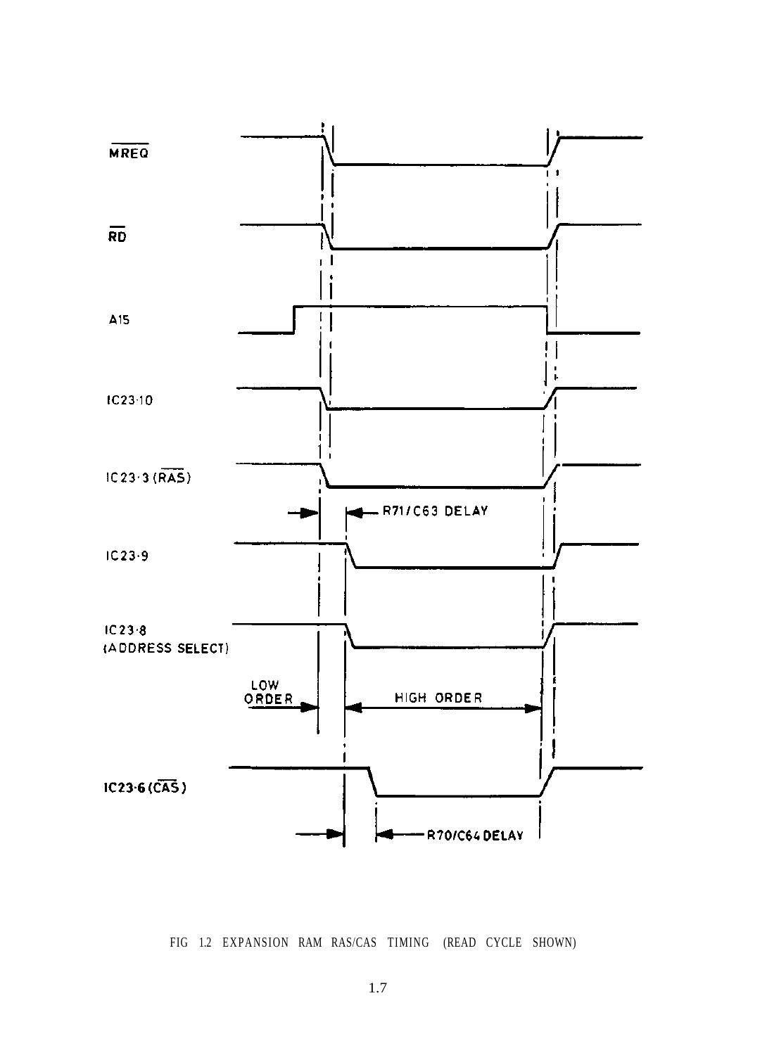MREQ

RD

A15

IC23·10

IC23·3 (RAS)

R71/C63 DELAY

IC23·9

IC23·8
(ADDRESS SELECT)

LOW
ORDER

HIGH ORDER

IC23·6 (CAS)

R70/C64 DELAY

FIG 1.2 EXPANSION RAM RAS/CAS TIMING (READ CYCLE SHOWN)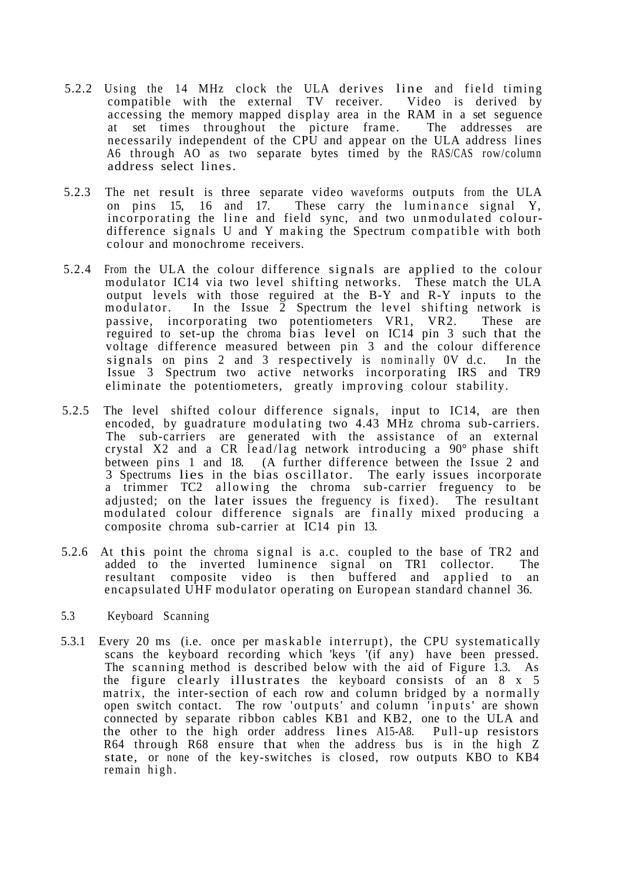5.2.2 Using the 14 MHz clock the ULA derives line and field timing compatible with the external TV receiver. Video is derived by accessing the memory mapped display area in the RAM in a set seguence at set times throughout the picture frame. The addresses are necessarily independent of the CPU and appear on the ULA address lines A6 through AO as two separate bytes timed by the RAS/CAS row/column address select lines.

5.2.3 The net result is three separate video waveforms outputs from the ULA on pins 15, 16 and 17. These carry the luminance signal Y, incorporating the line and field sync, and two unmodulated colour-difference signals U and Y making the Spectrum compatible with both colour and monochrome receivers.

5.2.4 From the ULA the colour difference signals are applied to the colour modulator IC14 via two level shifting networks. These match the ULA output levels with those reguired at the B-Y and R-Y inputs to the modulator. In the Issue 2 Spectrum the level shifting network is passive, incorporating two potentiometers VR1, VR2. These are reguired to set-up the chroma bias level on IC14 pin 3 such that the voltage difference measured between pin 3 and the colour difference signals on pins 2 and 3 respectively is nominally 0V d.c. In the Issue 3 Spectrum two active networks incorporating IRS and TR9 eliminate the potentiometers, greatly improving colour stability.

5.2.5 The level shifted colour difference signals, input to IC14, are then encoded, by guadrature modulating two 4.43 MHz chroma sub-carriers. The sub-carriers are generated with the assistance of an external crystal X2 and a CR lead/lag network introducing a 90° phase shift between pins 1 and 18. (A further difference between the Issue 2 and 3 Spectrums lies in the bias oscillator. The early issues incorporate a trimmer TC2 allowing the chroma sub-carrier freguency to be adjusted; on the later issues the freguency is fixed). The resultant modulated colour difference signals are finally mixed producing a composite chroma sub-carrier at IC14 pin 13.

5.2.6 At this point the chroma signal is a.c. coupled to the base of TR2 and added to the inverted luminence signal on TR1 collector. The resultant composite video is then buffered and applied to an encapsulated UHF modulator operating on European standard channel 36.

5.3 Keyboard Scanning

5.3.1 Every 20 ms (i.e. once per maskable interrupt), the CPU systematically scans the keyboard recording which 'keys '(if any) have been pressed. The scanning method is described below with the aid of Figure 1.3. As the figure clearly illustrates the keyboard consists of an 8 x 5 matrix, the inter-section of each row and column bridged by a normally open switch contact. The row 'outputs' and column 'inputs' are shown connected by separate ribbon cables KB1 and KB2, one to the ULA and the other to the high order address lines A15-A8. Pull-up resistors R64 through R68 ensure that when the address bus is in the high Z state, or none of the key-switches is closed, row outputs KBO to KB4 remain high.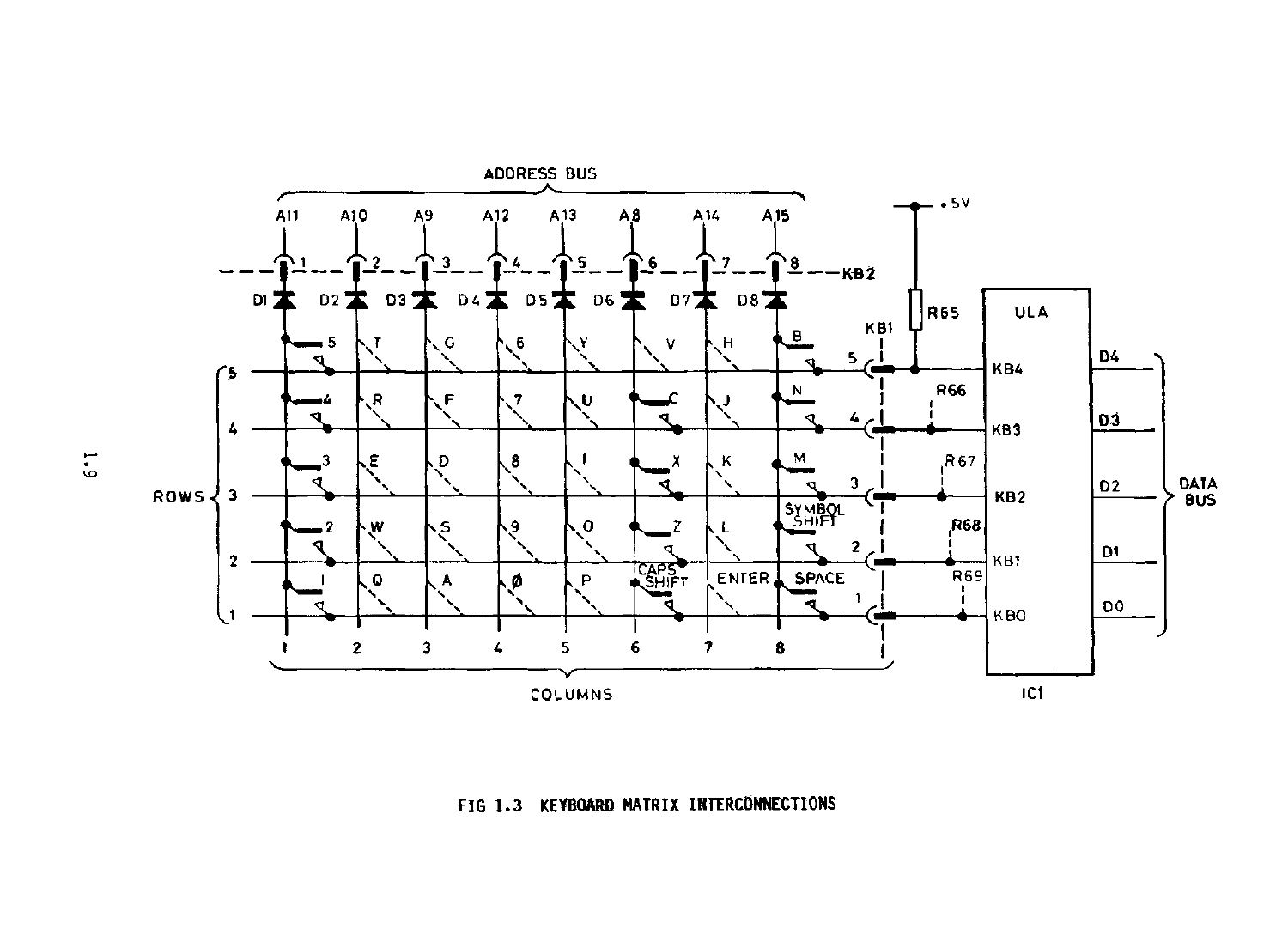FIG 1.3 KEYBOARD MATRIX INTERCONNECTIONS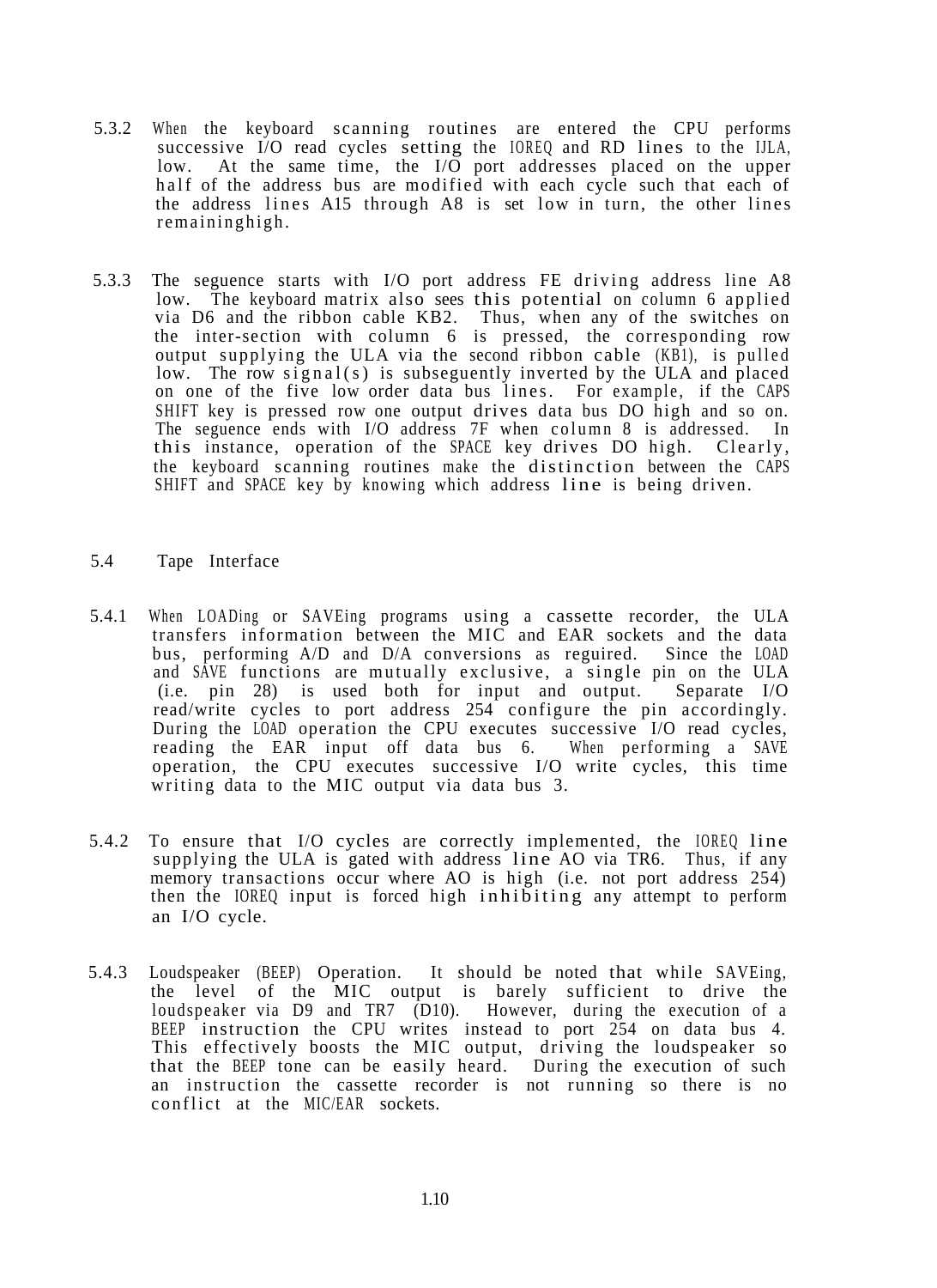5.3.2 When the keyboard scanning routines are entered the CPU performs successive I/O read cycles setting the IOREQ and RD lines to the IJLA, low. At the same time, the I/O port addresses placed on the upper half of the address bus are modified with each cycle such that each of the address lines A15 through A8 is set low in turn, the other lines remaininghigh.

5.3.3 The seguence starts with I/O port address FE driving address line A8 low. The keyboard matrix also sees this potential on column 6 applied via D6 and the ribbon cable KB2. Thus, when any of the switches on the inter-section with column 6 is pressed, the corresponding row output supplying the ULA via the second ribbon cable (KB1), is pulled low. The row signal(s) is subseguently inverted by the ULA and placed on one of the five low order data bus lines. For example, if the CAPS SHIFT key is pressed row one output drives data bus DO high and so on. The seguence ends with I/O address 7F when column 8 is addressed. In this instance, operation of the SPACE key drives DO high. Clearly, the keyboard scanning routines make the distinction between the CAPS SHIFT and SPACE key by knowing which address line is being driven.

## 5.4 Tape Interface

5.4.1 When LOADing or SAVEing programs using a cassette recorder, the ULA transfers information between the MIC and EAR sockets and the data bus, performing A/D and D/A conversions as reguired. Since the LOAD and SAVE functions are mutually exclusive, a single pin on the ULA (i.e. pin 28) is used both for input and output. Separate I/O read/write cycles to port address 254 configure the pin accordingly. During the LOAD operation the CPU executes successive I/O read cycles, reading the EAR input off data bus 6. When performing a SAVE operation, the CPU executes successive I/O write cycles, this time writing data to the MIC output via data bus 3.

5.4.2 To ensure that I/O cycles are correctly implemented, the IOREQ line supplying the ULA is gated with address line AO via TR6. Thus, if any memory transactions occur where AO is high (i.e. not port address 254) then the IOREQ input is forced high inhibiting any attempt to perform an I/O cycle.

5.4.3 Loudspeaker (BEEP) Operation. It should be noted that while SAVEing, the level of the MIC output is barely sufficient to drive the loudspeaker via D9 and TR7 (D10). However, during the execution of a BEEP instruction the CPU writes instead to port 254 on data bus 4. This effectively boosts the MIC output, driving the loudspeaker so that the BEEP tone can be easily heard. During the execution of such an instruction the cassette recorder is not running so there is no conflict at the MIC/EAR sockets.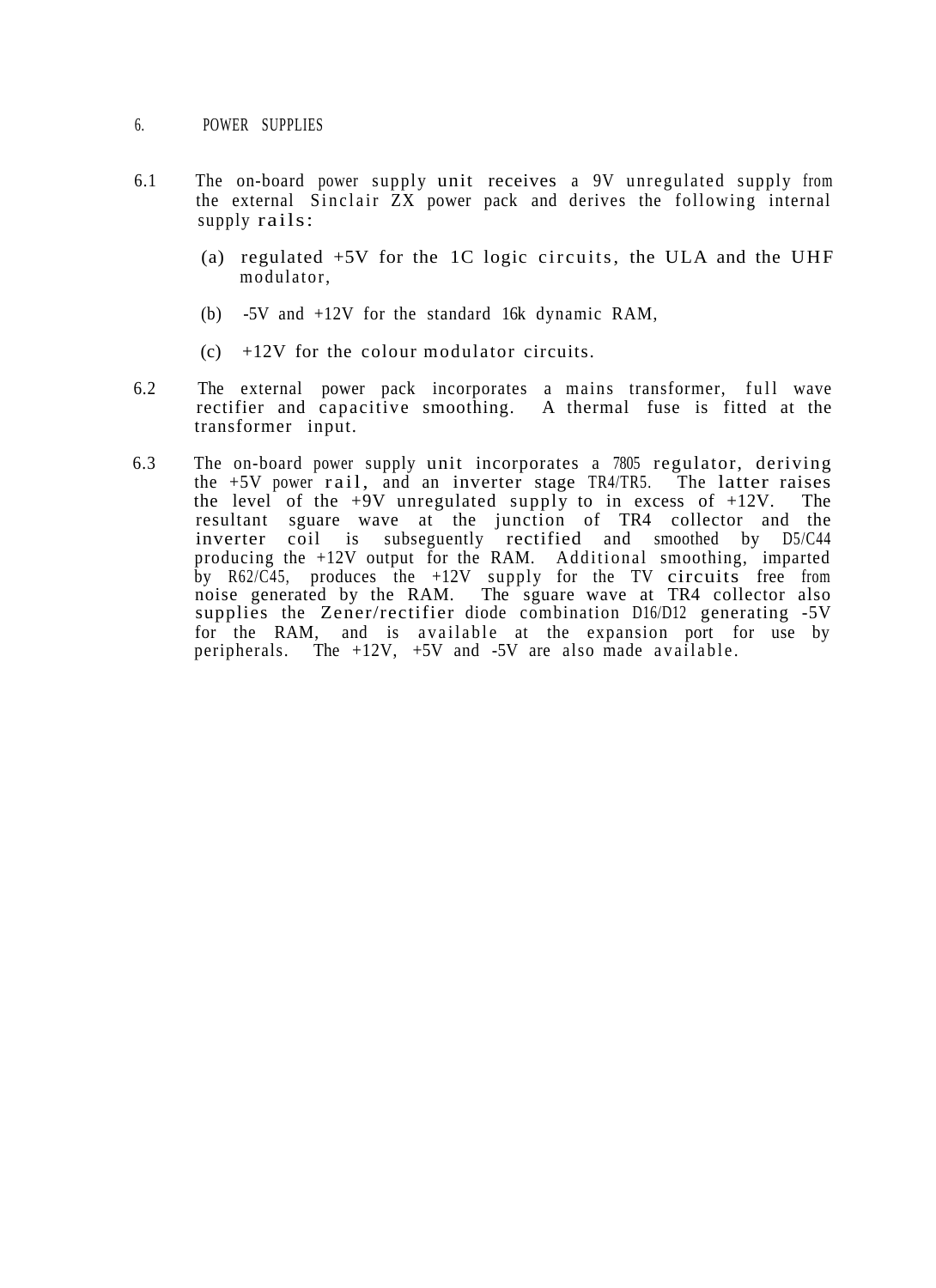## 6. POWER SUPPLIES

6.1 The on-board power supply unit receives a 9V unregulated supply from the external Sinclair ZX power pack and derives the following internal supply rails:

(a) regulated +5V for the 1C logic circuits, the ULA and the UHF modulator,

(b) -5V and +12V for the standard 16k dynamic RAM,

(c) +12V for the colour modulator circuits.

6.2 The external power pack incorporates a mains transformer, full wave rectifier and capacitive smoothing. A thermal fuse is fitted at the transformer input.

6.3 The on-board power supply unit incorporates a 7805 regulator, deriving the +5V power rail, and an inverter stage TR4/TR5. The latter raises the level of the +9V unregulated supply to in excess of +12V. The resultant sguare wave at the junction of TR4 collector and the inverter coil is subseguently rectified and smoothed by D5/C44 producing the +12V output for the RAM. Additional smoothing, imparted by R62/C45, produces the +12V supply for the TV circuits free from noise generated by the RAM. The sguare wave at TR4 collector also supplies the Zener/rectifier diode combination D16/D12 generating -5V for the RAM, and is available at the expansion port for use by peripherals. The +12V, +5V and -5V are also made available.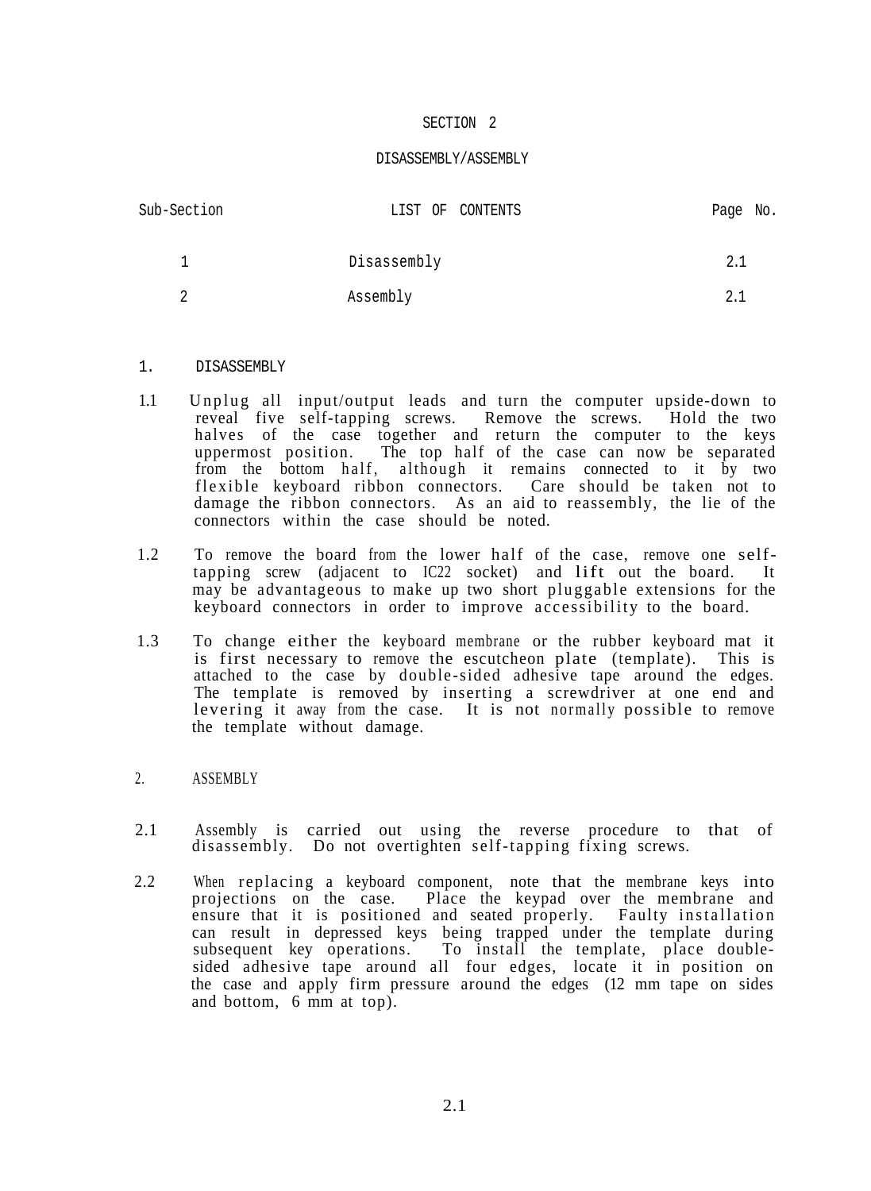# SECTION 2

## DISASSEMBLY/ASSEMBLY

| Sub-Section | LIST OF CONTENTS | Page No. |
|---|---|---|
| 1 | Disassembly | 2.1 |
| 2 | Assembly | 2.1 |

### 1. DISASSEMBLY

1.1 Unplug all input/output leads and turn the computer upside-down to reveal five self-tapping screws. Remove the screws. Hold the two halves of the case together and return the computer to the keys uppermost position. The top half of the case can now be separated from the bottom half, although it remains connected to it by two flexible keyboard ribbon connectors. Care should be taken not to damage the ribbon connectors. As an aid to reassembly, the lie of the connectors within the case should be noted.

1.2 To remove the board from the lower half of the case, remove one self-tapping screw (adjacent to IC22 socket) and lift out the board. It may be advantageous to make up two short pluggable extensions for the keyboard connectors in order to improve accessibility to the board.

1.3 To change either the keyboard membrane or the rubber keyboard mat it is first necessary to remove the escutcheon plate (template). This is attached to the case by double-sided adhesive tape around the edges. The template is removed by inserting a screwdriver at one end and levering it away from the case. It is not normally possible to remove the template without damage.

### 2. ASSEMBLY

2.1 Assembly is carried out using the reverse procedure to that of disassembly. Do not overtighten self-tapping fixing screws.

2.2 When replacing a keyboard component, note that the membrane keys into projections on the case. Place the keypad over the membrane and ensure that it is positioned and seated properly. Faulty installation can result in depressed keys being trapped under the template during subsequent key operations. To install the template, place double-sided adhesive tape around all four edges, locate it in position on the case and apply firm pressure around the edges (12 mm tape on sides and bottom, 6 mm at top).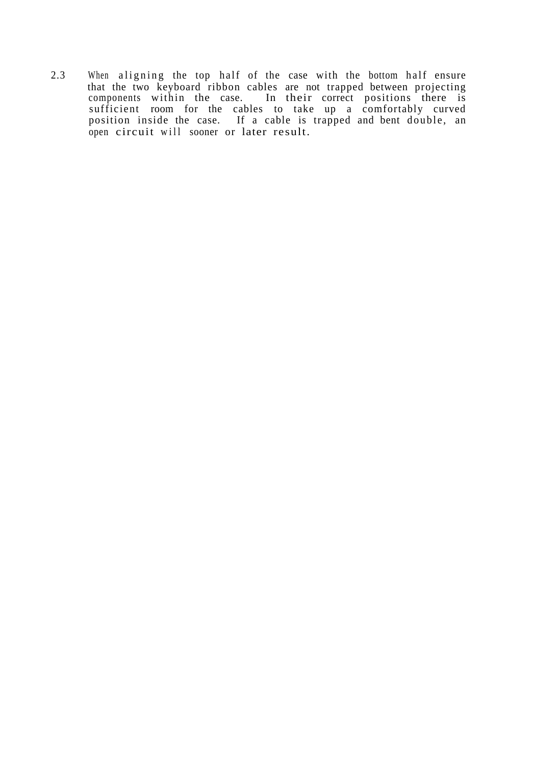2.3 When aligning the top half of the case with the bottom half ensure that the two keyboard ribbon cables are not trapped between projecting components within the case. In their correct positions there is sufficient room for the cables to take up a comfortably curved position inside the case. If a cable is trapped and bent double, an open circuit will sooner or later result.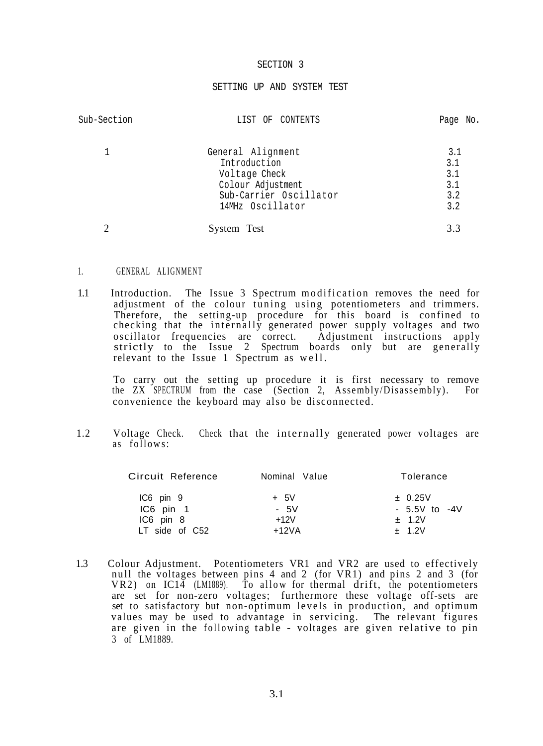# SECTION 3

## SETTING UP AND SYSTEM TEST

| Sub-Section | LIST OF CONTENTS | Page No. |
|---|---|---|
| 1 | General Alignment | 3.1 |
| | Introduction | 3.1 |
| | Voltage Check | 3.1 |
| | Colour Adjustment | 3.1 |
| | Sub-Carrier Oscillator | 3.2 |
| | 14MHz Oscillator | 3.2 |
| 2 | System Test | 3.3 |

### 1. GENERAL ALIGNMENT

1.1 Introduction. The Issue 3 Spectrum modification removes the need for adjustment of the colour tuning using potentiometers and trimmers. Therefore, the setting-up procedure for this board is confined to checking that the internally generated power supply voltages and two oscillator frequencies are correct. Adjustment instructions apply strictly to the Issue 2 Spectrum boards only but are generally relevant to the Issue 1 Spectrum as well.

To carry out the setting up procedure it is first necessary to remove the ZX SPECTRUM from the case (Section 2, Assembly/Disassembly). For convenience the keyboard may also be disconnected.

1.2 Voltage Check. Check that the internally generated power voltages are as follows:

| Circuit Reference | Nominal Value | Tolerance |
|---|---|---|
| IC6 pin 9 | + 5V | ± 0.25V |
| IC6 pin 1 | - 5V | - 5.5V to -4V |
| IC6 pin 8 | +12V | ± 1.2V |
| LT side of C52 | +12VA | ± 1.2V |

1.3 Colour Adjustment. Potentiometers VR1 and VR2 are used to effectively null the voltages between pins 4 and 2 (for VR1) and pins 2 and 3 (for VR2) on IC14 (LM1889). To allow for thermal drift, the potentiometers are set for non-zero voltages; furthermore these voltage off-sets are set to satisfactory but non-optimum levels in production, and optimum values may be used to advantage in servicing. The relevant figures are given in the following table - voltages are given relative to pin 3 of LM1889.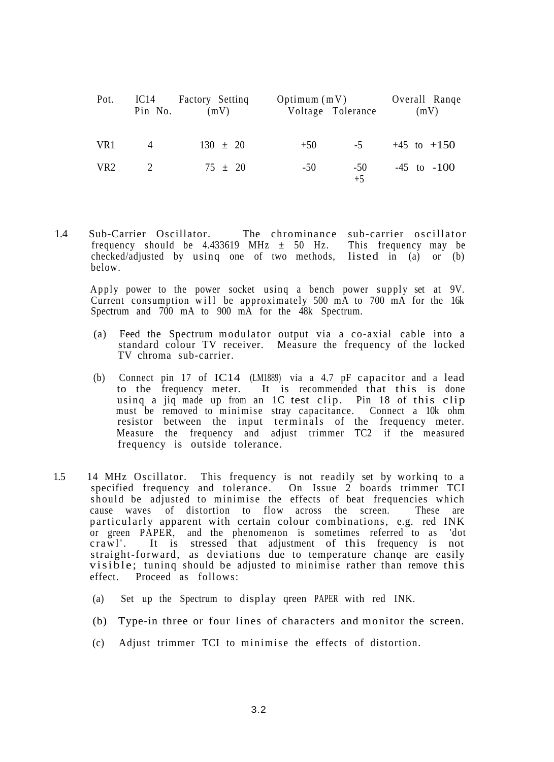| Pot. | IC14 Pin No. | Factory Settinq (mV) | Optimum (mV) Voltage | Tolerance | Overall Ranqe (mV) |
|---|---|---|---|---|---|
| VR1 | 4 | 130 ± 20 | +50 | -5 | +45 to +150 |
| VR2 | 2 | 75 ± 20 | -50 | -50 +5 | -45 to -100 |

1.4 Sub-Carrier Oscillator. The chrominance sub-carrier oscillator frequency should be 4.433619 MHz ± 50 Hz. This frequency may be checked/adjusted by usinq one of two methods, listed in (a) or (b) below.

Apply power to the power socket usinq a bench power supply set at 9V. Current consumption will be approximately 500 mA to 700 mA for the 16k Spectrum and 700 mA to 900 mA for the 48k Spectrum.

(a) Feed the Spectrum modulator output via a co-axial cable into a standard colour TV receiver. Measure the frequency of the locked TV chroma sub-carrier.

(b) Connect pin 17 of IC14 (LM1889) via a 4.7 pF capacitor and a lead to the frequency meter. It is recommended that this is done usinq a jiq made up from an 1C test clip. Pin 18 of this clip must be removed to minimise stray capacitance. Connect a 10k ohm resistor between the input terminals of the frequency meter. Measure the frequency and adjust trimmer TC2 if the measured frequency is outside tolerance.

1.5 14 MHz Oscillator. This frequency is not readily set by workinq to a specified frequency and tolerance. On Issue 2 boards trimmer TCI should be adjusted to minimise the effects of beat frequencies which cause waves of distortion to flow across the screen. These are particularly apparent with certain colour combinations, e.g. red INK or green PAPER, and the phenomenon is sometimes referred to as 'dot crawl'. It is stressed that adjustment of this frequency is not straight-forward, as deviations due to temperature chanqe are easily visible; tuninq should be adjusted to minimise rather than remove this effect. Proceed as follows:

(a) Set up the Spectrum to display qreen PAPER with red INK.

(b) Type-in three or four lines of characters and monitor the screen.

(c) Adjust trimmer TCI to minimise the effects of distortion.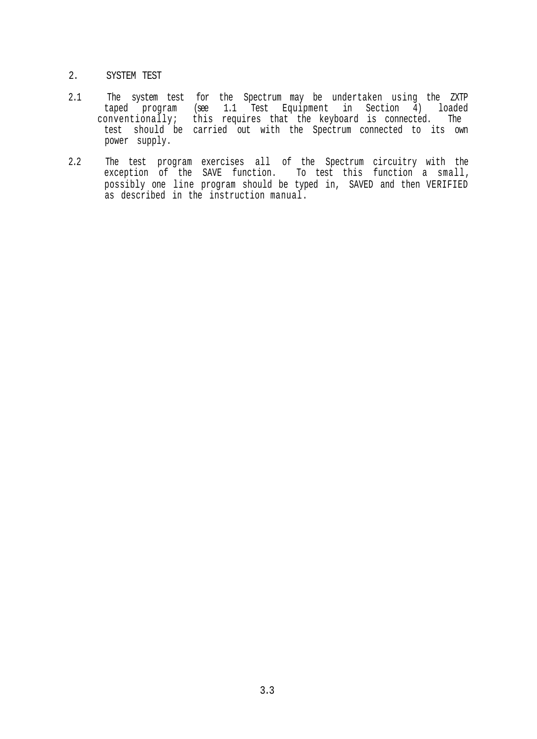## 2. SYSTEM TEST

2.1 The system test for the Spectrum may be undertaken using the ZXTP taped program (see 1.1 Test Equipment in Section 4) loaded conventionally; this requires that the keyboard is connected. The test should be carried out with the Spectrum connected to its own power supply.

2.2 The test program exercises all of the Spectrum circuitry with the exception of the SAVE function. To test this function a small, possibly one line program should be typed in, SAVED and then VERIFIED as described in the instruction manual.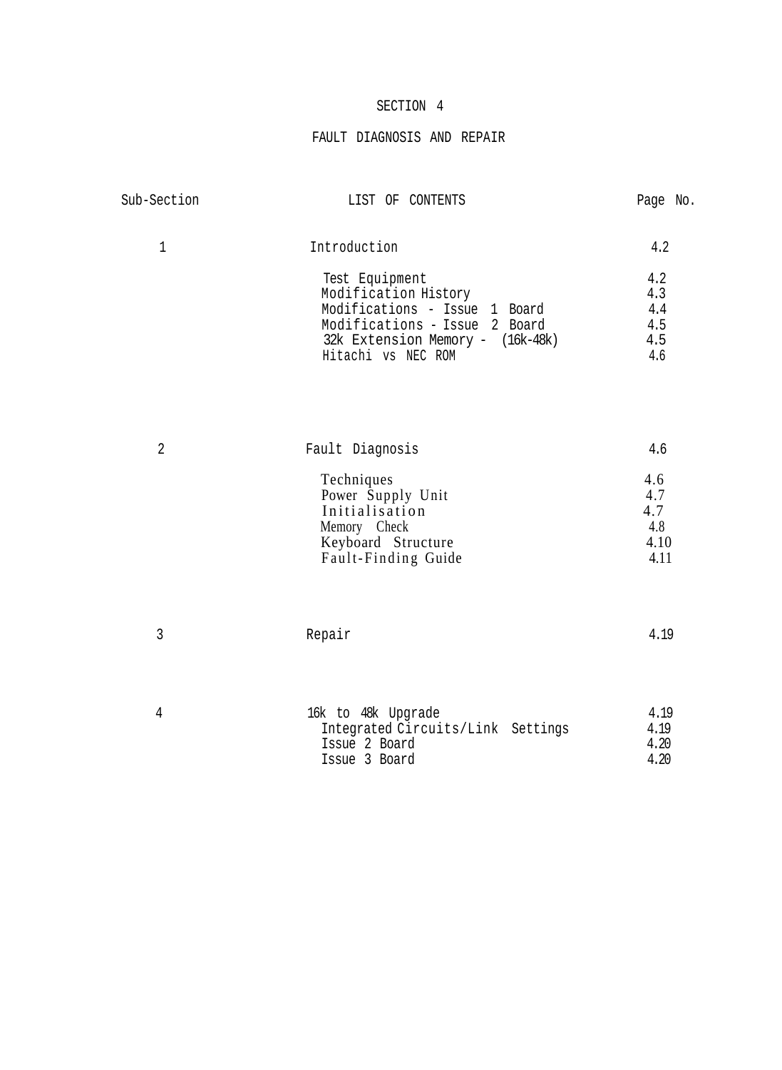# SECTION 4

## FAULT DIAGNOSIS AND REPAIR

| Sub-Section | LIST OF CONTENTS | Page No. |
|---|---|---|
| 1 | Introduction | 4.2 |
| | Test Equipment | 4.2 |
| | Modification History | 4.3 |
| | Modifications - Issue 1 Board | 4.4 |
| | Modifications - Issue 2 Board | 4.5 |
| | 32k Extension Memory - (16k-48k) | 4.5 |
| | Hitachi vs NEC ROM | 4.6 |
| 2 | Fault Diagnosis | 4.6 |
| | Techniques | 4.6 |
| | Power Supply Unit | 4.7 |
| | Initialisation | 4.7 |
| | Memory Check | 4.8 |
| | Keyboard Structure | 4.10 |
| | Fault-Finding Guide | 4.11 |
| 3 | Repair | 4.19 |
| 4 | 16k to 48k Upgrade | 4.19 |
| | Integrated Circuits/Link Settings | 4.19 |
| | Issue 2 Board | 4.20 |
| | Issue 3 Board | 4.20 |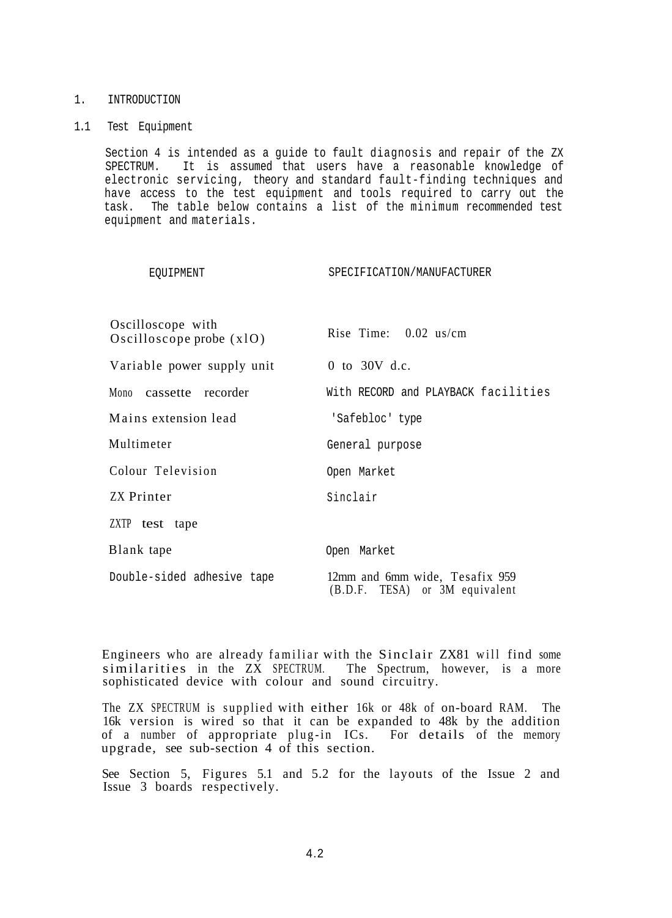# 1. INTRODUCTION

## 1.1 Test Equipment

Section 4 is intended as a guide to fault diagnosis and repair of the ZX SPECTRUM. It is assumed that users have a reasonable knowledge of electronic servicing, theory and standard fault-finding techniques and have access to the test equipment and tools required to carry out the task. The table below contains a list of the minimum recommended test equipment and materials.

| EQUIPMENT | SPECIFICATION/MANUFACTURER |
|---|---|
| Oscilloscope with Oscilloscope probe (x1O) | Rise Time: 0.02 us/cm |
| Variable power supply unit | 0 to 30V d.c. |
| Mono cassette recorder | With RECORD and PLAYBACK facilities |
| Mains extension lead | 'Safebloc' type |
| Multimeter | General purpose |
| Colour Television | Open Market |
| ZX Printer | Sinclair |
| ZXTP test tape | |
| Blank tape | Open Market |
| Double-sided adhesive tape | 12mm and 6mm wide, Tesafix 959 (B.D.F. TESA) or 3M equivalent |

Engineers who are already familiar with the Sinclair ZX81 will find some similarities in the ZX SPECTRUM. The Spectrum, however, is a more sophisticated device with colour and sound circuitry.

The ZX SPECTRUM is supplied with either 16k or 48k of on-board RAM. The 16k version is wired so that it can be expanded to 48k by the addition of a number of appropriate plug-in ICs. For details of the memory upgrade, see sub-section 4 of this section.

See Section 5, Figures 5.1 and 5.2 for the layouts of the Issue 2 and Issue 3 boards respectively.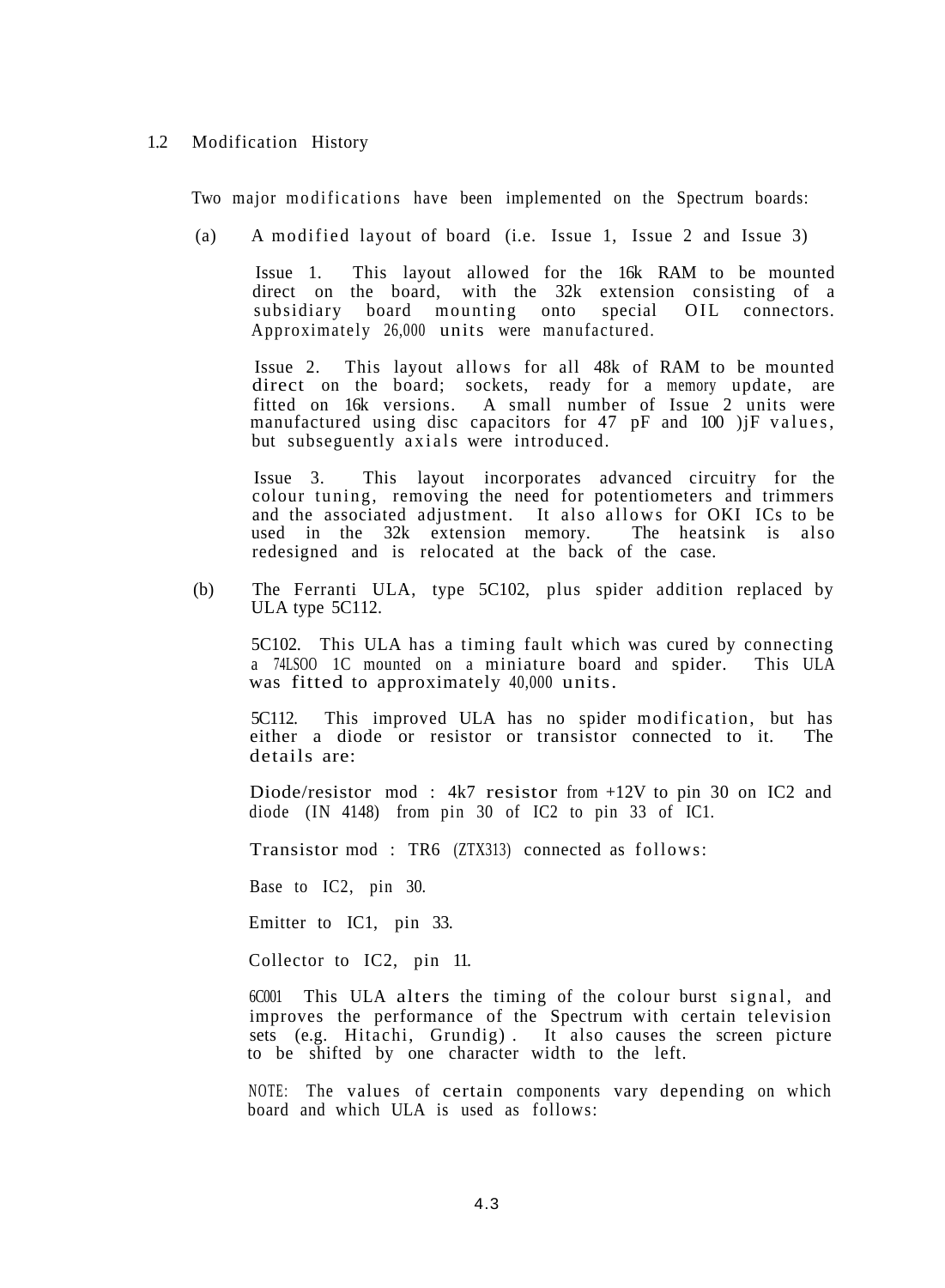## 1.2 Modification History

Two major modifications have been implemented on the Spectrum boards:

(a) A modified layout of board (i.e. Issue 1, Issue 2 and Issue 3)

Issue 1. This layout allowed for the 16k RAM to be mounted direct on the board, with the 32k extension consisting of a subsidiary board mounting onto special OIL connectors. Approximately 26,000 units were manufactured.

Issue 2. This layout allows for all 48k of RAM to be mounted direct on the board; sockets, ready for a memory update, are fitted on 16k versions. A small number of Issue 2 units were manufactured using disc capacitors for 47 pF and 100 )jF values, but subseguently axials were introduced.

Issue 3. This layout incorporates advanced circuitry for the colour tuning, removing the need for potentiometers and trimmers and the associated adjustment. It also allows for OKI ICs to be used in the 32k extension memory. The heatsink is also redesigned and is relocated at the back of the case.

(b) The Ferranti ULA, type 5C102, plus spider addition replaced by ULA type 5C112.

5C102. This ULA has a timing fault which was cured by connecting a 74LSOO 1C mounted on a miniature board and spider. This ULA was fitted to approximately 40,000 units.

5C112. This improved ULA has no spider modification, but has either a diode or resistor or transistor connected to it. The details are:

Diode/resistor mod : 4k7 resistor from +12V to pin 30 on IC2 and diode (IN 4148) from pin 30 of IC2 to pin 33 of IC1.

Transistor mod : TR6 (ZTX313) connected as follows:

Base to IC2, pin 30.

Emitter to IC1, pin 33.

Collector to IC2, pin 11.

6C001 This ULA alters the timing of the colour burst signal, and improves the performance of the Spectrum with certain television sets (e.g. Hitachi, Grundig) . It also causes the screen picture to be shifted by one character width to the left.

NOTE: The values of certain components vary depending on which board and which ULA is used as follows: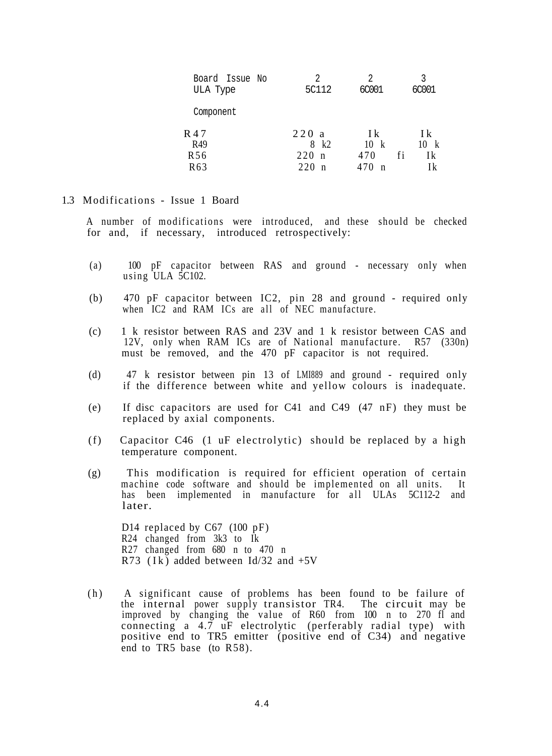| Board Issue No | 2 | 2 | 3 |
|---|---|---|---|
| ULA Type | 5C112 | 6C001 | 6C001 |
| Component | | | |
| R47 | 220 a | Ik | Ik |
| R49 | 8 k2 | 10 k | 10 k |
| R56 | 220 n | 470 fi | Ik |
| R63 | 220 n | 470 n | Ik |

## 1.3 Modifications - Issue 1 Board

A number of modifications were introduced, and these should be checked for and, if necessary, introduced retrospectively:

(a) 100 pF capacitor between RAS and ground - necessary only when using ULA 5C102.

(b) 470 pF capacitor between IC2, pin 28 and ground - required only when IC2 and RAM ICs are all of NEC manufacture.

(c) 1 k resistor between RAS and 23V and 1 k resistor between CAS and 12V, only when RAM ICs are of National manufacture. R57 (330n) must be removed, and the 470 pF capacitor is not required.

(d) 47 k resistor between pin 13 of LMI889 and ground - required only if the difference between white and yellow colours is inadequate.

(e) If disc capacitors are used for C41 and C49 (47 nF) they must be replaced by axial components.

(f) Capacitor C46 (1 uF electrolytic) should be replaced by a high temperature component.

(g) This modification is required for efficient operation of certain machine code software and should be implemented on all units. It has been implemented in manufacture for all ULAs 5C112-2 and later.

D14 replaced by C67 (100 pF)
R24 changed from 3k3 to Ik
R27 changed from 680 n to 470 n
R73 (Ik) added between Id/32 and +5V

(h) A significant cause of problems has been found to be failure of the internal power supply transistor TR4. The circuit may be improved by changing the value of R60 from 100 n to 270 fl and connecting a 4.7 uF electrolytic (perferably radial type) with positive end to TR5 emitter (positive end of C34) and negative end to TR5 base (to R58).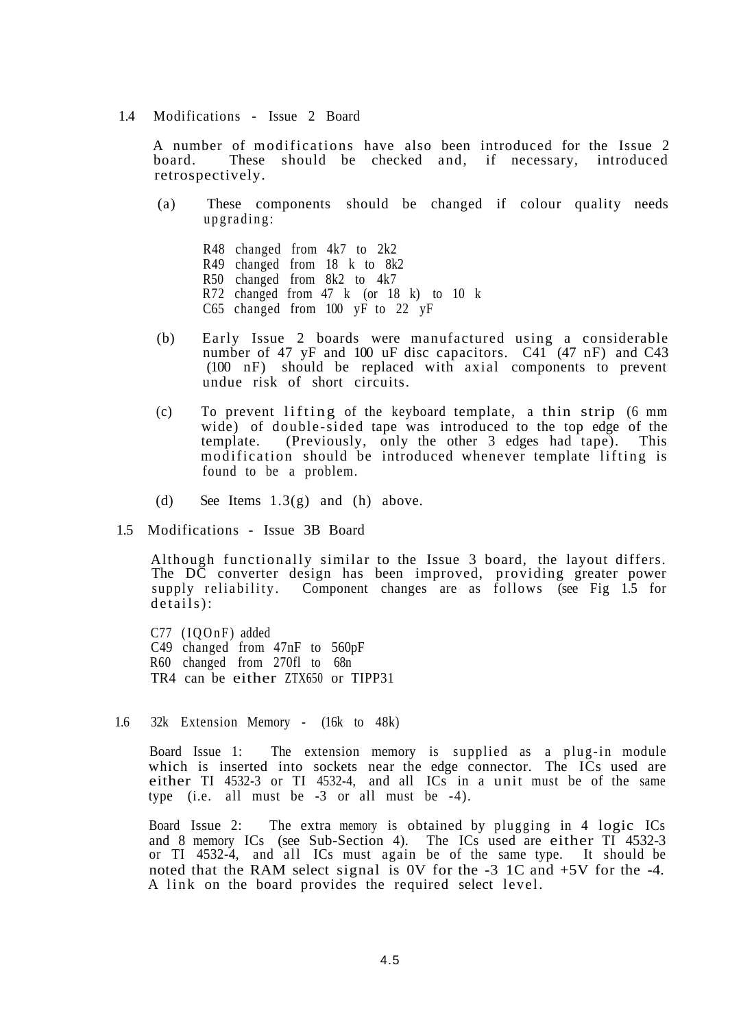## 1.4 Modifications - Issue 2 Board

A number of modifications have also been introduced for the Issue 2 board. These should be checked and, if necessary, introduced retrospectively.

(a) These components should be changed if colour quality needs upgrading:

R48 changed from 4k7 to 2k2
R49 changed from 18 k to 8k2
R50 changed from 8k2 to 4k7
R72 changed from 47 k (or 18 k) to 10 k
C65 changed from 100 yF to 22 yF

(b) Early Issue 2 boards were manufactured using a considerable number of 47 yF and 100 uF disc capacitors. C41 (47 nF) and C43 (100 nF) should be replaced with axial components to prevent undue risk of short circuits.

(c) To prevent lifting of the keyboard template, a thin strip (6 mm wide) of double-sided tape was introduced to the top edge of the template. (Previously, only the other 3 edges had tape). This modification should be introduced whenever template lifting is found to be a problem.

(d) See Items 1.3(g) and (h) above.

## 1.5 Modifications - Issue 3B Board

Although functionally similar to the Issue 3 board, the layout differs. The DC converter design has been improved, providing greater power supply reliability. Component changes are as follows (see Fig 1.5 for details):

C77 (IQOnF) added
C49 changed from 47nF to 560pF
R60 changed from 270fl to 68n
TR4 can be either ZTX650 or TIPP31

## 1.6 32k Extension Memory - (16k to 48k)

Board Issue 1: The extension memory is supplied as a plug-in module which is inserted into sockets near the edge connector. The ICs used are either TI 4532-3 or TI 4532-4, and all ICs in a unit must be of the same type (i.e. all must be -3 or all must be -4).

Board Issue 2: The extra memory is obtained by plugging in 4 logic ICs and 8 memory ICs (see Sub-Section 4). The ICs used are either TI 4532-3 or TI 4532-4, and all ICs must again be of the same type. It should be noted that the RAM select signal is 0V for the -3 1C and +5V for the -4. A link on the board provides the required select level.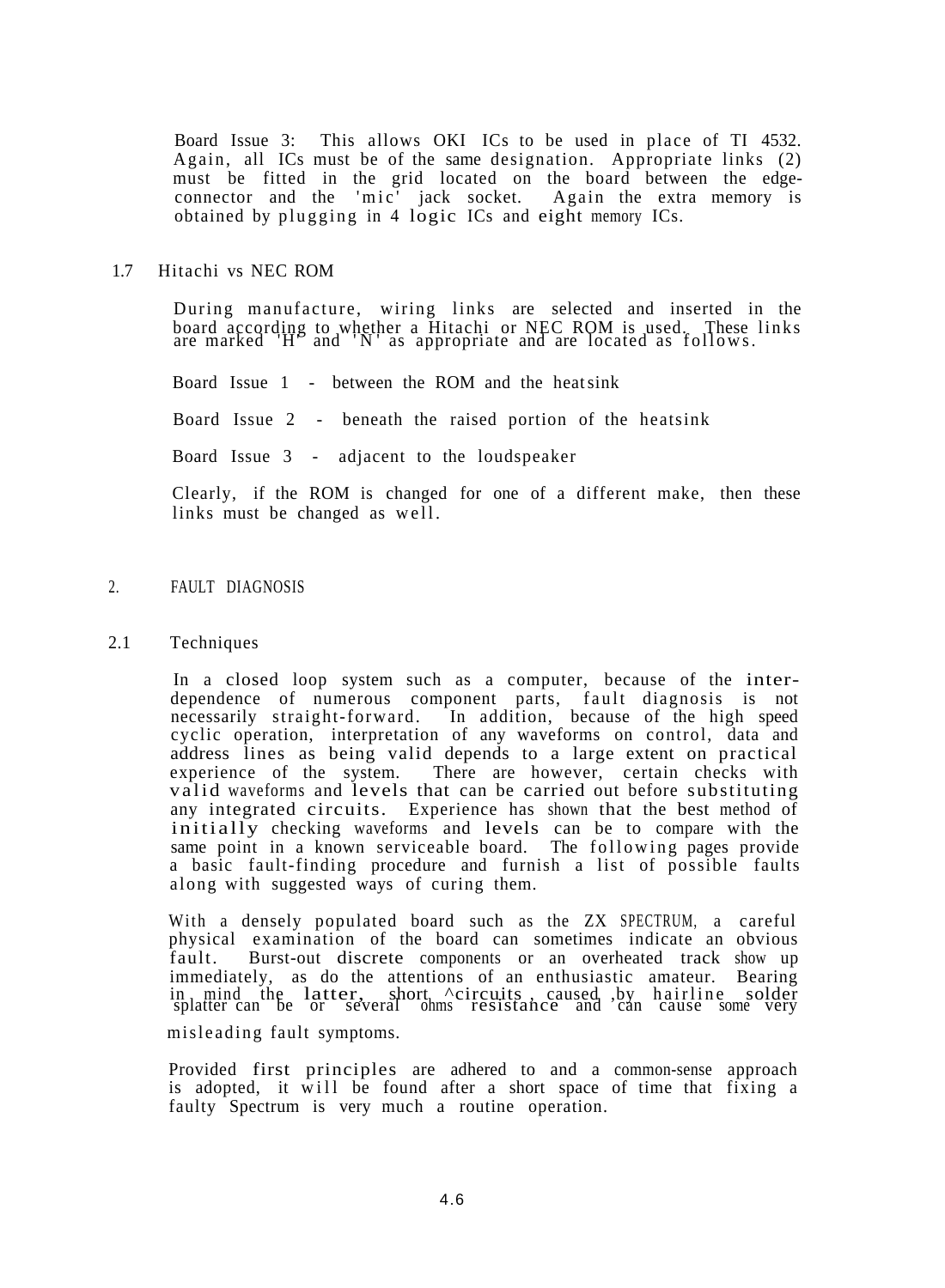Board Issue 3: This allows OKI ICs to be used in place of TI 4532. Again, all ICs must be of the same designation. Appropriate links (2) must be fitted in the grid located on the board between the edge-connector and the 'mic' jack socket. Again the extra memory is obtained by plugging in 4 logic ICs and eight memory ICs.

## 1.7 Hitachi vs NEC ROM

During manufacture, wiring links are selected and inserted in the board according to whether a Hitachi or NEC ROM is used. These links are marked 'H' and 'N' as appropriate and are located as follows.

Board Issue 1 - between the ROM and the heatsink

Board Issue 2 - beneath the raised portion of the heatsink

Board Issue 3 - adjacent to the loudspeaker

Clearly, if the ROM is changed for one of a different make, then these links must be changed as well.

# 2. FAULT DIAGNOSIS

## 2.1 Techniques

In a closed loop system such as a computer, because of the inter-dependence of numerous component parts, fault diagnosis is not necessarily straight-forward. In addition, because of the high speed cyclic operation, interpretation of any waveforms on control, data and address lines as being valid depends to a large extent on practical experience of the system. There are however, certain checks with valid waveforms and levels that can be carried out before substituting any integrated circuits. Experience has shown that the best method of initially checking waveforms and levels can be to compare with the same point in a known serviceable board. The following pages provide a basic fault-finding procedure and furnish a list of possible faults along with suggested ways of curing them.

With a densely populated board such as the ZX SPECTRUM, a careful physical examination of the board can sometimes indicate an obvious fault. Burst-out discrete components or an overheated track show up immediately, as do the attentions of an enthusiastic amateur. Bearing in mind the latter, short circuits caused by hairline solder splatter can be or several ohms resistance and can cause some very misleading fault symptoms.

Provided first principles are adhered to and a common-sense approach is adopted, it will be found after a short space of time that fixing a faulty Spectrum is very much a routine operation.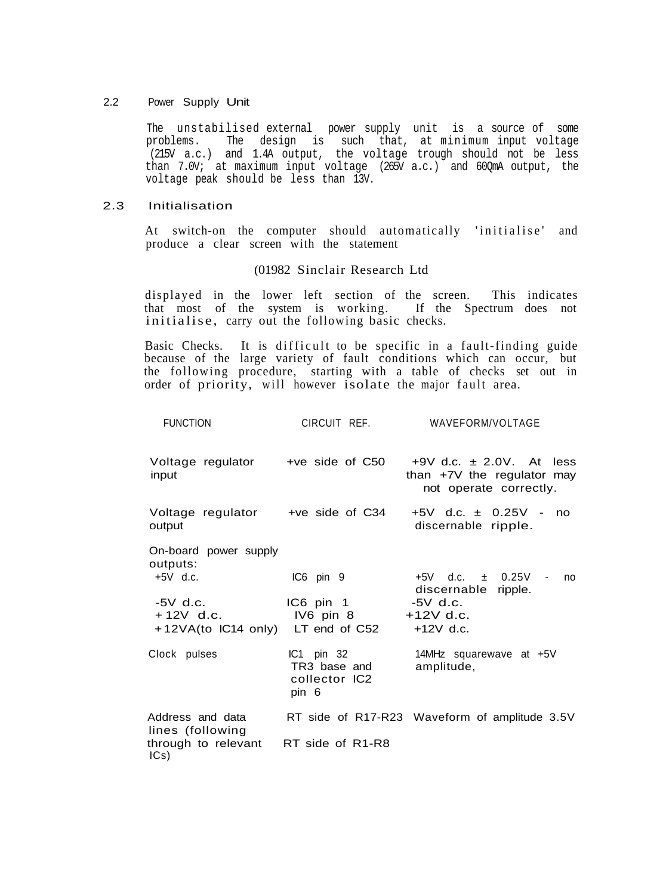## 2.2 Power Supply Unit

The unstabilised external power supply unit is a source of some problems. The design is such that, at minimum input voltage (215V a.c.) and 1.4A output, the voltage trough should not be less than 7.0V; at maximum input voltage (265V a.c.) and 60QmA output, the voltage peak should be less than 13V.

## 2.3 Initialisation

At switch-on the computer should automatically 'initialise' and produce a clear screen with the statement

(01982 Sinclair Research Ltd

displayed in the lower left section of the screen. This indicates that most of the system is working. If the Spectrum does not initialise, carry out the following basic checks.

Basic Checks. It is difficult to be specific in a fault-finding guide because of the large variety of fault conditions which can occur, but the following procedure, starting with a table of checks set out in order of priority, will however isolate the major fault area.

| FUNCTION | CIRCUIT REF. | WAVEFORM/VOLTAGE |
|---|---|---|
| Voltage regulator input | +ve side of C50 | +9V d.c. ± 2.0V. At less than +7V the regulator may not operate correctly. |
| Voltage regulator output | +ve side of C34 | +5V d.c. ± 0.25V - no discernable ripple. |
| On-board power supply outputs: | | |
| +5V d.c. | IC6 pin 9 | +5V d.c. ± 0.25V - no discernable ripple. |
| -5V d.c. | IC6 pin 1 | -5V d.c. |
| +12V d.c. | IV6 pin 8 | +12V d.c. |
| +12VA(to IC14 only) | LT end of C52 | +12V d.c. |
| Clock pulses | IC1 pin 32 TR3 base and collector IC2 pin 6 | 14MHz squarewave at +5V amplitude, |
| Address and data lines (following through to relevant ICs) | RT side of R17-R23 RT side of R1-R8 | Waveform of amplitude 3.5V |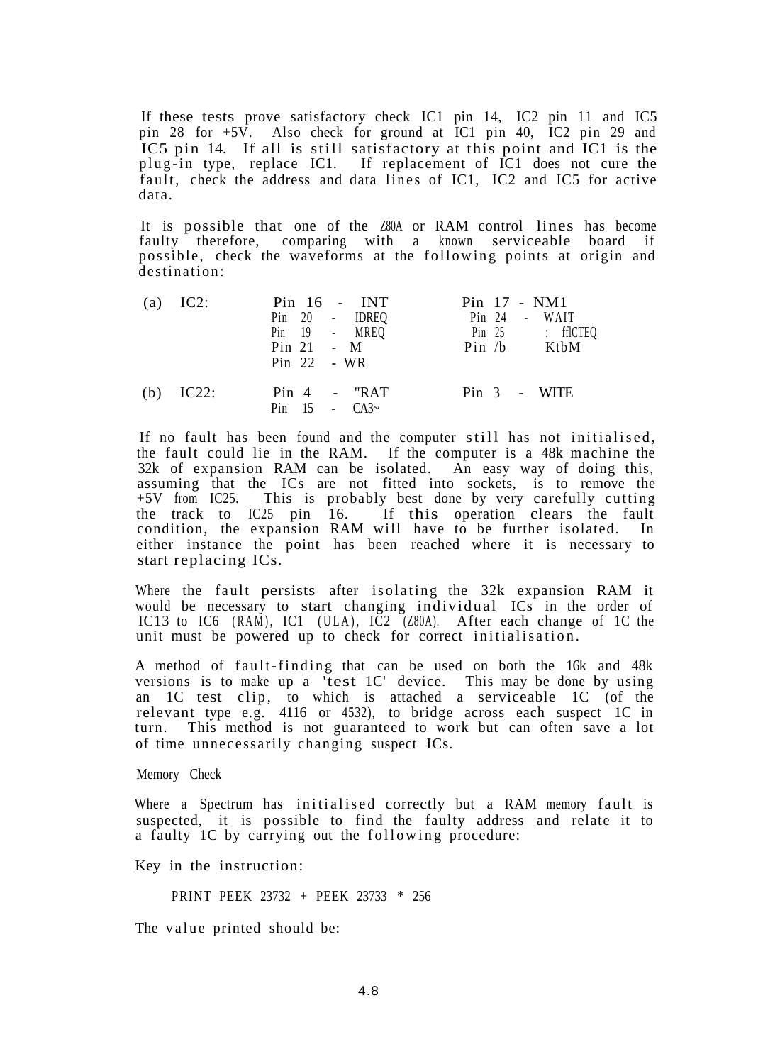If these tests prove satisfactory check IC1 pin 14, IC2 pin 11 and IC5 pin 28 for +5V. Also check for ground at IC1 pin 40, IC2 pin 29 and IC5 pin 14. If all is still satisfactory at this point and IC1 is the plug-in type, replace IC1. If replacement of IC1 does not cure the fault, check the address and data lines of IC1, IC2 and IC5 for active data.

It is possible that one of the Z80A or RAM control lines has become faulty therefore, comparing with a known serviceable board if possible, check the waveforms at the following points at origin and destination:

| | | | |
|---|---|---|---|
| (a) | IC2: | Pin 16 - INT | Pin 17 - NM1 |
| | | Pin 20 - IDREQ | Pin 24 - WAIT |
| | | Pin 19 - MREQ | Pin 25 : fflCTEQ |
| | | Pin 21 - M | Pin /b KtbM |
| | | Pin 22 - WR | |
| (b) | IC22: | Pin 4 - "RAT | Pin 3 - WITE |
| | | Pin 15 - CA3~ | |

If no fault has been found and the computer still has not initialised, the fault could lie in the RAM. If the computer is a 48k machine the 32k of expansion RAM can be isolated. An easy way of doing this, assuming that the ICs are not fitted into sockets, is to remove the +5V from IC25. This is probably best done by very carefully cutting the track to IC25 pin 16. If this operation clears the fault condition, the expansion RAM will have to be further isolated. In either instance the point has been reached where it is necessary to start replacing ICs.

Where the fault persists after isolating the 32k expansion RAM it would be necessary to start changing individual ICs in the order of IC13 to IC6 (RAM), IC1 (ULA), IC2 (Z80A). After each change of 1C the unit must be powered up to check for correct initialisation.

A method of fault-finding that can be used on both the 16k and 48k versions is to make up a 'test 1C' device. This may be done by using an 1C test clip, to which is attached a serviceable 1C (of the relevant type e.g. 4116 or 4532), to bridge across each suspect 1C in turn. This method is not guaranteed to work but can often save a lot of time unnecessarily changing suspect ICs.

Memory Check

Where a Spectrum has initialised correctly but a RAM memory fault is suspected, it is possible to find the faulty address and relate it to a faulty 1C by carrying out the following procedure:

Key in the instruction:

```
PRINT PEEK 23732 + PEEK 23733 * 256
```

The value printed should be: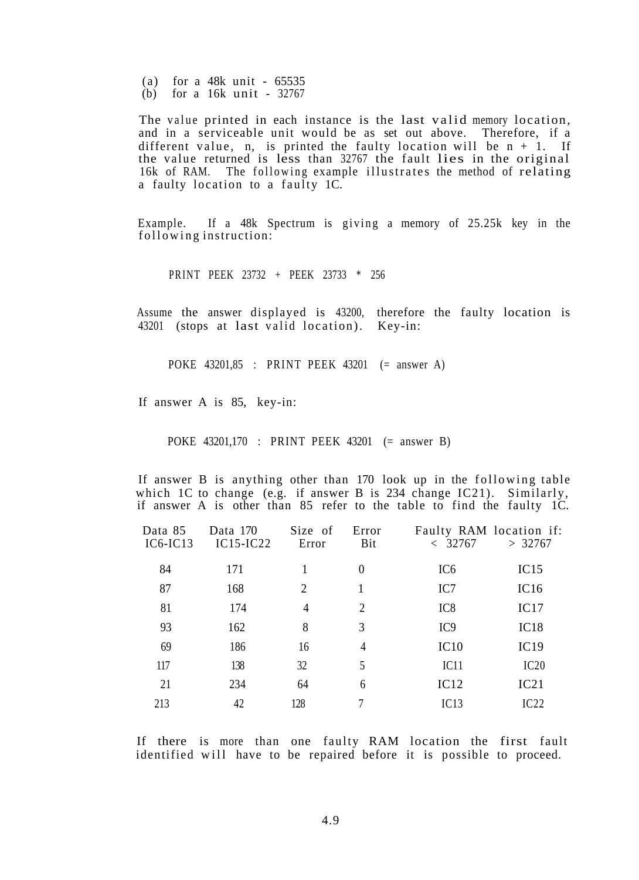(a) for a 48k unit - 65535
(b) for a 16k unit - 32767

The value printed in each instance is the last valid memory location, and in a serviceable unit would be as set out above. Therefore, if a different value, n, is printed the faulty location will be n + 1. If the value returned is less than 32767 the fault lies in the original 16k of RAM. The following example illustrates the method of relating a faulty location to a faulty 1C.

Example. If a 48k Spectrum is giving a memory of 25.25k key in the following instruction:

```
PRINT PEEK 23732 + PEEK 23733 * 256
```

Assume the answer displayed is 43200, therefore the faulty location is 43201 (stops at last valid location). Key-in:

```
POKE 43201,85 : PRINT PEEK 43201 (= answer A)
```

If answer A is 85, key-in:

```
POKE 43201,170 : PRINT PEEK 43201 (= answer B)
```

If answer B is anything other than 170 look up in the following table which 1C to change (e.g. if answer B is 234 change IC21). Similarly, if answer A is other than 85 refer to the table to find the faulty 1C.

| Data 85 IC6-IC13 | Data 170 IC15-IC22 | Size of Error | Error Bit | Faulty RAM location if: < 32767 | > 32767 |
|---|---|---|---|---|---|
| 84 | 171 | 1 | 0 | IC6 | IC15 |
| 87 | 168 | 2 | 1 | IC7 | IC16 |
| 81 | 174 | 4 | 2 | IC8 | IC17 |
| 93 | 162 | 8 | 3 | IC9 | IC18 |
| 69 | 186 | 16 | 4 | IC10 | IC19 |
| 117 | 138 | 32 | 5 | IC11 | IC20 |
| 21 | 234 | 64 | 6 | IC12 | IC21 |
| 213 | 42 | 128 | 7 | IC13 | IC22 |

If there is more than one faulty RAM location the first fault identified will have to be repaired before it is possible to proceed.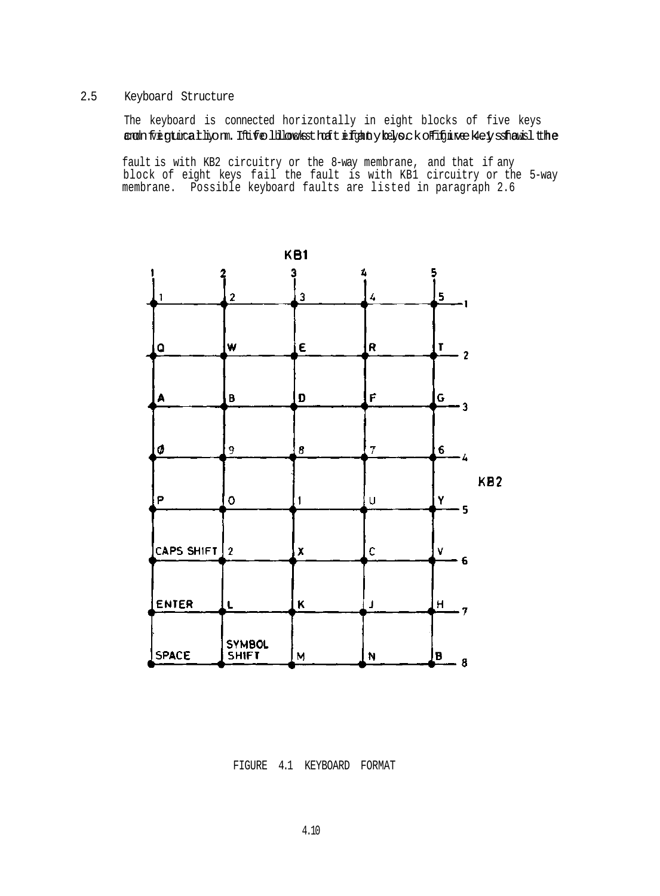## 2.5 Keyboard Structure

The keyboard is connected horizontally in eight blocks of five keys and vertically in five blocks of eight keys. Figure 4.1 shows the configuration. It follows that if any block of five keys fail the fault is with KB2 circuitry or the 8-way membrane, and that if any block of eight keys fail the fault is with KB1 circuitry or the 5-way membrane. Possible keyboard faults are listed in paragraph 2.6

| KB2 \ KB1 | 1 | 2 | 3 | 4 | 5 |
|---|---|---|---|---|---|
| 1 | 1 | 2 | 3 | 4 | 5 |
| 2 | Q | W | E | R | T |
| 3 | A | B | D | F | G |
| 4 | Ø | 9 | 8 | 7 | 6 |
| 5 | P | O | 1 | U | Y |
| 6 | CAPS SHIFT | 2 | X | C | V |
| 7 | ENTER | L | K | J | H |
| 8 | SPACE | SYMBOL SHIFT | M | N | B |

FIGURE 4.1 KEYBOARD FORMAT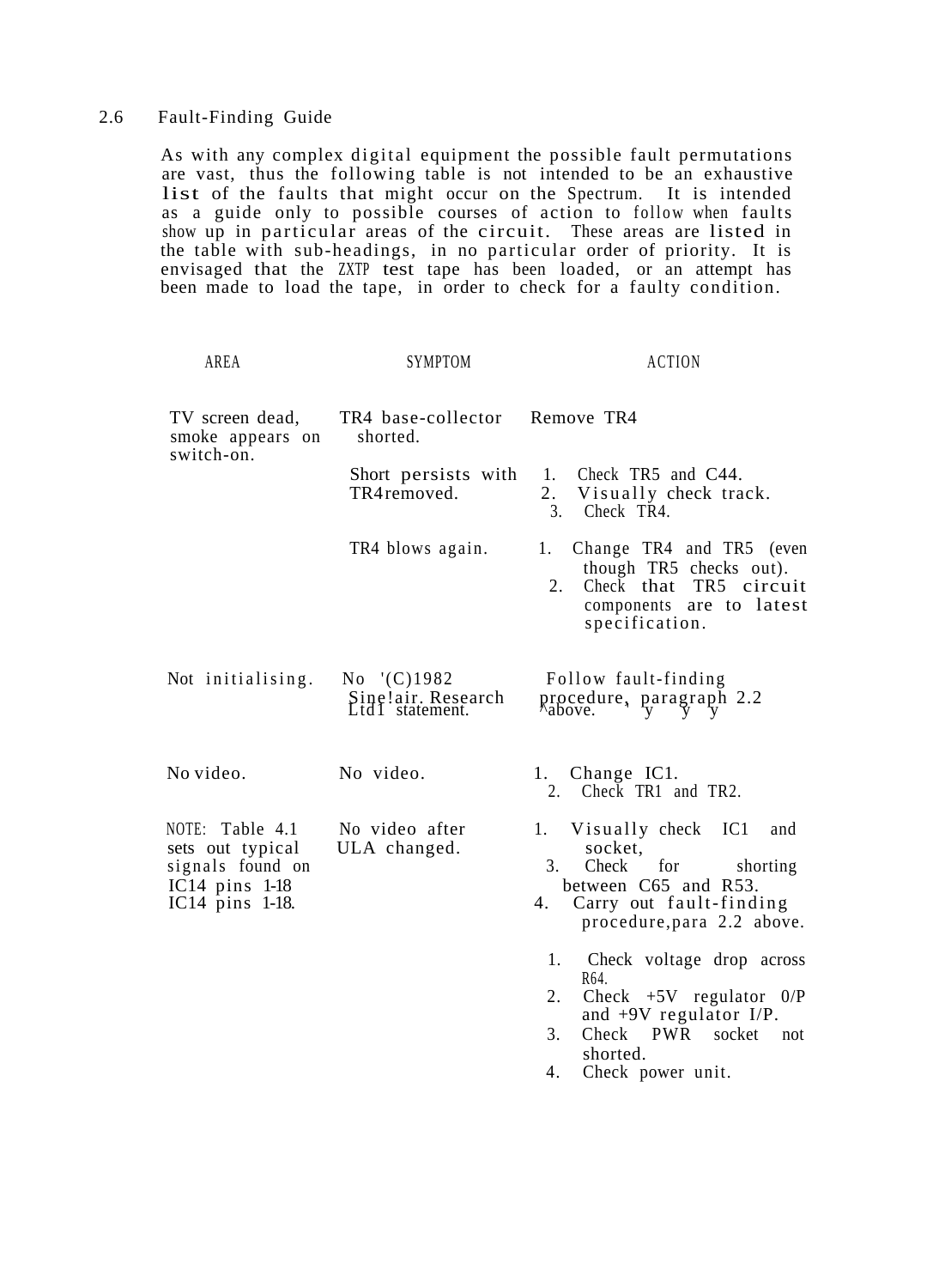## 2.6 Fault-Finding Guide

As with any complex digital equipment the possible fault permutations are vast, thus the following table is not intended to be an exhaustive list of the faults that might occur on the Spectrum. It is intended as a guide only to possible courses of action to follow when faults show up in particular areas of the circuit. These areas are listed in the table with sub-headings, in no particular order of priority. It is envisaged that the ZXTP test tape has been loaded, or an attempt has been made to load the tape, in order to check for a faulty condition.

| AREA | SYMPTOM | ACTION |
|---|---|---|
| TV screen dead, smoke appears on switch-on. | TR4 base-collector shorted. | Remove TR4 |
| | Short persists with TR4 removed. | 1. Check TR5 and C44.<br>2. Visually check track.<br>3. Check TR4. |
| | TR4 blows again. | 1. Change TR4 and TR5 (even though TR5 checks out).<br>2. Check that TR5 circuit components are to latest specification. |
| Not initialising. | No '(C)1982 Sine!air. Research Ltd1 statement. | Follow fault-finding procedure, paragraph 2.2 above. |
| No video. | No video. | 1. Change IC1.<br>2. Check TR1 and TR2. |
| NOTE: Table 4.1 sets out typical signals found on IC14 pins 1-18 IC14 pins 1-18. | No video after ULA changed. | 1. Visually check IC1 and socket,<br>3. Check for shorting between C65 and R53.<br>4. Carry out fault-finding procedure, para 2.2 above. |
| | | 1. Check voltage drop across R64.<br>2. Check +5V regulator 0/P and +9V regulator I/P.<br>3. Check PWR socket not shorted.<br>4. Check power unit. |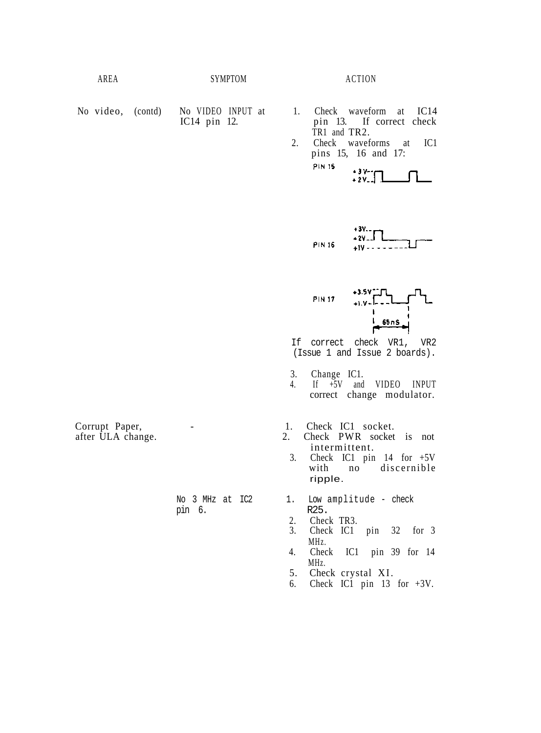| AREA | SYMPTOM | ACTION |
|---|---|---|
| No video, (contd) | No VIDEO INPUT at IC14 pin 12. | 1. Check waveform at IC14 pin 13. If correct check TR1 and TR2.<br>2. Check waveforms at IC1 pins 15, 16 and 17:<br>PIN 15 +3V +2V<br>PIN 16 +3V +2V +1V<br>PIN 17 +3.5V +1.V 65nS<br>If correct check VR1, VR2 (Issue 1 and Issue 2 boards).<br>3. Change IC1.<br>4. If +5V and VIDEO INPUT correct change modulator. |
| Corrupt Paper, after ULA change. | - | 1. Check IC1 socket.<br>2. Check PWR socket is not intermittent.<br>3. Check IC1 pin 14 for +5V with no discernible ripple. |
| | No 3 MHz at IC2 pin 6. | 1. Low amplitude - check R25.<br>2. Check TR3.<br>3. Check IC1 pin 32 for 3 MHz.<br>4. Check IC1 pin 39 for 14 MHz.<br>5. Check crystal XI.<br>6. Check IC1 pin 13 for +3V. |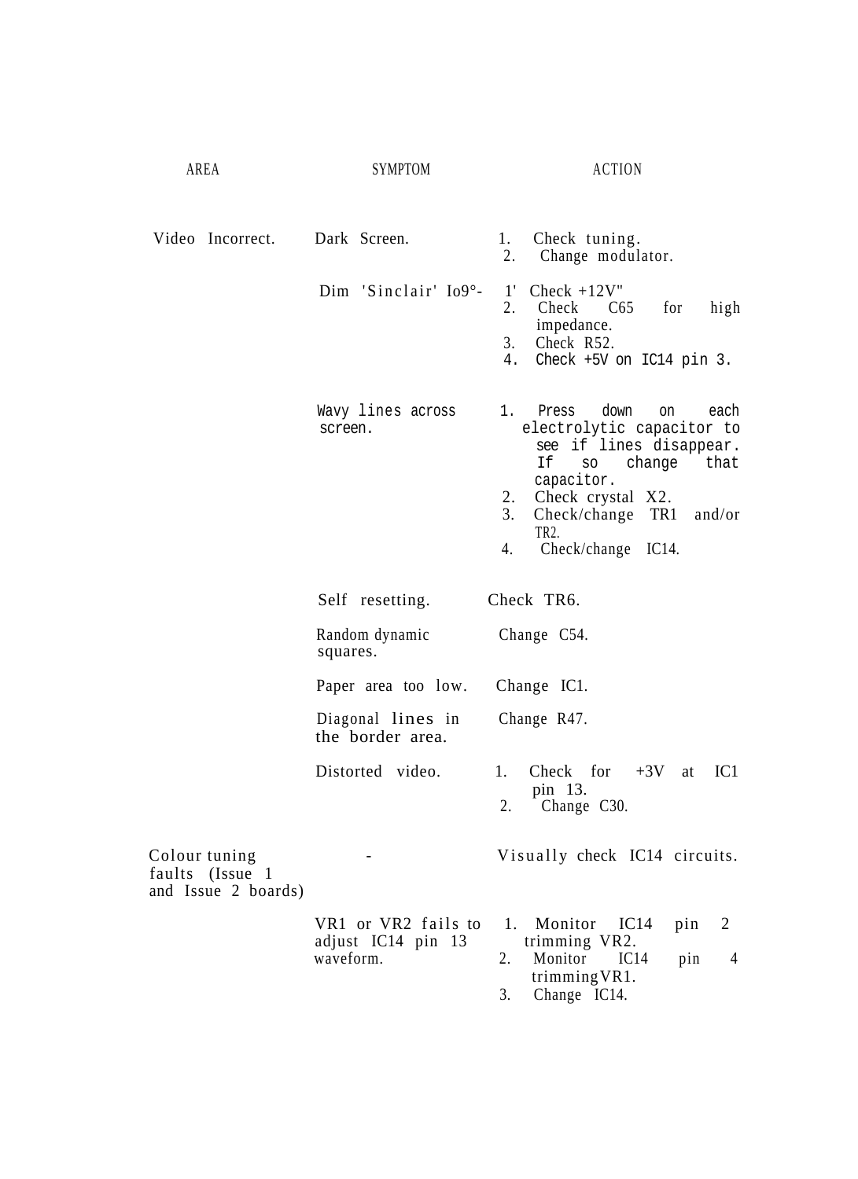| AREA | SYMPTOM | ACTION |
| --- | --- | --- |
| Video Incorrect. | Dark Screen. | 1. Check tuning.<br>2. Change modulator. |
| | Dim 'Sinclair' Io9°- | 1' Check +12V"<br>2. Check C65 for high impedance.<br>3. Check R52.<br>4. Check +5V on IC14 pin 3. |
| | Wavy lines across screen. | 1. Press down on each electrolytic capacitor to see if lines disappear. If so change that capacitor.<br>2. Check crystal X2.<br>3. Check/change TR1 and/or TR2.<br>4. Check/change IC14. |
| | Self resetting. | Check TR6. |
| | Random dynamic squares. | Change C54. |
| | Paper area too low. | Change IC1. |
| | Diagonal lines in the border area. | Change R47. |
| | Distorted video. | 1. Check for +3V at IC1 pin 13.<br>2. Change C30. |
| Colour tuning faults (Issue 1 and Issue 2 boards) | - | Visually check IC14 circuits. |
| | VR1 or VR2 fails to adjust IC14 pin 13 waveform. | 1. Monitor IC14 pin 2 trimming VR2.<br>2. Monitor IC14 pin 4 trimming VR1.<br>3. Change IC14. |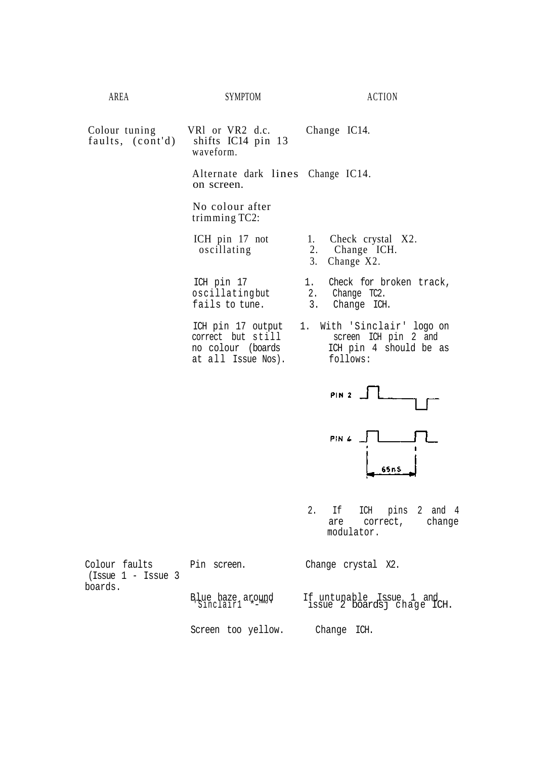| AREA | SYMPTOM | ACTION |
|---|---|---|
| Colour tuning faults, (cont'd) | VRl or VR2 d.c. shifts IC14 pin 13 waveform. | Change IC14. |
| | Alternate dark lines on screen. | Change IC14. |
| | No colour after trimming TC2: | |
| | ICH pin 17 not oscillating | 1. Check crystal X2. 2. Change ICH. 3. Change X2. |
| | ICH pin 17 oscillating but fails to tune. | 1. Check for broken track, 2. Change TC2. 3. Change ICH. |
| | ICH pin 17 output correct but still no colour (boards at all Issue Nos). | 1. With 'Sinclair' logo on screen ICH pin 2 and ICH pin 4 should be as follows: PIN 2, PIN 4, 65nS. 2. If ICH pins 2 and 4 are correct, change modulator. |
| Colour faults (Issue 1 - Issue 3 boards. | Pin screen. | Change crystal X2. |
| | Blue haze around 'Sinclair1 *-™°* | If untunable Issue 1 and issue 2 boardsj chage ICH. |
| | Screen too yellow. | Change ICH. |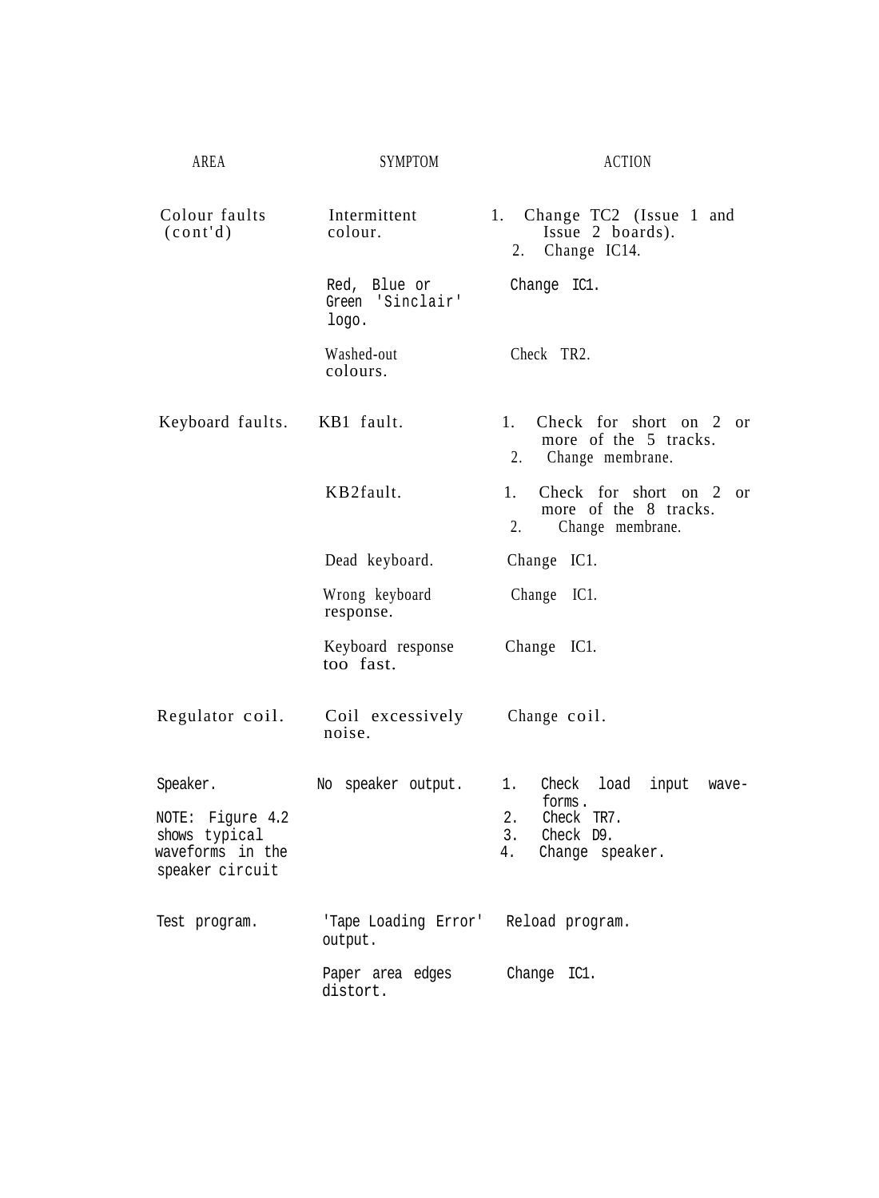| AREA | SYMPTOM | ACTION |
| --- | --- | --- |
| Colour faults (cont'd) | Intermittent colour. | 1. Change TC2 (Issue 1 and Issue 2 boards).<br>2. Change IC14. |
| | Red, Blue or Green 'Sinclair' logo. | Change IC1. |
| | Washed-out colours. | Check TR2. |
| Keyboard faults. | KB1 fault. | 1. Check for short on 2 or more of the 5 tracks.<br>2. Change membrane. |
| | KB2fault. | 1. Check for short on 2 or more of the 8 tracks.<br>2. Change membrane. |
| | Dead keyboard. | Change IC1. |
| | Wrong keyboard response. | Change IC1. |
| | Keyboard response too fast. | Change IC1. |
| Regulator coil. | Coil excessively noise. | Change coil. |
| Speaker.<br><br>NOTE: Figure 4.2 shows typical waveforms in the speaker circuit | No speaker output. | 1. Check load input wave-forms.<br>2. Check TR7.<br>3. Check D9.<br>4. Change speaker. |
| Test program. | 'Tape Loading Error' output. | Reload program. |
| | Paper area edges distort. | Change IC1. |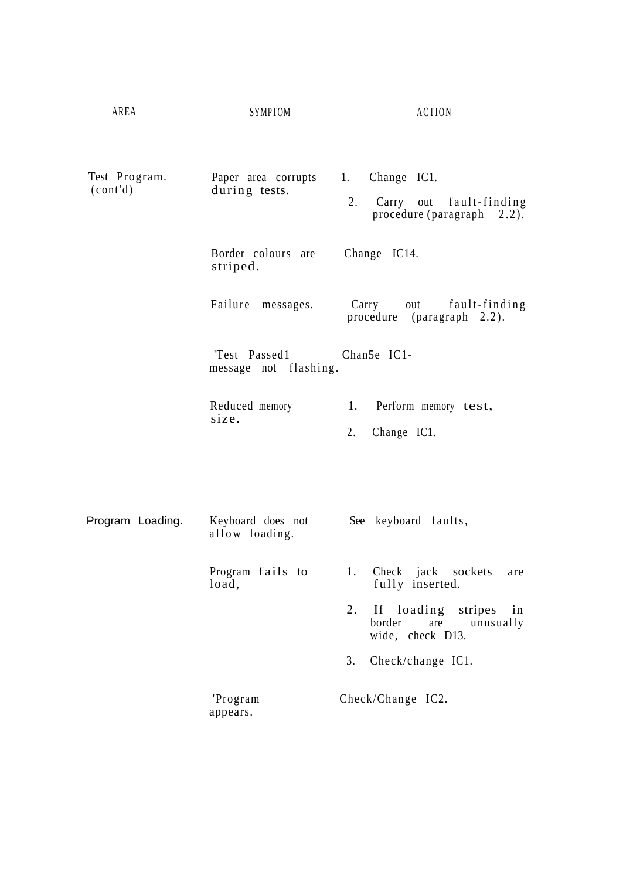| AREA | SYMPTOM | ACTION |
|---|---|---|
| Test Program. (cont'd) | Paper area corrupts during tests. | 1. Change IC1.<br>2. Carry out fault-finding procedure (paragraph 2.2). |
| | Border colours are striped. | Change IC14. |
| | Failure messages. | Carry out fault-finding procedure (paragraph 2.2). |
| | 'Test Passed1 message not flashing. | Chan5e IC1- |
| | Reduced memory size. | 1. Perform memory test,<br>2. Change IC1. |
| Program Loading. | Keyboard does not allow loading. | See keyboard faults, |
| | Program fails to load, | 1. Check jack sockets are fully inserted.<br>2. If loading stripes in border are unusually wide, check D13.<br>3. Check/change IC1. |
| | 'Program appears. | Check/Change IC2. |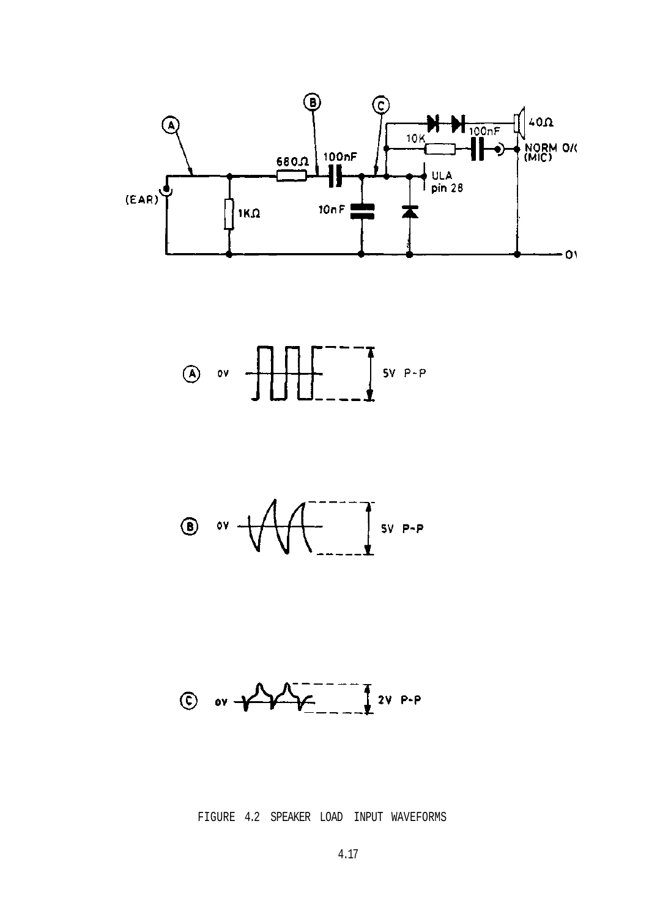FIGURE 4.2 SPEAKER LOAD INPUT WAVEFORMS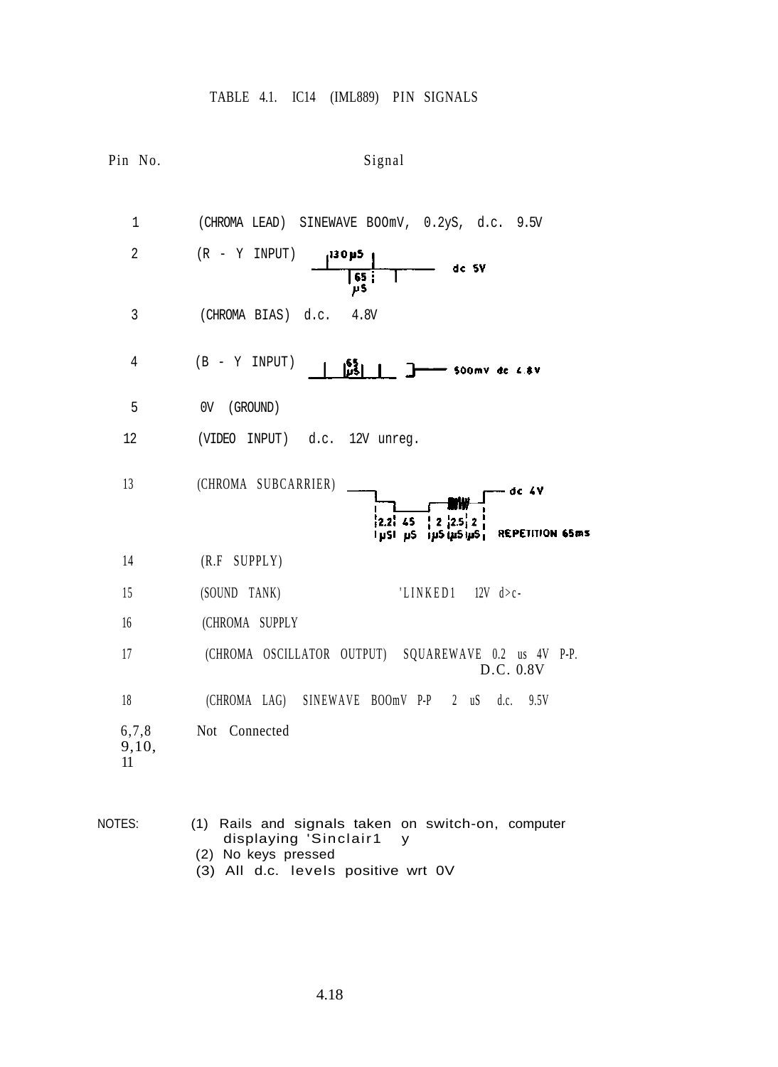# TABLE 4.1. IC14 (IML889) PIN SIGNALS

| Pin No. | Signal |
|---|---|
| 1 | (CHROMA LEAD) SINEWAVE BOOmV, 0.2yS, d.c. 9.5V |
| 2 | (R - Y INPUT) 130 μS, 65 μS, dc 5V |
| 3 | (CHROMA BIAS) d.c. 4.8V |
| 4 | (B - Y INPUT) 65 μS, 500mV dc 4.8V |
| 5 | 0V (GROUND) |
| 12 | (VIDEO INPUT) d.c. 12V unreg. |
| 13 | (CHROMA SUBCARRIER) dc 4V; 2.2 μS, 45 μS, 2 μS, 2.5 μS, 2 μS; REPETITION 65ms |
| 14 | (R.F SUPPLY) |
| 15 | (SOUND TANK) 'LINKED1 12V d>c- |
| 16 | (CHROMA SUPPLY |
| 17 | (CHROMA OSCILLATOR OUTPUT) SQUAREWAVE 0.2 us 4V P-P. D.C. 0.8V |
| 18 | (CHROMA LAG) SINEWAVE BOOmV P-P 2 uS d.c. 9.5V |
| 6,7,8 9,10, 11 | Not Connected |

NOTES:

(1) Rails and signals taken on switch-on, computer displaying 'Sinclair1 y

(2) No keys pressed

(3) All d.c. levels positive wrt 0V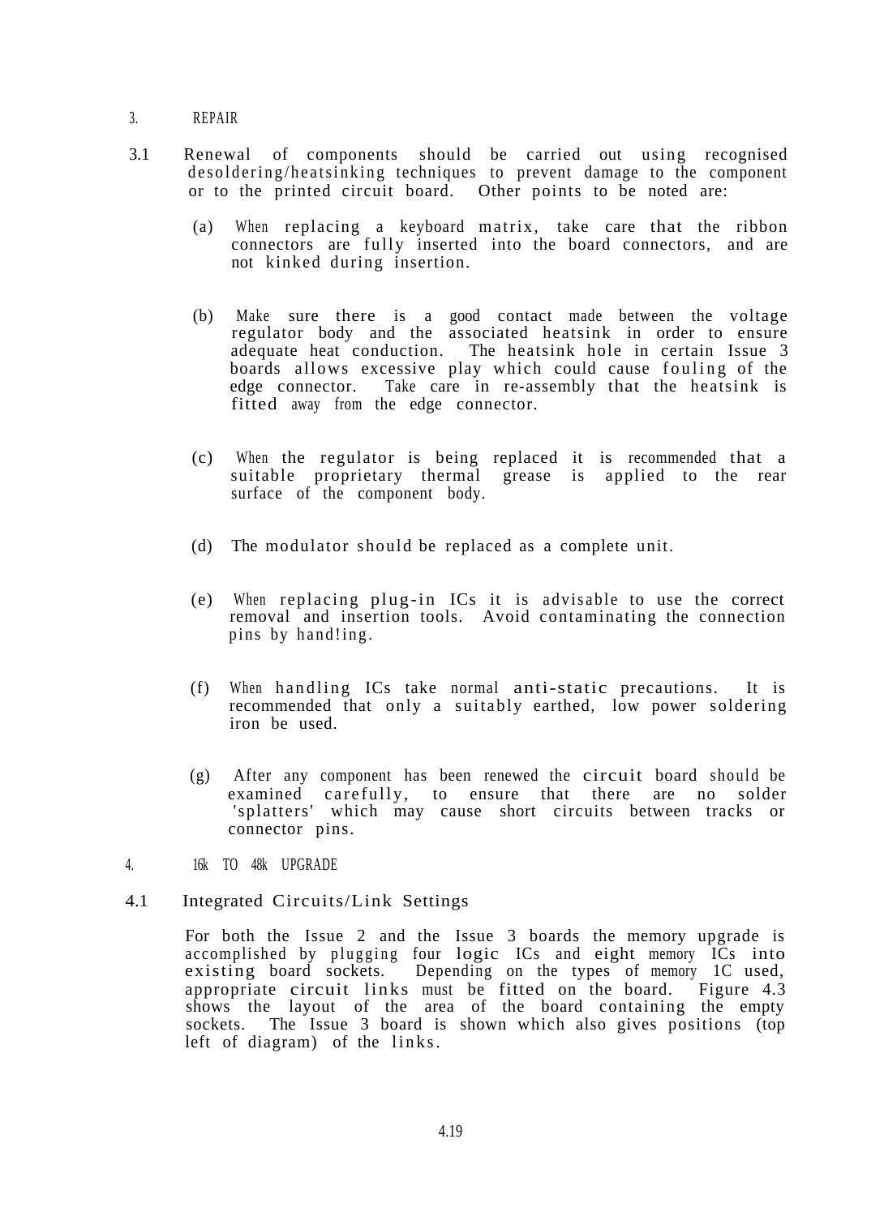## 3. REPAIR

3.1 Renewal of components should be carried out using recognised desoldering/heatsinking techniques to prevent damage to the component or to the printed circuit board. Other points to be noted are:

(a) When replacing a keyboard matrix, take care that the ribbon connectors are fully inserted into the board connectors, and are not kinked during insertion.

(b) Make sure there is a good contact made between the voltage regulator body and the associated heatsink in order to ensure adequate heat conduction. The heatsink hole in certain Issue 3 boards allows excessive play which could cause fouling of the edge connector. Take care in re-assembly that the heatsink is fitted away from the edge connector.

(c) When the regulator is being replaced it is recommended that a suitable proprietary thermal grease is applied to the rear surface of the component body.

(d) The modulator should be replaced as a complete unit.

(e) When replacing plug-in ICs it is advisable to use the correct removal and insertion tools. Avoid contaminating the connection pins by hand!ing.

(f) When handling ICs take normal anti-static precautions. It is recommended that only a suitably earthed, low power soldering iron be used.

(g) After any component has been renewed the circuit board should be examined carefully, to ensure that there are no solder 'splatters' which may cause short circuits between tracks or connector pins.

## 4. 16k TO 48k UPGRADE

### 4.1 Integrated Circuits/Link Settings

For both the Issue 2 and the Issue 3 boards the memory upgrade is accomplished by plugging four logic ICs and eight memory ICs into existing board sockets. Depending on the types of memory 1C used, appropriate circuit links must be fitted on the board. Figure 4.3 shows the layout of the area of the board containing the empty sockets. The Issue 3 board is shown which also gives positions (top left of diagram) of the links.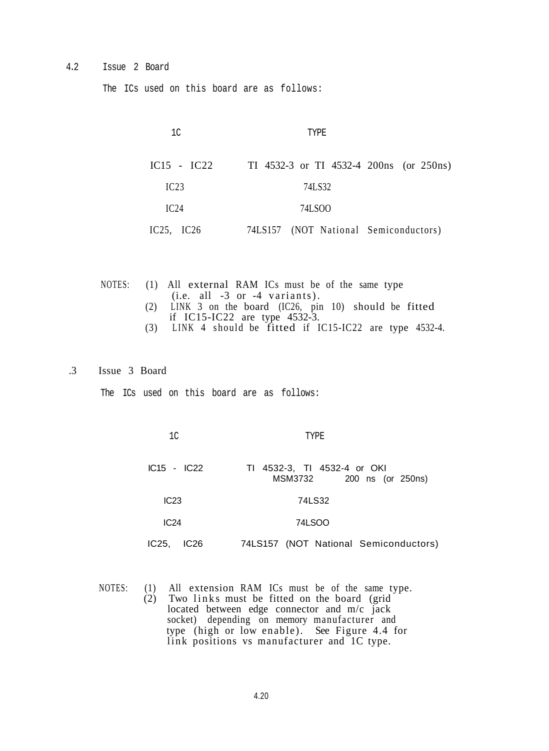## 4.2 Issue 2 Board

The ICs used on this board are as follows:

| 1C | TYPE |
| --- | --- |
| IC15 - IC22 | TI 4532-3 or TI 4532-4 200ns (or 250ns) |
| IC23 | 74LS32 |
| IC24 | 74LSOO |
| IC25, IC26 | 74LS157 (NOT National Semiconductors) |

NOTES:
(1) All external RAM ICs must be of the same type (i.e. all -3 or -4 variants).
(2) LINK 3 on the board (IC26, pin 10) should be fitted if IC15-IC22 are type 4532-3.
(3) LINK 4 should be fitted if IC15-IC22 are type 4532-4.

## .3 Issue 3 Board

The ICs used on this board are as follows:

| 1C | TYPE |
| --- | --- |
| IC15 - IC22 | TI 4532-3, TI 4532-4 or OKI MSM3732 200 ns (or 250ns) |
| IC23 | 74LS32 |
| IC24 | 74LSOO |
| IC25, IC26 | 74LS157 (NOT National Semiconductors) |

NOTES:
(1) All extension RAM ICs must be of the same type.
(2) Two links must be fitted on the board (grid located between edge connector and m/c jack socket) depending on memory manufacturer and type (high or low enable). See Figure 4.4 for link positions vs manufacturer and 1C type.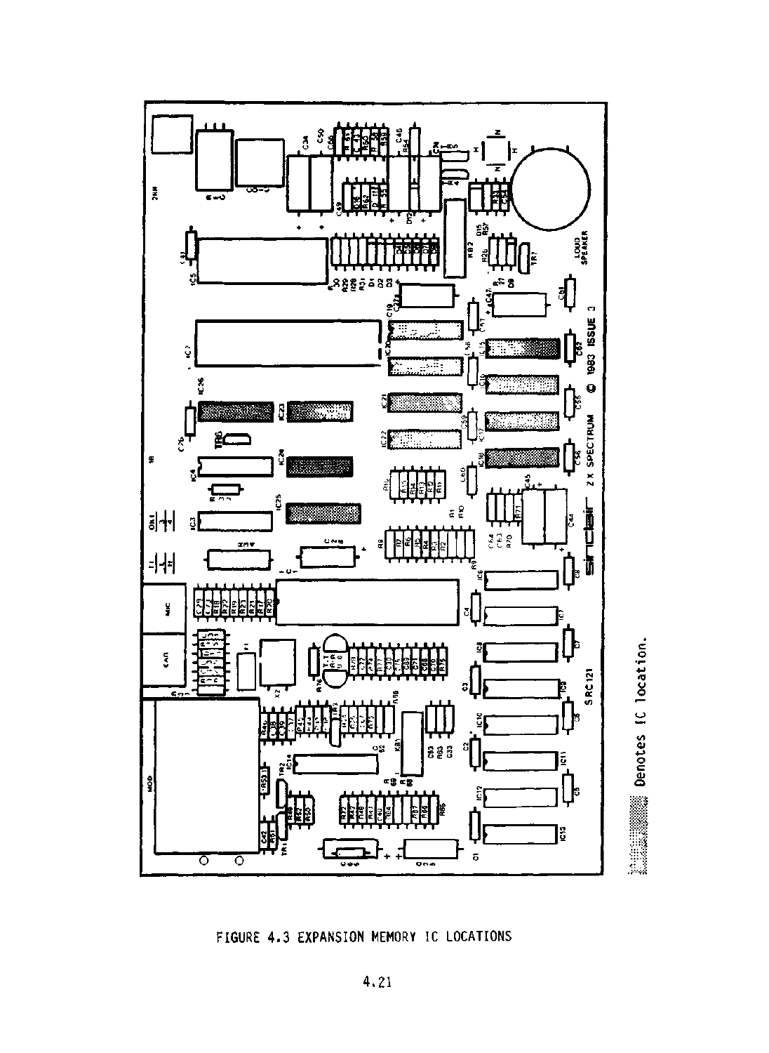Denotes IC location.

FIGURE 4.3 EXPANSION MEMORY IC LOCATIONS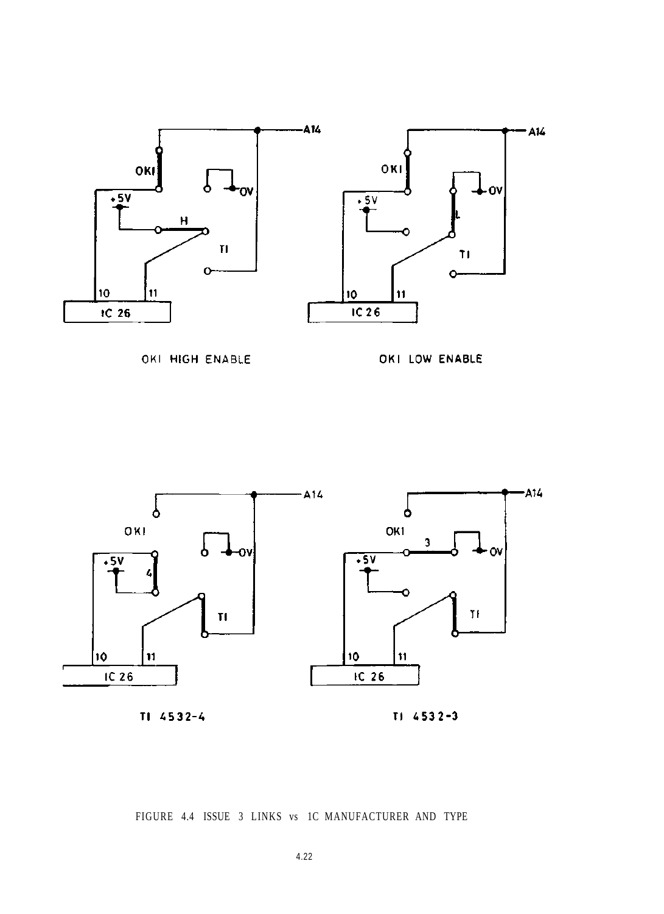OKI HIGH ENABLE

OKI LOW ENABLE

TI 4532-4

TI 4532-3

FIGURE 4.4 ISSUE 3 LINKS vs 1C MANUFACTURER AND TYPE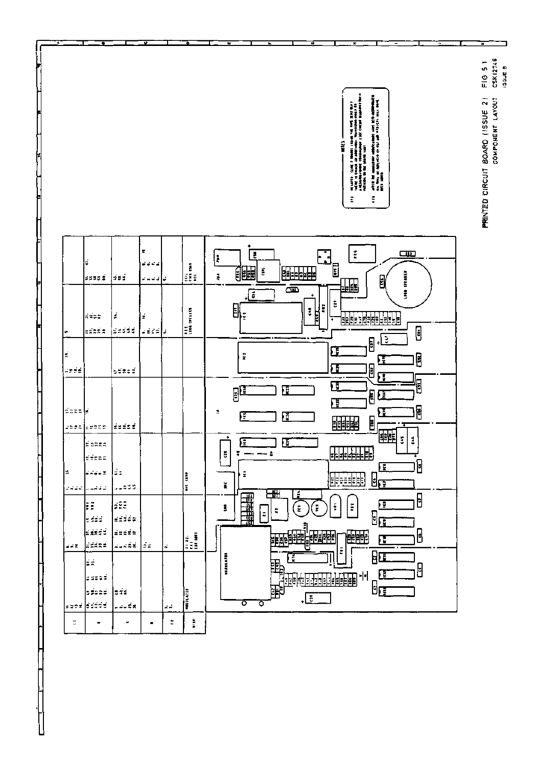PRINTED CIRCUIT BOARD (ISSUE 2) COMPONENT LAYOUT

FIG 5.1

CSK12746

ISSUE B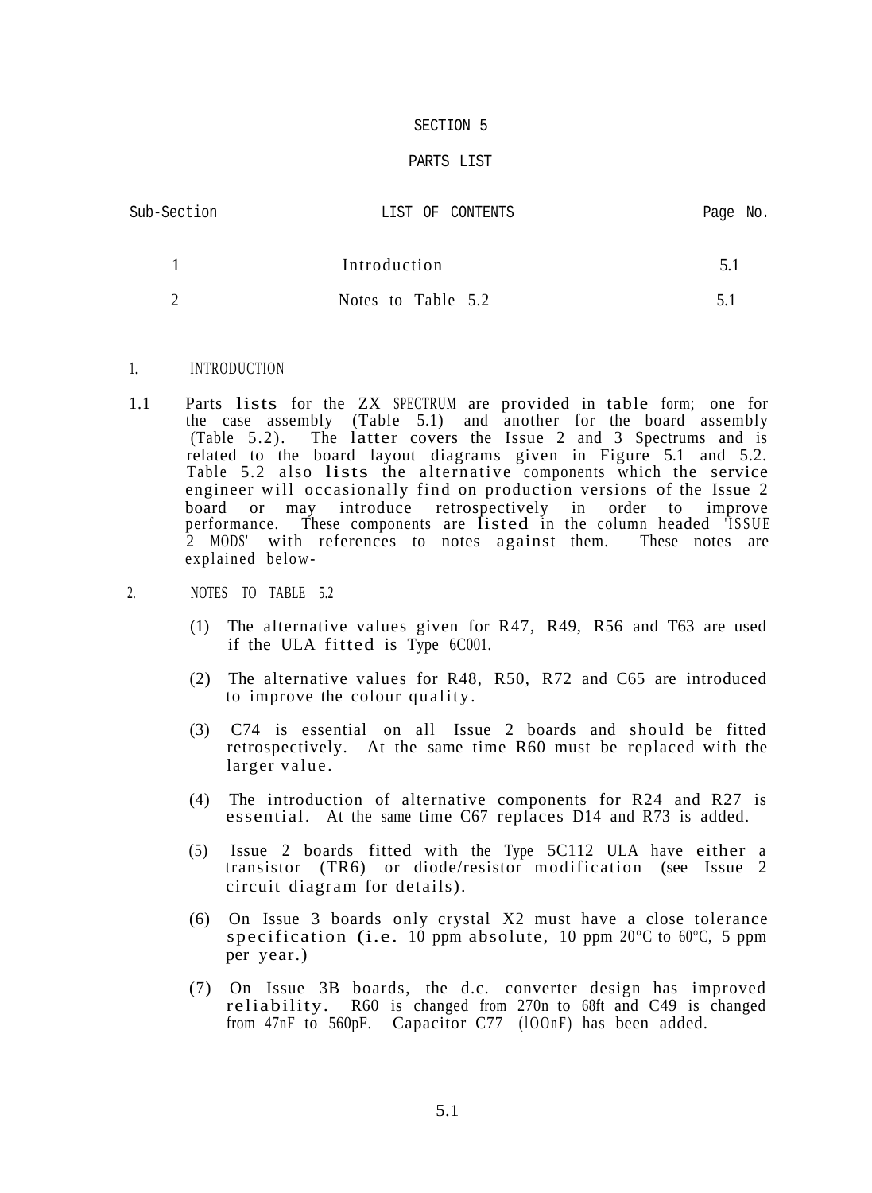# SECTION 5

## PARTS LIST

| Sub-Section | LIST OF CONTENTS | Page No. |
|---|---|---|
| 1 | Introduction | 5.1 |
| 2 | Notes to Table 5.2 | 5.1 |

### 1. INTRODUCTION

1.1 Parts lists for the ZX SPECTRUM are provided in table form; one for the case assembly (Table 5.1) and another for the board assembly (Table 5.2). The latter covers the Issue 2 and 3 Spectrums and is related to the board layout diagrams given in Figure 5.1 and 5.2. Table 5.2 also lists the alternative components which the service engineer will occasionally find on production versions of the Issue 2 board or may introduce retrospectively in order to improve performance. These components are listed in the column headed 'ISSUE 2 MODS' with references to notes against them. These notes are explained below-

### 2. NOTES TO TABLE 5.2

(1) The alternative values given for R47, R49, R56 and T63 are used if the ULA fitted is Type 6C001.

(2) The alternative values for R48, R50, R72 and C65 are introduced to improve the colour quality.

(3) C74 is essential on all Issue 2 boards and should be fitted retrospectively. At the same time R60 must be replaced with the larger value.

(4) The introduction of alternative components for R24 and R27 is essential. At the same time C67 replaces D14 and R73 is added.

(5) Issue 2 boards fitted with the Type 5C112 ULA have either a transistor (TR6) or diode/resistor modification (see Issue 2 circuit diagram for details).

(6) On Issue 3 boards only crystal X2 must have a close tolerance specification (i.e. 10 ppm absolute, 10 ppm 20°C to 60°C, 5 ppm per year.)

(7) On Issue 3B boards, the d.c. converter design has improved reliability. R60 is changed from 270n to 68ft and C49 is changed from 47nF to 560pF. Capacitor C77 (lOOnF) has been added.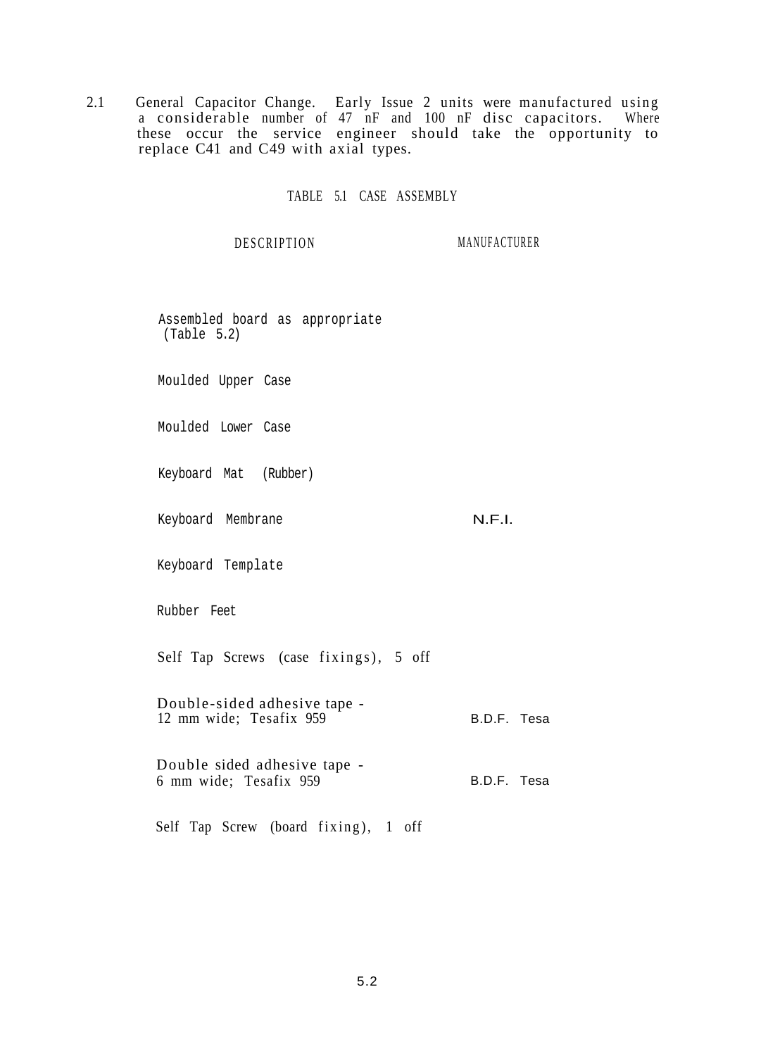2.1 General Capacitor Change. Early Issue 2 units were manufactured using a considerable number of 47 nF and 100 nF disc capacitors. Where these occur the service engineer should take the opportunity to replace C41 and C49 with axial types.

TABLE 5.1 CASE ASSEMBLY

| DESCRIPTION | MANUFACTURER |
|---|---|
| Assembled board as appropriate (Table 5.2) | |
| Moulded Upper Case | |
| Moulded Lower Case | |
| Keyboard Mat (Rubber) | |
| Keyboard Membrane | N.F.I. |
| Keyboard Template | |
| Rubber Feet | |
| Self Tap Screws (case fixings), 5 off | |
| Double-sided adhesive tape - 12 mm wide; Tesafix 959 | B.D.F. Tesa |
| Double sided adhesive tape - 6 mm wide; Tesafix 959 | B.D.F. Tesa |
| Self Tap Screw (board fixing), 1 off | |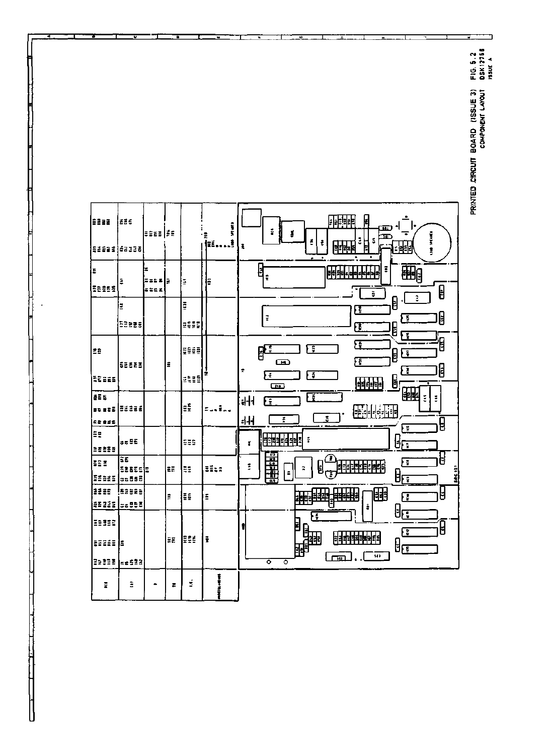PRINTED CIRCUIT BOARD (ISSUE 3) COMPONENT LAYOUT

FIG. 5.2
OSK12756
ISSUE A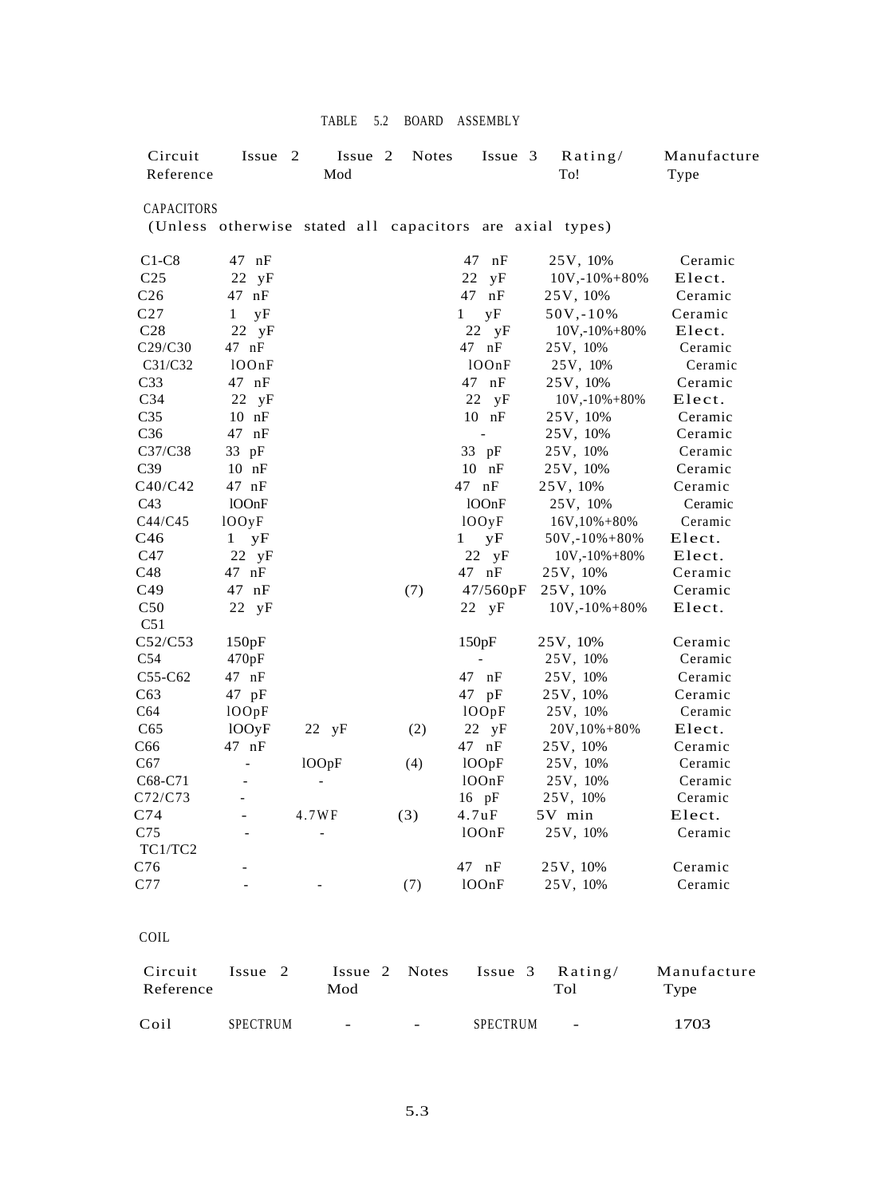TABLE 5.2 BOARD ASSEMBLY

| Circuit Reference | Issue 2 | Issue 2 Mod | Notes | Issue 3 | Rating/ To! | Manufacture Type |
|---|---|---|---|---|---|---|
| **CAPACITORS** | | | | | | |
| (Unless otherwise stated all capacitors are axial types) | | | | | | |
| C1-C8 | 47 nF | | | 47 nF | 25V, 10% | Ceramic |
| C25 | 22 yF | | | 22 yF | 10V,-10%+80% | Elect. |
| C26 | 47 nF | | | 47 nF | 25V, 10% | Ceramic |
| C27 | 1 yF | | | 1 yF | 50V,-10% | Ceramic |
| C28 | 22 yF | | | 22 yF | 10V,-10%+80% | Elect. |
| C29/C30 | 47 nF | | | 47 nF | 25V, 10% | Ceramic |
| C31/C32 | lOOnF | | | lOOnF | 25V, 10% | Ceramic |
| C33 | 47 nF | | | 47 nF | 25V, 10% | Ceramic |
| C34 | 22 yF | | | 22 yF | 10V,-10%+80% | Elect. |
| C35 | 10 nF | | | 10 nF | 25V, 10% | Ceramic |
| C36 | 47 nF | | | - | 25V, 10% | Ceramic |
| C37/C38 | 33 pF | | | 33 pF | 25V, 10% | Ceramic |
| C39 | 10 nF | | | 10 nF | 25V, 10% | Ceramic |
| C40/C42 | 47 nF | | | 47 nF | 25V, 10% | Ceramic |
| C43 | lOOnF | | | lOOnF | 25V, 10% | Ceramic |
| C44/C45 | lOOyF | | | lOOyF | 16V,10%+80% | Ceramic |
| C46 | 1 yF | | | 1 yF | 50V,-10%+80% | Elect. |
| C47 | 22 yF | | | 22 yF | 10V,-10%+80% | Elect. |
| C48 | 47 nF | | | 47 nF | 25V, 10% | Ceramic |
| C49 | 47 nF | | (7) | 47/560pF | 25V, 10% | Ceramic |
| C50 | 22 yF | | | 22 yF | 10V,-10%+80% | Elect. |
| C51 | | | | | | |
| C52/C53 | 150pF | | | 150pF | 25V, 10% | Ceramic |
| C54 | 470pF | | | - | 25V, 10% | Ceramic |
| C55-C62 | 47 nF | | | 47 nF | 25V, 10% | Ceramic |
| C63 | 47 pF | | | 47 pF | 25V, 10% | Ceramic |
| C64 | lOOpF | | | lOOpF | 25V, 10% | Ceramic |
| C65 | lOOyF | 22 yF | (2) | 22 yF | 20V,10%+80% | Elect. |
| C66 | 47 nF | | | 47 nF | 25V, 10% | Ceramic |
| C67 | - | lOOpF | (4) | lOOpF | 25V, 10% | Ceramic |
| C68-C71 | - | - | | lOOnF | 25V, 10% | Ceramic |
| C72/C73 | - | | | 16 pF | 25V, 10% | Ceramic |
| C74 | - | 4.7WF | (3) | 4.7uF | 5V min | Elect. |
| C75 | - | - | | lOOnF | 25V, 10% | Ceramic |
| TC1/TC2 | | | | | | |
| C76 | - | | | 47 nF | 25V, 10% | Ceramic |
| C77 | - | - | (7) | lOOnF | 25V, 10% | Ceramic |

COIL

| Circuit Reference | Issue 2 | Issue 2 Mod | Notes | Issue 3 | Rating/ Tol | Manufacture Type |
|---|---|---|---|---|---|---|
| Coil | SPECTRUM | - | - | SPECTRUM | - | 1703 |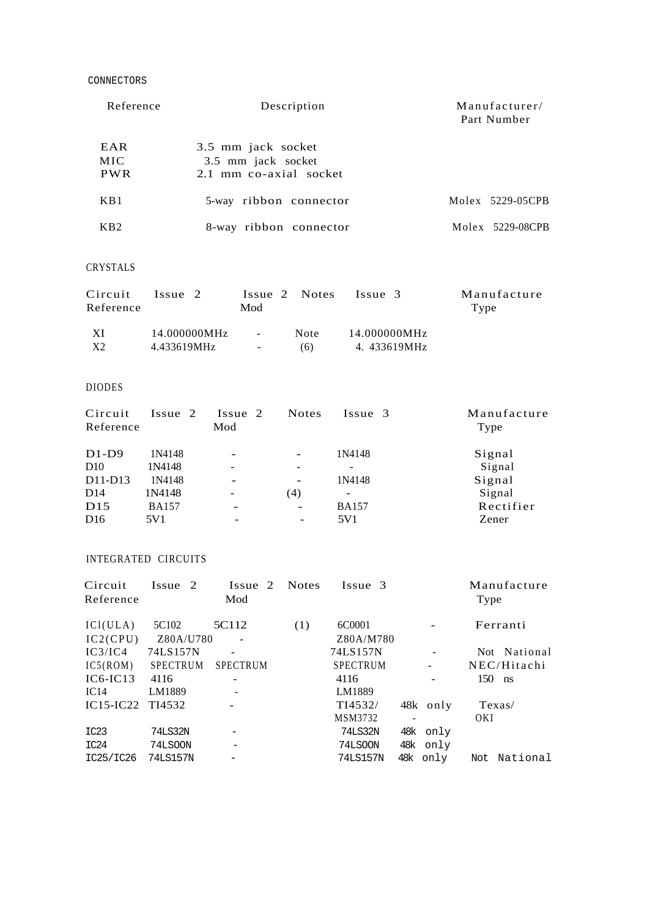CONNECTORS

| Reference | Description | Manufacturer/ Part Number |
|---|---|---|
| EAR | 3.5 mm jack socket | |
| MIC | 3.5 mm jack socket | |
| PWR | 2.1 mm co-axial socket | |
| KB1 | 5-way ribbon connector | Molex 5229-05CPB |
| KB2 | 8-way ribbon connector | Molex 5229-08CPB |

CRYSTALS

| Circuit Reference | Issue 2 | Issue 2 Mod | Notes | Issue 3 | Manufacture Type |
|---|---|---|---|---|---|
| XI | 14.000000MHz | - | Note | 14.000000MHz | |
| X2 | 4.433619MHz | - | (6) | 4. 433619MHz | |

DIODES

| Circuit Reference | Issue 2 | Issue 2 Mod | Notes | Issue 3 | Manufacture Type |
|---|---|---|---|---|---|
| D1-D9 | 1N4148 | - | - | 1N4148 | Signal |
| D10 | 1N4148 | - | - | - | Signal |
| D11-D13 | 1N4148 | - | - | 1N4148 | Signal |
| D14 | 1N4148 | - | (4) | - | Signal |
| D15 | BA157 | - | - | BA157 | Rectifier |
| D16 | 5V1 | - | - | 5V1 | Zener |

INTEGRATED CIRCUITS

| Circuit Reference | Issue 2 | Issue 2 Mod | Notes | Issue 3 | | Manufacture Type |
|---|---|---|---|---|---|---|
| ICl(ULA) | 5C102 | 5C112 | (1) | 6C0001 | - | Ferranti |
| IC2(CPU) | Z80A/U780 | - | | Z80A/M780 | | |
| IC3/IC4 | 74LS157N | - | | 74LS157N | - | Not National |
| IC5(ROM) | SPECTRUM | SPECTRUM | | SPECTRUM | - | NEC/Hitachi |
| IC6-IC13 | 4116 | - | | 4116 | - | 150 ns |
| IC14 | LM1889 | - | | LM1889 | | |
| IC15-IC22 | TI4532 | - | | TI4532/ | 48k only | Texas/ |
| | | | | MSM3732 | - | OKI |
| IC23 | 74LS32N | - | | 74LS32N | 48k only | |
| IC24 | 74LSOON | - | | 74LSOON | 48k only | |
| IC25/IC26 | 74LS157N | - | | 74LS157N | 48k only | Not National |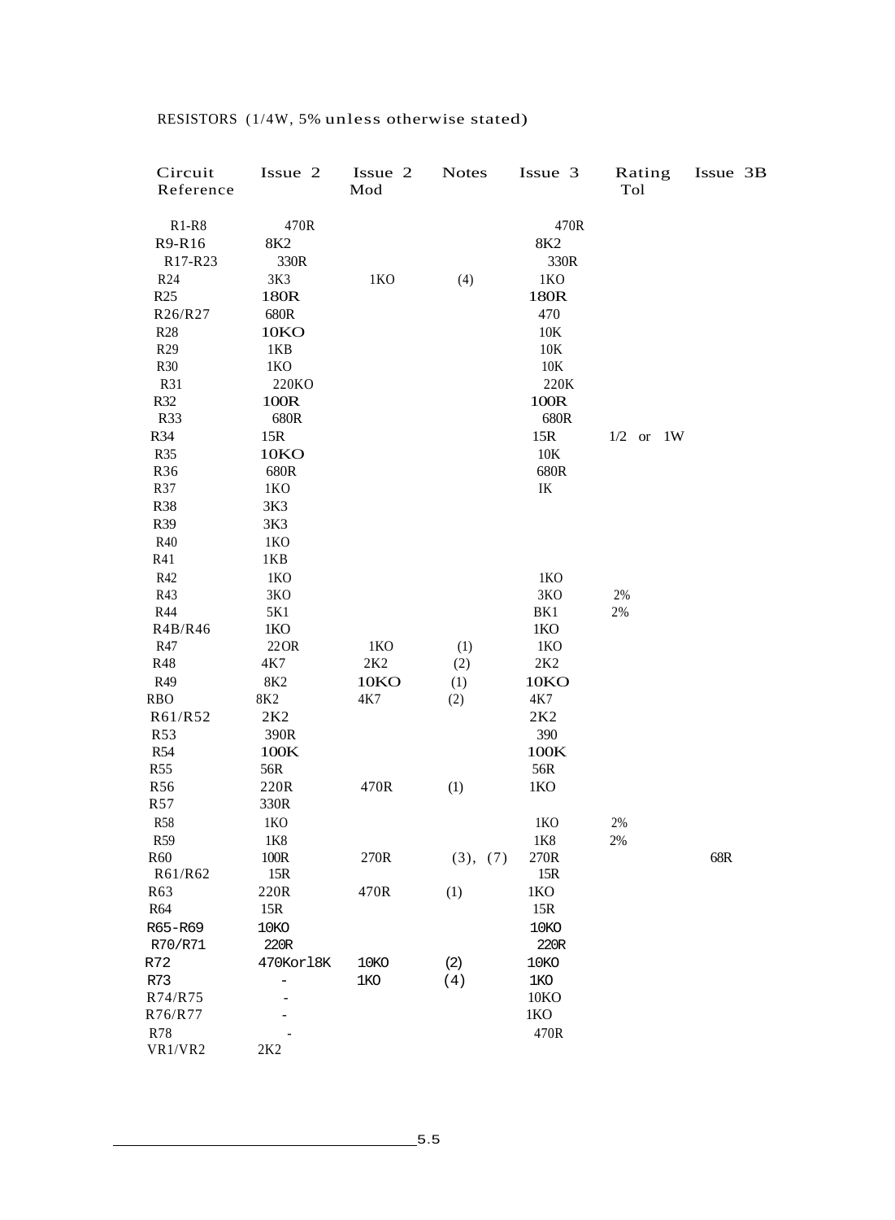RESISTORS (1/4W, 5% unless otherwise stated)

| Circuit Reference | Issue 2 | Issue 2 Mod | Notes | Issue 3 | Rating Tol | Issue 3B |
|---|---|---|---|---|---|---|
| R1-R8 | 470R | | | 470R | | |
| R9-R16 | 8K2 | | | 8K2 | | |
| R17-R23 | 330R | | | 330R | | |
| R24 | 3K3 | 1KO | (4) | 1KO | | |
| R25 | 180R | | | 180R | | |
| R26/R27 | 680R | | | 470 | | |
| R28 | 10KO | | | 10K | | |
| R29 | 1KB | | | 10K | | |
| R30 | 1KO | | | 10K | | |
| R31 | 220KO | | | 220K | | |
| R32 | 100R | | | 100R | | |
| R33 | 680R | | | 680R | | |
| R34 | 15R | | | 15R | 1/2 or 1W | |
| R35 | 10KO | | | 10K | | |
| R36 | 680R | | | 680R | | |
| R37 | 1KO | | | IK | | |
| R38 | 3K3 | | | | | |
| R39 | 3K3 | | | | | |
| R40 | 1KO | | | | | |
| R41 | 1KB | | | | | |
| R42 | 1KO | | | 1KO | | |
| R43 | 3KO | | | 3KO | 2% | |
| R44 | 5K1 | | | BK1 | 2% | |
| R4B/R46 | 1KO | | | 1KO | | |
| R47 | 22OR | 1KO | (1) | 1KO | | |
| R48 | 4K7 | 2K2 | (2) | 2K2 | | |
| R49 | 8K2 | 10KO | (1) | 10KO | | |
| RBO | 8K2 | 4K7 | (2) | 4K7 | | |
| R61/R52 | 2K2 | | | 2K2 | | |
| R53 | 390R | | | 390 | | |
| R54 | 100K | | | 100K | | |
| R55 | 56R | | | 56R | | |
| R56 | 220R | 470R | (1) | 1KO | | |
| R57 | 330R | | | | | |
| R58 | 1KO | | | 1KO | 2% | |
| R59 | 1K8 | | | 1K8 | 2% | |
| R60 | 100R | 270R | (3), (7) | 270R | | 68R |
| R61/R62 | 15R | | | 15R | | |
| R63 | 220R | 470R | (1) | 1KO | | |
| R64 | 15R | | | 15R | | |
| R65-R69 | 10KO | | | 10KO | | |
| R70/R71 | 220R | | | 220R | | |
| R72 | 470Korl8K | 10KO | (2) | 10KO | | |
| R73 | - | 1KO | (4) | 1KO | | |
| R74/R75 | - | | | 10KO | | |
| R76/R77 | - | | | 1KO | | |
| R78 | - | | | 470R | | |
| VR1/VR2 | 2K2 | | | | | |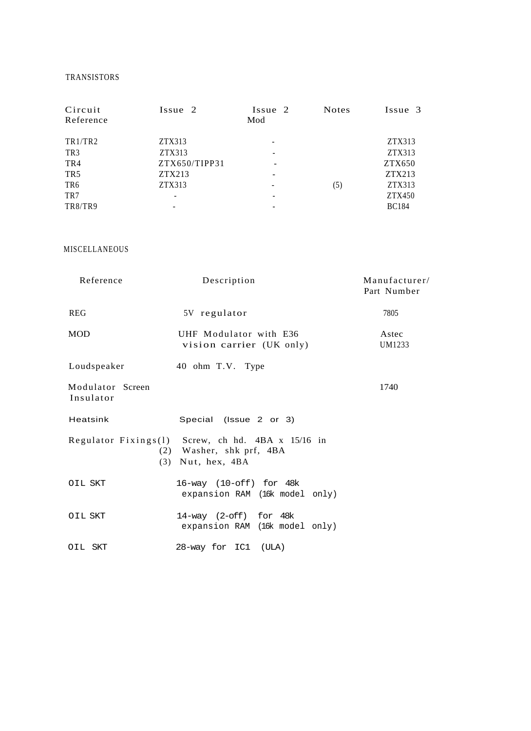## TRANSISTORS

| Circuit Reference | Issue 2 | Issue 2 Mod | Notes | Issue 3 |
|---|---|---|---|---|
| TR1/TR2 | ZTX313 | - | | ZTX313 |
| TR3 | ZTX313 | - | | ZTX313 |
| TR4 | ZTX650/TIPP31 | - | | ZTX650 |
| TR5 | ZTX213 | - | | ZTX213 |
| TR6 | ZTX313 | - | (5) | ZTX313 |
| TR7 | - | - | | ZTX450 |
| TR8/TR9 | - | - | | BC184 |

## MISCELLANEOUS

| Reference | Description | Manufacturer/ Part Number |
|---|---|---|
| REG | 5V regulator | 7805 |
| MOD | UHF Modulator with E36 vision carrier (UK only) | Astec UM1233 |
| Loudspeaker | 40 ohm T.V. Type | |
| Modulator Screen Insulator | | 1740 |
| Heatsink | Special (Issue 2 or 3) | |
| Regulator Fixings | (1) Screw, ch hd. 4BA x 15/16 in<br>(2) Washer, shk prf, 4BA<br>(3) Nut, hex, 4BA | |
| OIL SKT | 16-way (10-off) for 48k expansion RAM (16k model only) | |
| OIL SKT | 14-way (2-off) for 48k expansion RAM (16k model only) | |
| OIL SKT | 28-way for IC1 (ULA) | |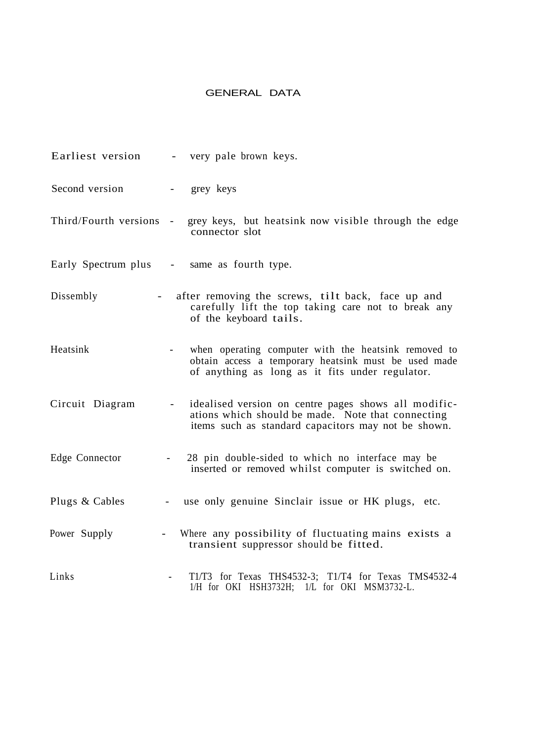# GENERAL DATA

| | |
|---|---|
| Earliest version | - very pale brown keys. |
| Second version | - grey keys |
| Third/Fourth versions | - grey keys, but heatsink now visible through the edge connector slot |
| Early Spectrum plus | - same as fourth type. |
| Dissembly | - after removing the screws, tilt back, face up and carefully lift the top taking care not to break any of the keyboard tails. |
| Heatsink | - when operating computer with the heatsink removed to obtain access a temporary heatsink must be used made of anything as long as it fits under regulator. |
| Circuit Diagram | - idealised version on centre pages shows all modifications which should be made. Note that connecting items such as standard capacitors may not be shown. |
| Edge Connector | - 28 pin double-sided to which no interface may be inserted or removed whilst computer is switched on. |
| Plugs & Cables | - use only genuine Sinclair issue or HK plugs, etc. |
| Power Supply | - Where any possibility of fluctuating mains exists a transient suppressor should be fitted. |
| Links | - T1/T3 for Texas THS4532-3; T1/T4 for Texas TMS4532-4 1/H for OKI HSH3732H; 1/L for OKI MSM3732-L. |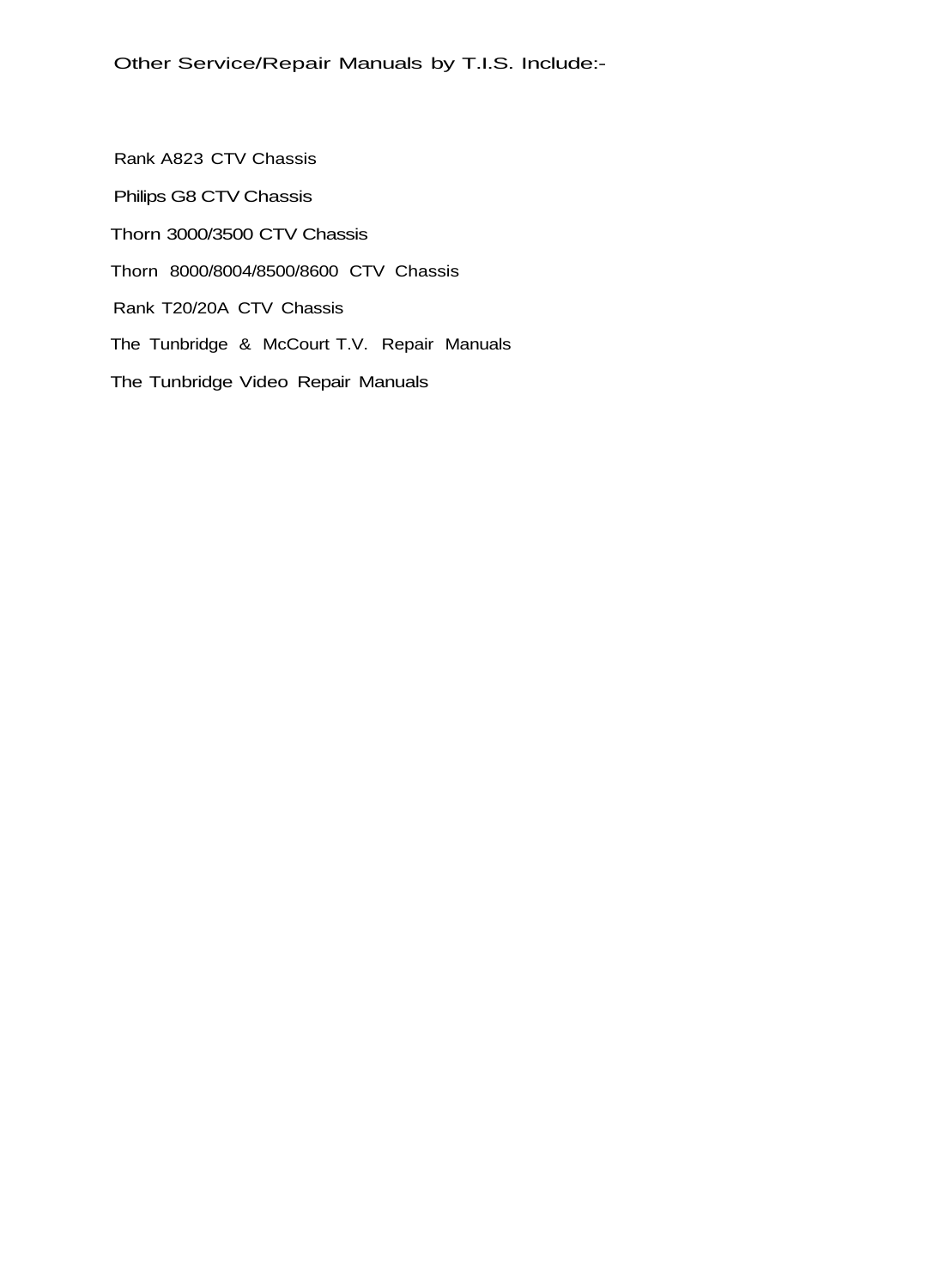Other Service/Repair Manuals by T.I.S. Include:-

Rank A823 CTV Chassis

Philips G8 CTV Chassis

Thorn 3000/3500 CTV Chassis

Thorn 8000/8004/8500/8600 CTV Chassis

Rank T20/20A CTV Chassis

The Tunbridge & McCourt T.V. Repair Manuals

The Tunbridge Video Repair Manuals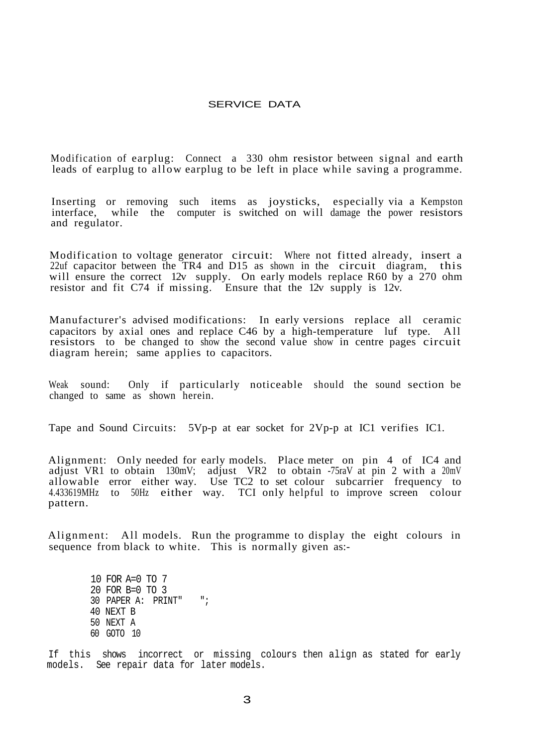# SERVICE DATA

Modification of earplug: Connect a 330 ohm resistor between signal and earth leads of earplug to allow earplug to be left in place while saving a programme.

Inserting or removing such items as joysticks, especially via a Kempston interface, while the computer is switched on will damage the power resistors and regulator.

Modification to voltage generator circuit: Where not fitted already, insert a 22uf capacitor between the TR4 and D15 as shown in the circuit diagram, this will ensure the correct 12v supply. On early models replace R60 by a 270 ohm resistor and fit C74 if missing. Ensure that the 12v supply is 12v.

Manufacturer's advised modifications: In early versions replace all ceramic capacitors by axial ones and replace C46 by a high-temperature luf type. All resistors to be changed to show the second value show in centre pages circuit diagram herein; same applies to capacitors.

Weak sound: Only if particularly noticeable should the sound section be changed to same as shown herein.

Tape and Sound Circuits: 5Vp-p at ear socket for 2Vp-p at IC1 verifies IC1.

Alignment: Only needed for early models. Place meter on pin 4 of IC4 and adjust VR1 to obtain 130mV; adjust VR2 to obtain -75raV at pin 2 with a 20mV allowable error either way. Use TC2 to set colour subcarrier frequency to 4.433619MHz to 50Hz either way. TCI only helpful to improve screen colour pattern.

Alignment: All models. Run the programme to display the eight colours in sequence from black to white. This is normally given as:-

```
10 FOR A=0 TO 7
20 FOR B=0 TO 3
30 PAPER A: PRINT"    ";
40 NEXT B
50 NEXT A
60 GOTO 10
```

If this shows incorrect or missing colours then align as stated for early models. See repair data for later models.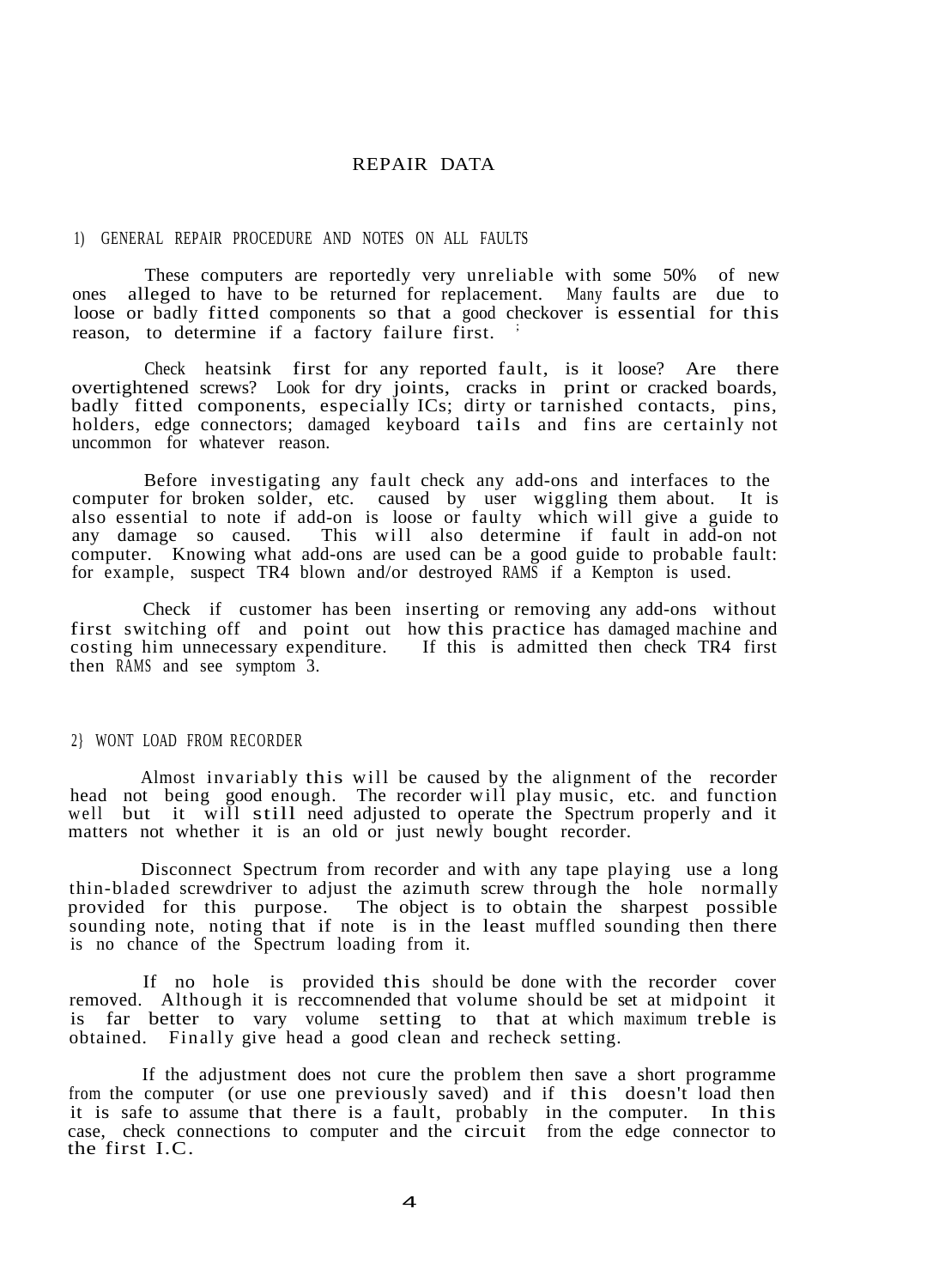# REPAIR DATA

## 1) GENERAL REPAIR PROCEDURE AND NOTES ON ALL FAULTS

These computers are reportedly very unreliable with some 50% of new ones alleged to have to be returned for replacement. Many faults are due to loose or badly fitted components so that a good checkover is essential for this reason, to determine if a factory failure first.

Check heatsink first for any reported fault, is it loose? Are there overtightened screws? Look for dry joints, cracks in print or cracked boards, badly fitted components, especially ICs; dirty or tarnished contacts, pins, holders, edge connectors; damaged keyboard tails and fins are certainly not uncommon for whatever reason.

Before investigating any fault check any add-ons and interfaces to the computer for broken solder, etc. caused by user wiggling them about. It is also essential to note if add-on is loose or faulty which will give a guide to any damage so caused. This will also determine if fault in add-on not computer. Knowing what add-ons are used can be a good guide to probable fault: for example, suspect TR4 blown and/or destroyed RAMS if a Kempton is used.

Check if customer has been inserting or removing any add-ons without first switching off and point out how this practice has damaged machine and costing him unnecessary expenditure. If this is admitted then check TR4 first then RAMS and see symptom 3.

## 2} WONT LOAD FROM RECORDER

Almost invariably this will be caused by the alignment of the recorder head not being good enough. The recorder will play music, etc. and function well but it will still need adjusted to operate the Spectrum properly and it matters not whether it is an old or just newly bought recorder.

Disconnect Spectrum from recorder and with any tape playing use a long thin-bladed screwdriver to adjust the azimuth screw through the hole normally provided for this purpose. The object is to obtain the sharpest possible sounding note, noting that if note is in the least muffled sounding then there is no chance of the Spectrum loading from it.

If no hole is provided this should be done with the recorder cover removed. Although it is reccomnended that volume should be set at midpoint it is far better to vary volume setting to that at which maximum treble is obtained. Finally give head a good clean and recheck setting.

If the adjustment does not cure the problem then save a short programme from the computer (or use one previously saved) and if this doesn't load then it is safe to assume that there is a fault, probably in the computer. In this case, check connections to computer and the circuit from the edge connector to the first I.C.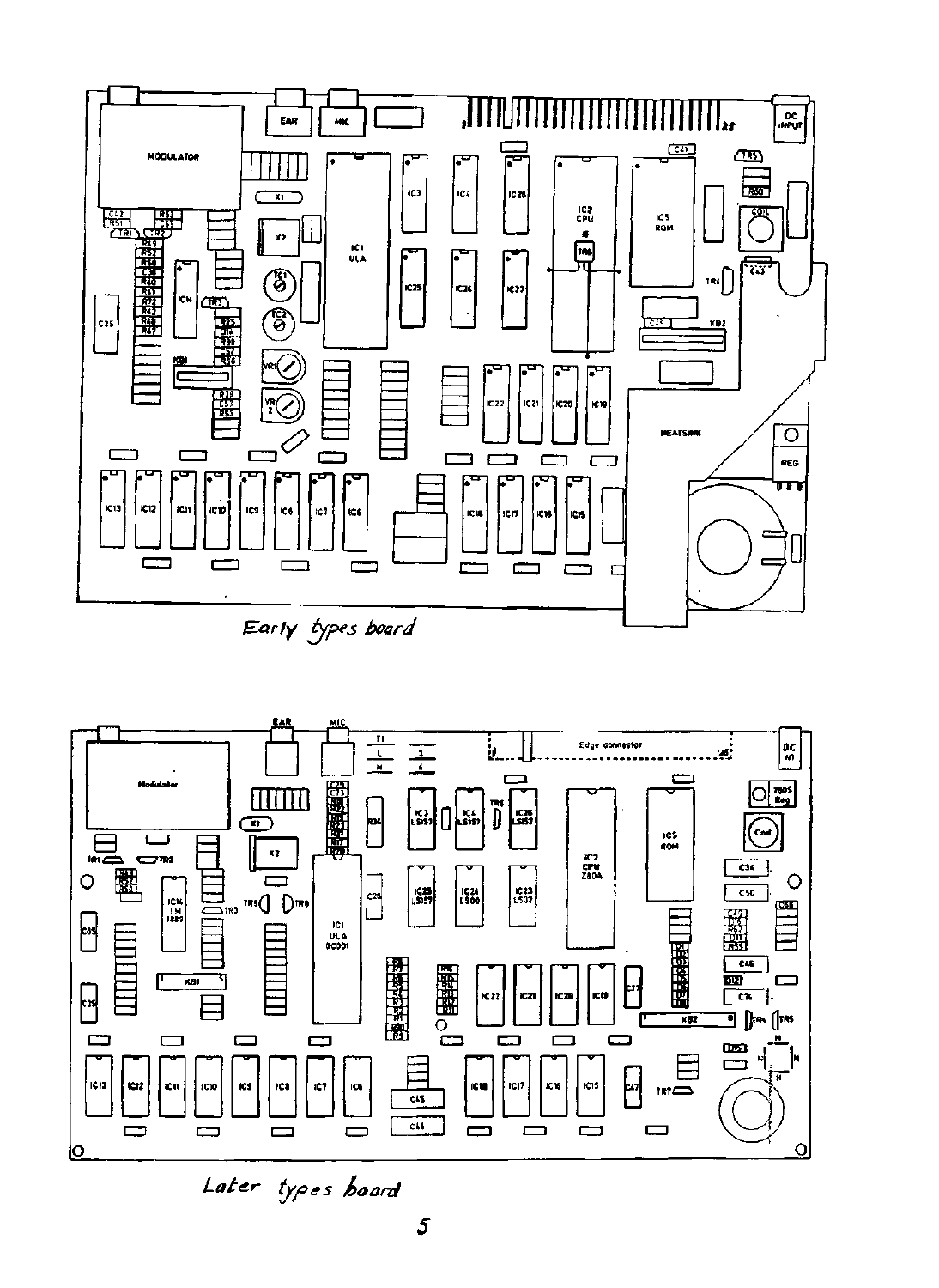Early types board

Later types board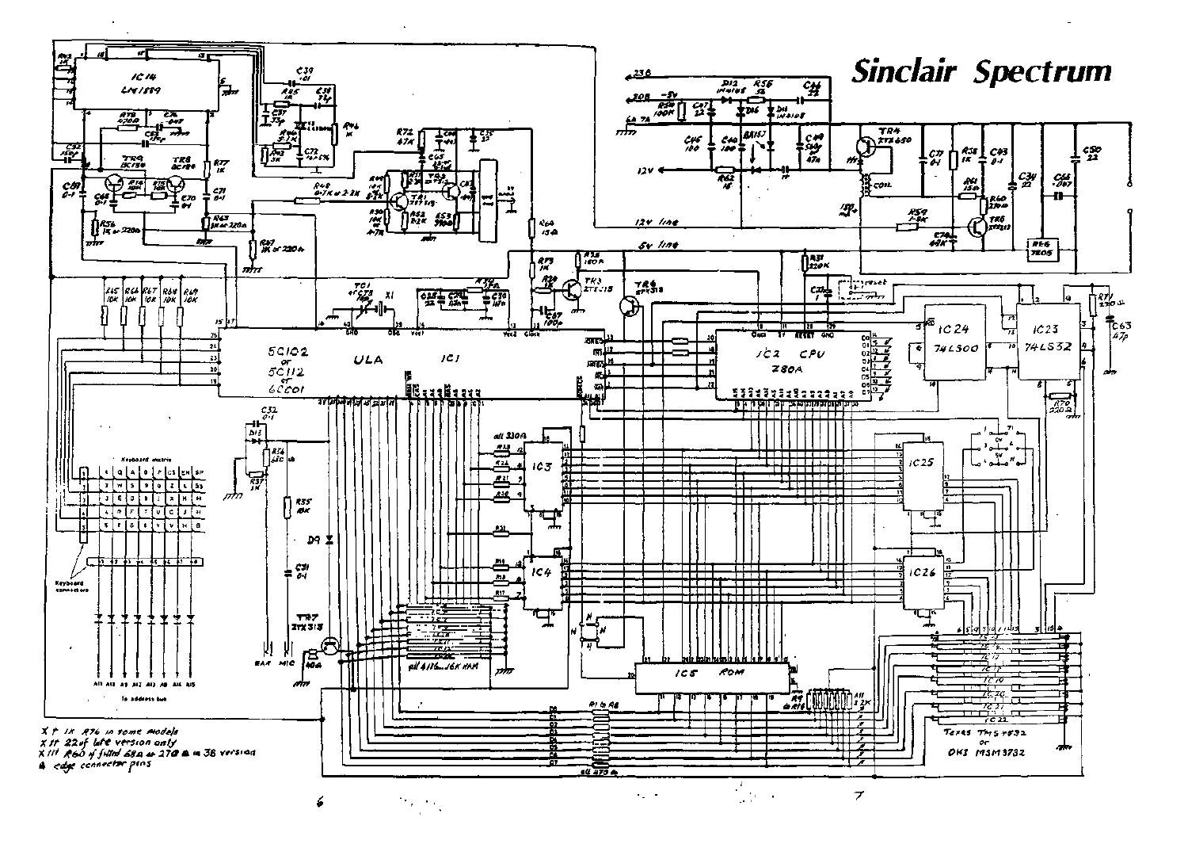# Sinclair Spectrum

X † 1K R76 in some models
X †† 22uf late version only
X ††† R60 if fitted 68Ω or 270Ω in 3B version
⊕ edge connector pins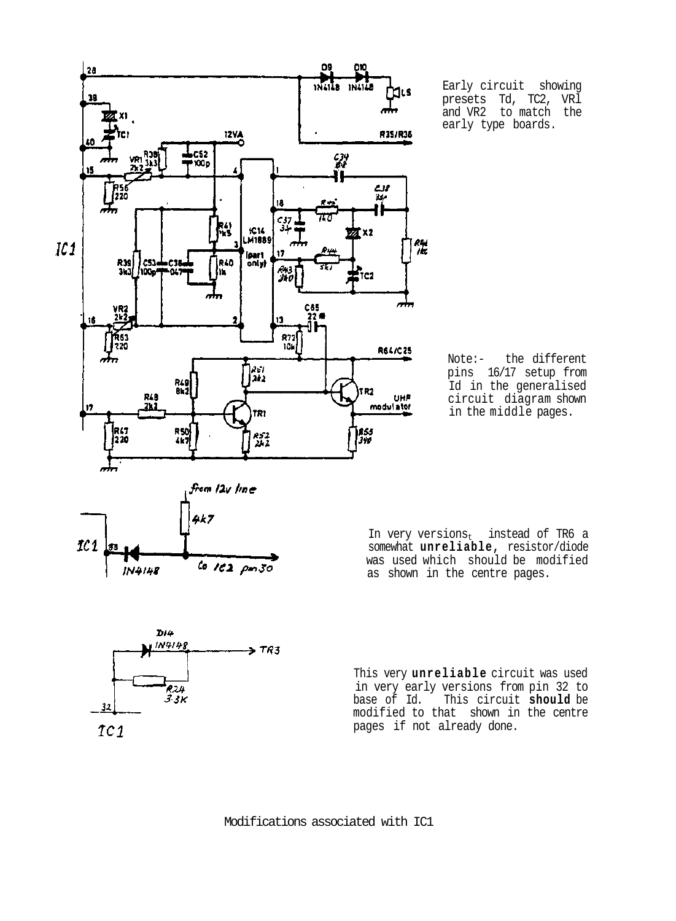Early circuit showing presets Td, TC2, VRl and VR2 to match the early type boards.

Note:- the different pins 16/17 setup from Id in the generalised circuit diagram shown in the middle pages.

In very versions, instead of TR6 a somewhat **unreliable**, resistor/diode was used which should be modified as shown in the centre pages.

This very **unreliable** circuit was used in very early versions from pin 32 to base of Id. This circuit **should** be modified to that shown in the centre pages if not already done.

Modifications associated with IC1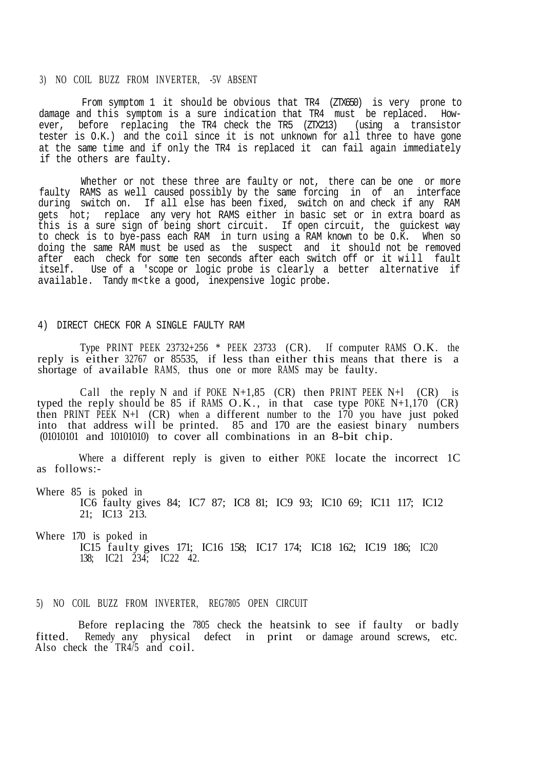### 3) NO COIL BUZZ FROM INVERTER, -5V ABSENT

From symptom 1 it should be obvious that TR4 (ZTX650) is very prone to damage and this symptom is a sure indication that TR4 must be replaced. However, before replacing the TR4 check the TR5 (ZTX213) (using a transistor tester is O.K.) and the coil since it is not unknown for all three to have gone at the same time and if only the TR4 is replaced it can fail again immediately if the others are faulty.

Whether or not these three are faulty or not, there can be one or more faulty RAMS as well caused possibly by the same forcing in of an interface during switch on. If all else has been fixed, switch on and check if any RAM gets hot; replace any very hot RAMS either in basic set or in extra board as this is a sure sign of being short circuit. If open circuit, the quickest way to check is to bye-pass each RAM in turn using a RAM known to be O.K. When so doing the same RAM must be used as the suspect and it should not be removed after each check for some ten seconds after each switch off or it will fault itself. Use of a 'scope or logic probe is clearly a better alternative if available. Tandy m<tke a good, inexpensive logic probe.

### 4) DIRECT CHECK FOR A SINGLE FAULTY RAM

Type PRINT PEEK 23732+256 * PEEK 23733 (CR). If computer RAMS O.K. the reply is either 32767 or 85535, if less than either this means that there is a shortage of available RAMS, thus one or more RAMS may be faulty.

Call the reply N and if POKE N+1,85 (CR) then PRINT PEEK N+l (CR) is typed the reply should be 85 if RAMS O.K., in that case type POKE N+1,170 (CR) then PRINT PEEK N+l (CR) when a different number to the 170 you have just poked into that address will be printed. 85 and 170 are the easiest binary numbers (01010101 and 10101010) to cover all combinations in an 8-bit chip.

Where a different reply is given to either POKE locate the incorrect 1C as follows:-

Where 85 is poked in
IC6 faulty gives 84; IC7 87; IC8 81; IC9 93; IC10 69; IC11 117; IC12 21; IC13 213.

Where 170 is poked in
IC15 faulty gives 171; IC16 158; IC17 174; IC18 162; IC19 186; IC20 138; IC21 234; IC22 42.

### 5) NO COIL BUZZ FROM INVERTER, REG7805 OPEN CIRCUIT

Before replacing the 7805 check the heatsink to see if faulty or badly fitted. Remedy any physical defect in print or damage around screws, etc. Also check the TR4/5 and coil.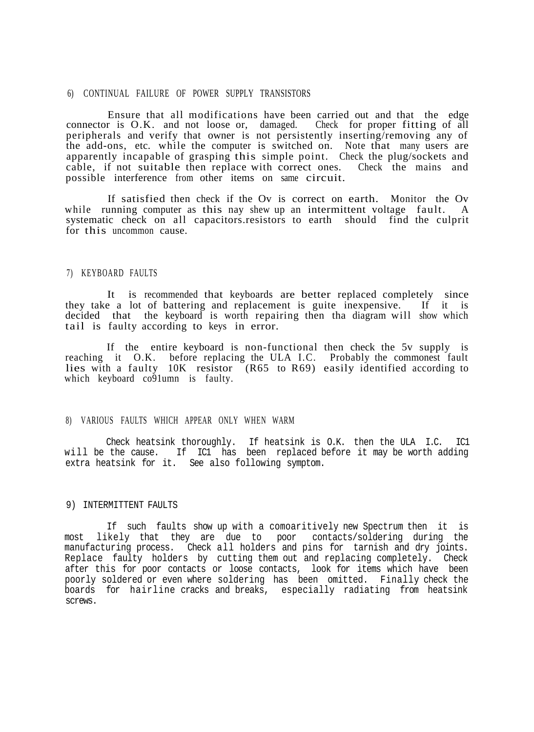## 6) CONTINUAL FAILURE OF POWER SUPPLY TRANSISTORS

Ensure that all modifications have been carried out and that the edge connector is O.K. and not loose or, damaged. Check for proper fitting of all peripherals and verify that owner is not persistently inserting/removing any of the add-ons, etc. while the computer is switched on. Note that many users are apparently incapable of grasping this simple point. Check the plug/sockets and cable, if not suitable then replace with correct ones. Check the mains and possible interference from other items on same circuit.

If satisfied then check if the Ov is correct on earth. Monitor the Ov while running computer as this nay shew up an intermittent voltage fault. A systematic check on all capacitors.resistors to earth should find the culprit for this uncommon cause.

## 7) KEYBOARD FAULTS

It is recommended that keyboards are better replaced completely since they take a lot of battering and replacement is guite inexpensive. If it is decided that the keyboard is worth repairing then tha diagram will show which tail is faulty according to keys in error.

If the entire keyboard is non-functional then check the 5v supply is reaching it O.K. before replacing the ULA I.C. Probably the commonest fault lies with a faulty 10K resistor (R65 to R69) easily identified according to which keyboard co91umn is faulty.

## 8) VARIOUS FAULTS WHICH APPEAR ONLY WHEN WARM

Check heatsink thoroughly. If heatsink is O.K. then the ULA I.C. IC1 will be the cause. If IC1 has been replaced before it may be worth adding extra heatsink for it. See also following symptom.

## 9) INTERMITTENT FAULTS

If such faults show up with a comoaritively new Spectrum then it is most likely that they are due to poor contacts/soldering during the manufacturing process. Check all holders and pins for tarnish and dry joints. Replace faulty holders by cutting them out and replacing completely. Check after this for poor contacts or loose contacts, look for items which have been poorly soldered or even where soldering has been omitted. Finally check the boards for hairline cracks and breaks, especially radiating from heatsink screws.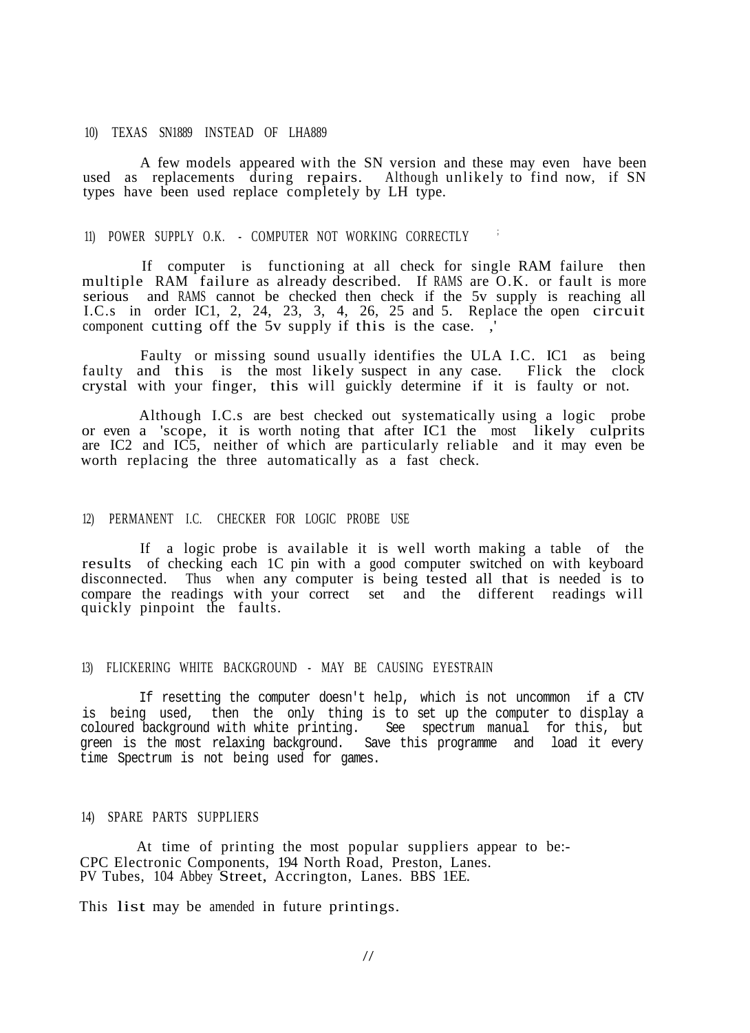## 10) TEXAS SN1889 INSTEAD OF LHA889

A few models appeared with the SN version and these may even have been used as replacements during repairs. Although unlikely to find now, if SN types have been used replace completely by LH type.

## 11) POWER SUPPLY O.K. - COMPUTER NOT WORKING CORRECTLY

If computer is functioning at all check for single RAM failure then multiple RAM failure as already described. If RAMS are O.K. or fault is more serious and RAMS cannot be checked then check if the 5v supply is reaching all I.C.s in order IC1, 2, 24, 23, 3, 4, 26, 25 and 5. Replace the open circuit component cutting off the 5v supply if this is the case.

Faulty or missing sound usually identifies the ULA I.C. IC1 as being faulty and this is the most likely suspect in any case. Flick the clock crystal with your finger, this will guickly determine if it is faulty or not.

Although I.C.s are best checked out systematically using a logic probe or even a 'scope, it is worth noting that after IC1 the most likely culprits are IC2 and IC5, neither of which are particularly reliable and it may even be worth replacing the three automatically as a fast check.

## 12) PERMANENT I.C. CHECKER FOR LOGIC PROBE USE

If a logic probe is available it is well worth making a table of the results of checking each 1C pin with a good computer switched on with keyboard disconnected. Thus when any computer is being tested all that is needed is to compare the readings with your correct set and the different readings will quickly pinpoint the faults.

## 13) FLICKERING WHITE BACKGROUND - MAY BE CAUSING EYESTRAIN

If resetting the computer doesn't help, which is not uncommon if a CTV is being used, then the only thing is to set up the computer to display a coloured background with white printing. See spectrum manual for this, but green is the most relaxing background. Save this programme and load it every time Spectrum is not being used for games.

## 14) SPARE PARTS SUPPLIERS

At time of printing the most popular suppliers appear to be:-
CPC Electronic Components, 194 North Road, Preston, Lanes.
PV Tubes, 104 Abbey Street, Accrington, Lanes. BBS 1EE.

This list may be amended in future printings.